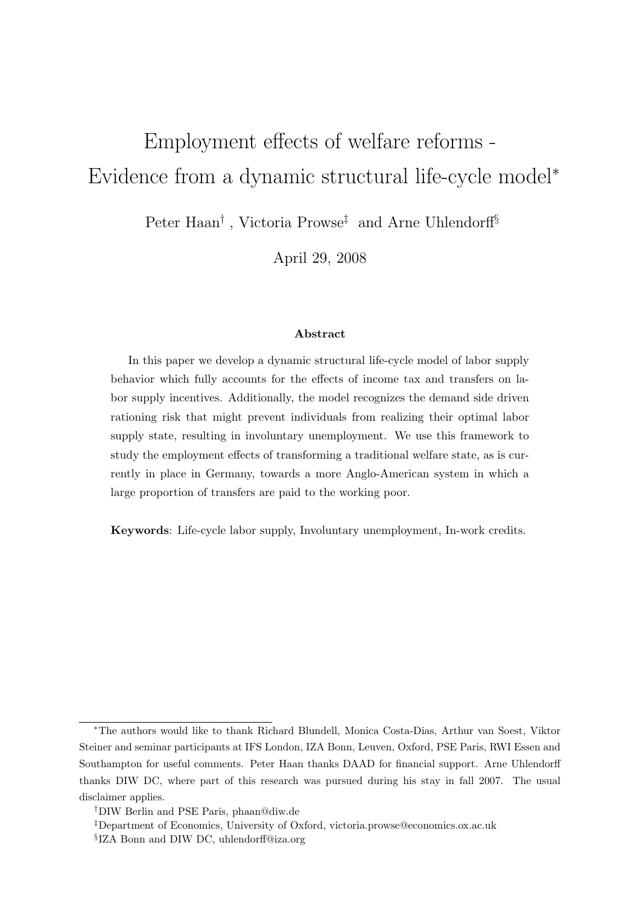# Employment effects of welfare reforms - Evidence from a dynamic structural life-cycle model[*]

Peter Haan[†], Victoria Prowse[‡] and Arne Uhlendorff[§]

April 29, 2008

### Abstract

In this paper we develop a dynamic structural life-cycle model of labor supply behavior which fully accounts for the effects of income tax and transfers on labor supply incentives. Additionally, the model recognizes the demand side driven rationing risk that might prevent individuals from realizing their optimal labor supply state, resulting in involuntary unemployment. We use this framework to study the employment effects of transforming a traditional welfare state, as is currently in place in Germany, towards a more Anglo-American system in which a large proportion of transfers are paid to the working poor.

**Keywords**: Life-cycle labor supply, Involuntary unemployment, In-work credits.

---

[*] The authors would like to thank Richard Blundell, Monica Costa-Dias, Arthur van Soest, Viktor Steiner and seminar participants at IFS London, IZA Bonn, Leuven, Oxford, PSE Paris, RWI Essen and Southampton for useful comments. Peter Haan thanks DAAD for financial support. Arne Uhlendorff thanks DIW DC, where part of this research was pursued during his stay in fall 2007. The usual disclaimer applies.

[†] DIW Berlin and PSE Paris, phaan@diw.de

[‡] Department of Economics, University of Oxford, victoria.prowse@economics.ox.ac.uk

[§] IZA Bonn and DIW DC, uhlendorff@iza.org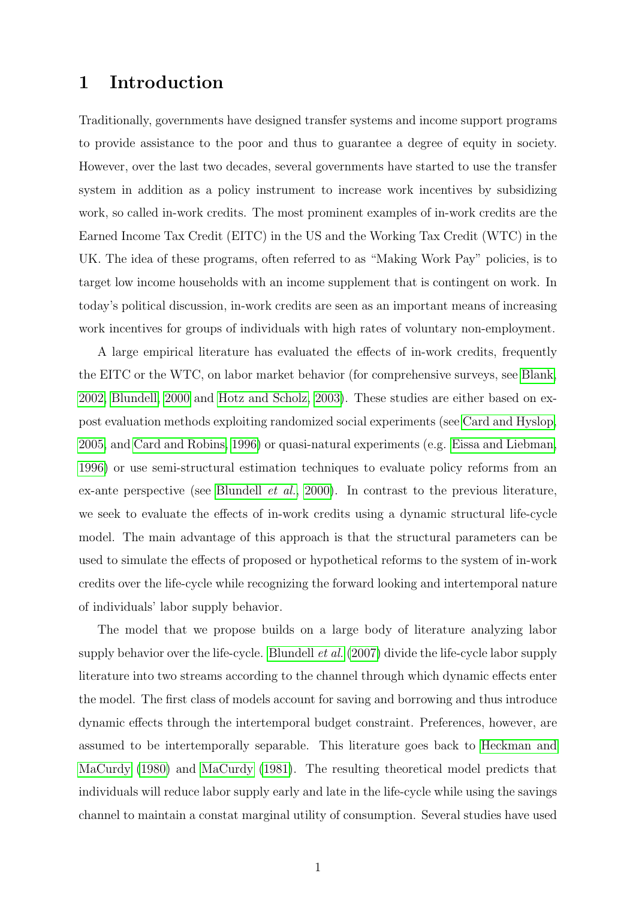# 1 Introduction

Traditionally, governments have designed transfer systems and income support programs to provide assistance to the poor and thus to guarantee a degree of equity in society. However, over the last two decades, several governments have started to use the transfer system in addition as a policy instrument to increase work incentives by subsidizing work, so called in-work credits. The most prominent examples of in-work credits are the Earned Income Tax Credit (EITC) in the US and the Working Tax Credit (WTC) in the UK. The idea of these programs, often referred to as "Making Work Pay" policies, is to target low income households with an income supplement that is contingent on work. In today's political discussion, in-work credits are seen as an important means of increasing work incentives for groups of individuals with high rates of voluntary non-employment.

A large empirical literature has evaluated the effects of in-work credits, frequently the EITC or the WTC, on labor market behavior (for comprehensive surveys, see Blank, 2002, Blundell, 2000 and Hotz and Scholz, 2003). These studies are either based on ex-post evaluation methods exploiting randomized social experiments (see Card and Hyslop, 2005, and Card and Robins, 1996) or quasi-natural experiments (e.g. Eissa and Liebman, 1996) or use semi-structural estimation techniques to evaluate policy reforms from an ex-ante perspective (see Blundell *et al.*, 2000). In contrast to the previous literature, we seek to evaluate the effects of in-work credits using a dynamic structural life-cycle model. The main advantage of this approach is that the structural parameters can be used to simulate the effects of proposed or hypothetical reforms to the system of in-work credits over the life-cycle while recognizing the forward looking and intertemporal nature of individuals' labor supply behavior.

The model that we propose builds on a large body of literature analyzing labor supply behavior over the life-cycle. Blundell *et al.* (2007) divide the life-cycle labor supply literature into two streams according to the channel through which dynamic effects enter the model. The first class of models account for saving and borrowing and thus introduce dynamic effects through the intertemporal budget constraint. Preferences, however, are assumed to be intertemporally separable. This literature goes back to Heckman and MaCurdy (1980) and MaCurdy (1981). The resulting theoretical model predicts that individuals will reduce labor supply early and late in the life-cycle while using the savings channel to maintain a constat marginal utility of consumption. Several studies have used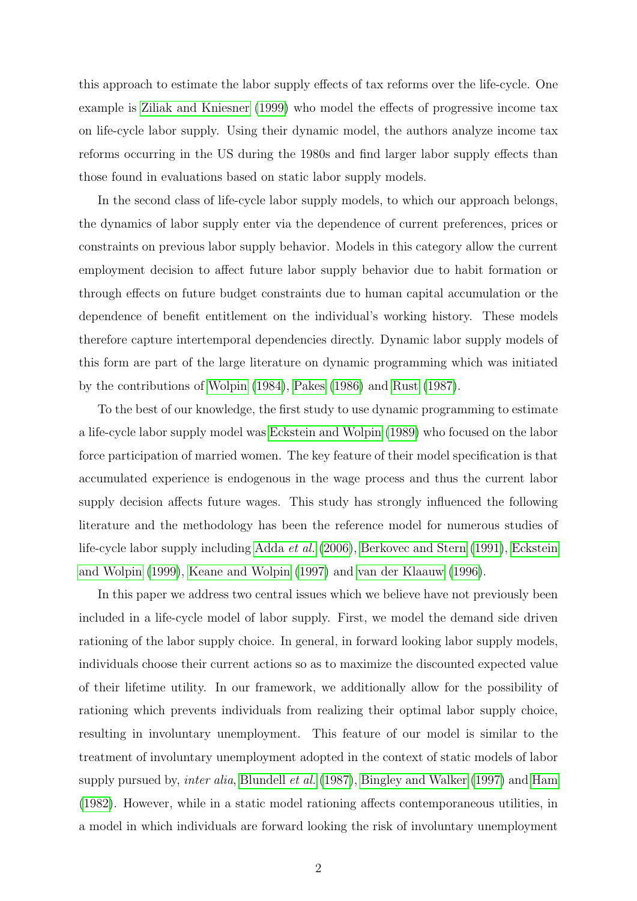this approach to estimate the labor supply effects of tax reforms over the life-cycle. One example is Ziliak and Kniesner (1999) who model the effects of progressive income tax on life-cycle labor supply. Using their dynamic model, the authors analyze income tax reforms occurring in the US during the 1980s and find larger labor supply effects than those found in evaluations based on static labor supply models.

In the second class of life-cycle labor supply models, to which our approach belongs, the dynamics of labor supply enter via the dependence of current preferences, prices or constraints on previous labor supply behavior. Models in this category allow the current employment decision to affect future labor supply behavior due to habit formation or through effects on future budget constraints due to human capital accumulation or the dependence of benefit entitlement on the individual's working history. These models therefore capture intertemporal dependencies directly. Dynamic labor supply models of this form are part of the large literature on dynamic programming which was initiated by the contributions of Wolpin (1984), Pakes (1986) and Rust (1987).

To the best of our knowledge, the first study to use dynamic programming to estimate a life-cycle labor supply model was Eckstein and Wolpin (1989) who focused on the labor force participation of married women. The key feature of their model specification is that accumulated experience is endogenous in the wage process and thus the current labor supply decision affects future wages. This study has strongly influenced the following literature and the methodology has been the reference model for numerous studies of life-cycle labor supply including Adda *et al.* (2006), Berkovec and Stern (1991), Eckstein and Wolpin (1999), Keane and Wolpin (1997) and van der Klaauw (1996).

In this paper we address two central issues which we believe have not previously been included in a life-cycle model of labor supply. First, we model the demand side driven rationing of the labor supply choice. In general, in forward looking labor supply models, individuals choose their current actions so as to maximize the discounted expected value of their lifetime utility. In our framework, we additionally allow for the possibility of rationing which prevents individuals from realizing their optimal labor supply choice, resulting in involuntary unemployment. This feature of our model is similar to the treatment of involuntary unemployment adopted in the context of static models of labor supply pursued by, *inter alia*, Blundell *et al.* (1987), Bingley and Walker (1997) and Ham (1982). However, while in a static model rationing affects contemporaneous utilities, in a model in which individuals are forward looking the risk of involuntary unemployment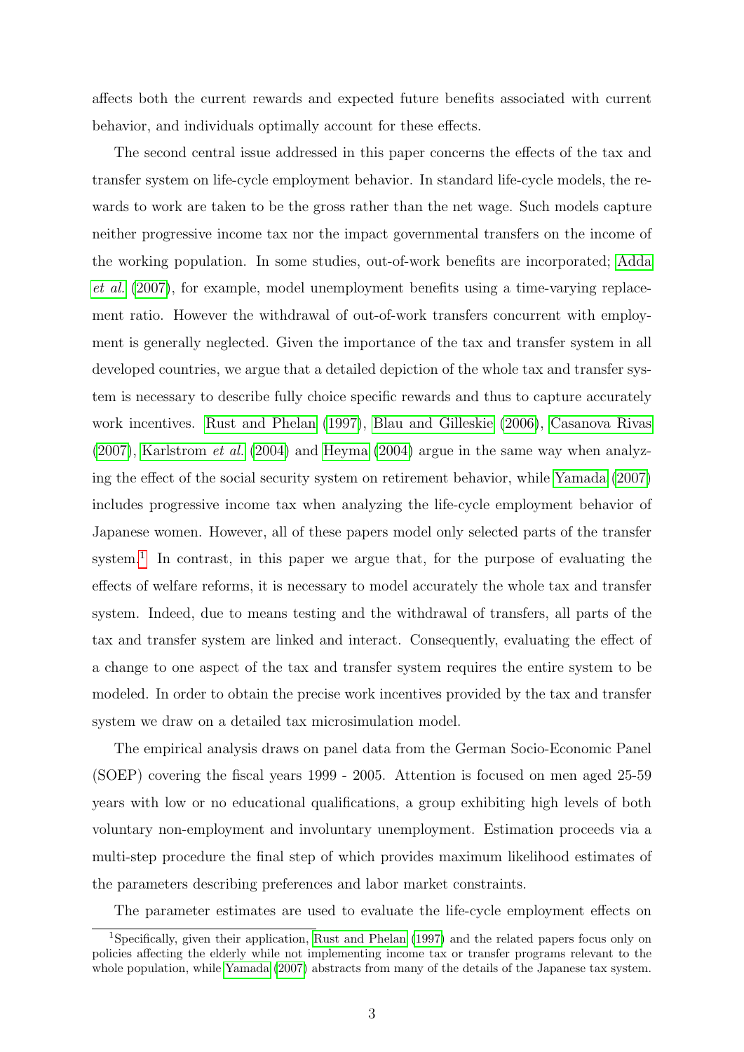affects both the current rewards and expected future benefits associated with current behavior, and individuals optimally account for these effects.

The second central issue addressed in this paper concerns the effects of the tax and transfer system on life-cycle employment behavior. In standard life-cycle models, the rewards to work are taken to be the gross rather than the net wage. Such models capture neither progressive income tax nor the impact governmental transfers on the income of the working population. In some studies, out-of-work benefits are incorporated; Adda *et al.* (2007), for example, model unemployment benefits using a time-varying replacement ratio. However the withdrawal of out-of-work transfers concurrent with employment is generally neglected. Given the importance of the tax and transfer system in all developed countries, we argue that a detailed depiction of the whole tax and transfer system is necessary to describe fully choice specific rewards and thus to capture accurately work incentives. Rust and Phelan (1997), Blau and Gilleskie (2006), Casanova Rivas (2007), Karlstrom *et al.* (2004) and Heyma (2004) argue in the same way when analyzing the effect of the social security system on retirement behavior, while Yamada (2007) includes progressive income tax when analyzing the life-cycle employment behavior of Japanese women. However, all of these papers model only selected parts of the transfer system.[1] In contrast, in this paper we argue that, for the purpose of evaluating the effects of welfare reforms, it is necessary to model accurately the whole tax and transfer system. Indeed, due to means testing and the withdrawal of transfers, all parts of the tax and transfer system are linked and interact. Consequently, evaluating the effect of a change to one aspect of the tax and transfer system requires the entire system to be modeled. In order to obtain the precise work incentives provided by the tax and transfer system we draw on a detailed tax microsimulation model.

The empirical analysis draws on panel data from the German Socio-Economic Panel (SOEP) covering the fiscal years 1999 - 2005. Attention is focused on men aged 25-59 years with low or no educational qualifications, a group exhibiting high levels of both voluntary non-employment and involuntary unemployment. Estimation proceeds via a multi-step procedure the final step of which provides maximum likelihood estimates of the parameters describing preferences and labor market constraints.

The parameter estimates are used to evaluate the life-cycle employment effects on

[1] Specifically, given their application, Rust and Phelan (1997) and the related papers focus only on policies affecting the elderly while not implementing income tax or transfer programs relevant to the whole population, while Yamada (2007) abstracts from many of the details of the Japanese tax system.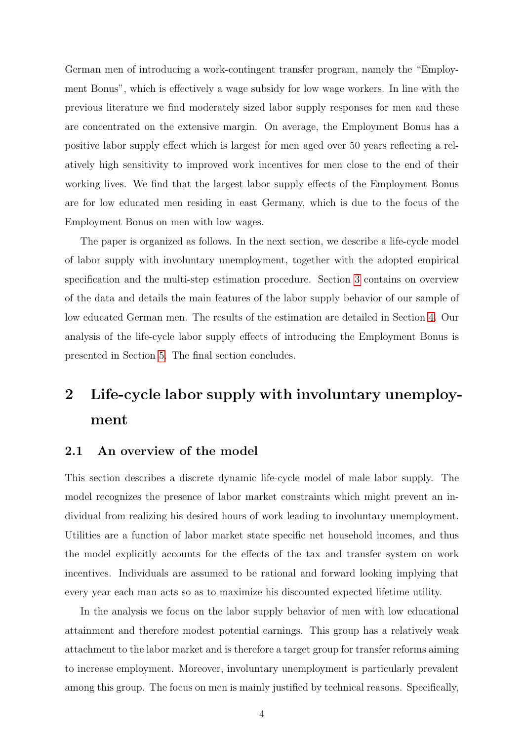German men of introducing a work-contingent transfer program, namely the "Employment Bonus", which is effectively a wage subsidy for low wage workers. In line with the previous literature we find moderately sized labor supply responses for men and these are concentrated on the extensive margin. On average, the Employment Bonus has a positive labor supply effect which is largest for men aged over 50 years reflecting a relatively high sensitivity to improved work incentives for men close to the end of their working lives. We find that the largest labor supply effects of the Employment Bonus are for low educated men residing in east Germany, which is due to the focus of the Employment Bonus on men with low wages.

The paper is organized as follows. In the next section, we describe a life-cycle model of labor supply with involuntary unemployment, together with the adopted empirical specification and the multi-step estimation procedure. Section 3 contains on overview of the data and details the main features of the labor supply behavior of our sample of low educated German men. The results of the estimation are detailed in Section 4. Our analysis of the life-cycle labor supply effects of introducing the Employment Bonus is presented in Section 5. The final section concludes.

# 2 Life-cycle labor supply with involuntary unemployment

## 2.1 An overview of the model

This section describes a discrete dynamic life-cycle model of male labor supply. The model recognizes the presence of labor market constraints which might prevent an individual from realizing his desired hours of work leading to involuntary unemployment. Utilities are a function of labor market state specific net household incomes, and thus the model explicitly accounts for the effects of the tax and transfer system on work incentives. Individuals are assumed to be rational and forward looking implying that every year each man acts so as to maximize his discounted expected lifetime utility.

In the analysis we focus on the labor supply behavior of men with low educational attainment and therefore modest potential earnings. This group has a relatively weak attachment to the labor market and is therefore a target group for transfer reforms aiming to increase employment. Moreover, involuntary unemployment is particularly prevalent among this group. The focus on men is mainly justified by technical reasons. Specifically,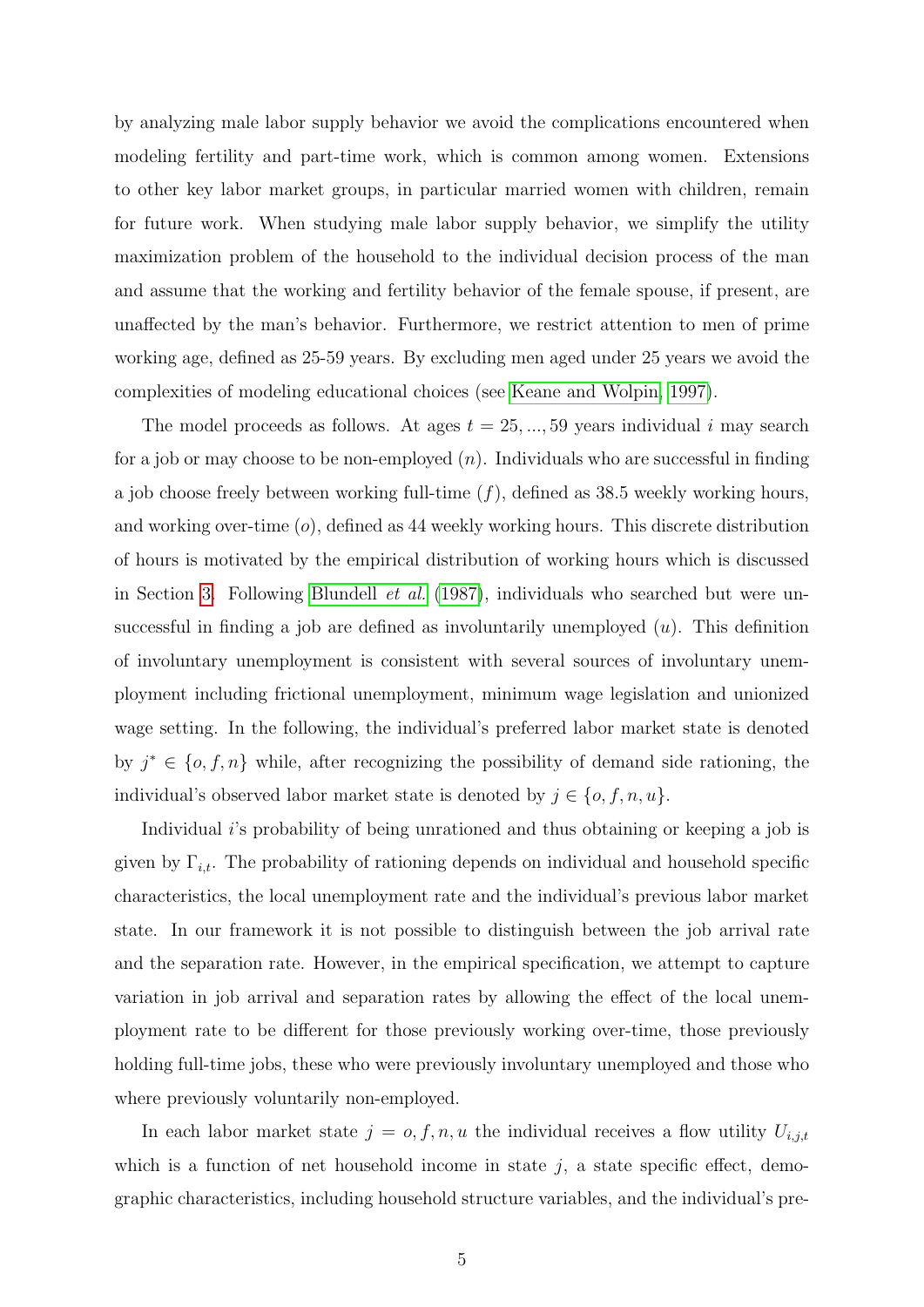by analyzing male labor supply behavior we avoid the complications encountered when modeling fertility and part-time work, which is common among women. Extensions to other key labor market groups, in particular married women with children, remain for future work. When studying male labor supply behavior, we simplify the utility maximization problem of the household to the individual decision process of the man and assume that the working and fertility behavior of the female spouse, if present, are unaffected by the man's behavior. Furthermore, we restrict attention to men of prime working age, defined as 25-59 years. By excluding men aged under 25 years we avoid the complexities of modeling educational choices (see Keane and Wolpin, 1997).

The model proceeds as follows. At ages $t = 25, ..., 59$ years individual $i$ may search for a job or may choose to be non-employed ($n$). Individuals who are successful in finding a job choose freely between working full-time ($f$), defined as 38.5 weekly working hours, and working over-time ($o$), defined as 44 weekly working hours. This discrete distribution of hours is motivated by the empirical distribution of working hours which is discussed in Section 3. Following Blundell *et al.* (1987), individuals who searched but were unsuccessful in finding a job are defined as involuntarily unemployed ($u$). This definition of involuntary unemployment is consistent with several sources of involuntary unemployment including frictional unemployment, minimum wage legislation and unionized wage setting. In the following, the individual's preferred labor market state is denoted by $j^* \in \{o, f, n\}$ while, after recognizing the possibility of demand side rationing, the individual's observed labor market state is denoted by $j \in \{o, f, n, u\}$.

Individual $i$'s probability of being unrationed and thus obtaining or keeping a job is given by $\Gamma_{i,t}$. The probability of rationing depends on individual and household specific characteristics, the local unemployment rate and the individual's previous labor market state. In our framework it is not possible to distinguish between the job arrival rate and the separation rate. However, in the empirical specification, we attempt to capture variation in job arrival and separation rates by allowing the effect of the local unemployment rate to be different for those previously working over-time, those previously holding full-time jobs, these who were previously involuntary unemployed and those who where previously voluntarily non-employed.

In each labor market state $j = o, f, n, u$ the individual receives a flow utility $U_{i,j,t}$ which is a function of net household income in state $j$, a state specific effect, demographic characteristics, including household structure variables, and the individual's pre-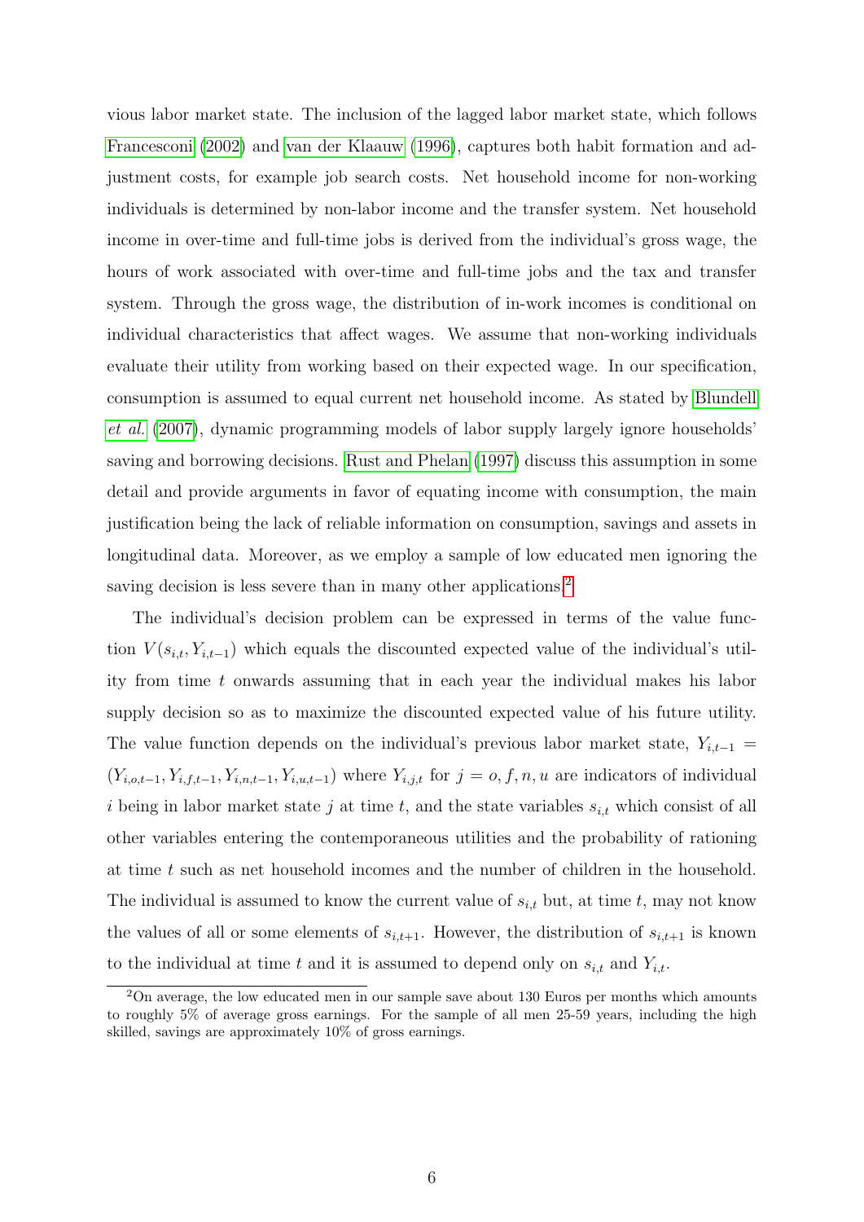vious labor market state. The inclusion of the lagged labor market state, which follows Francesconi (2002) and van der Klaauw (1996), captures both habit formation and adjustment costs, for example job search costs. Net household income for non-working individuals is determined by non-labor income and the transfer system. Net household income in over-time and full-time jobs is derived from the individual's gross wage, the hours of work associated with over-time and full-time jobs and the tax and transfer system. Through the gross wage, the distribution of in-work incomes is conditional on individual characteristics that affect wages. We assume that non-working individuals evaluate their utility from working based on their expected wage. In our specification, consumption is assumed to equal current net household income. As stated by Blundell *et al.* (2007), dynamic programming models of labor supply largely ignore households' saving and borrowing decisions. Rust and Phelan (1997) discuss this assumption in some detail and provide arguments in favor of equating income with consumption, the main justification being the lack of reliable information on consumption, savings and assets in longitudinal data. Moreover, as we employ a sample of low educated men ignoring the saving decision is less severe than in many other applications.[2]

The individual's decision problem can be expressed in terms of the value function $V(s_{i,t}, Y_{i,t-1})$ which equals the discounted expected value of the individual's utility from time $t$ onwards assuming that in each year the individual makes his labor supply decision so as to maximize the discounted expected value of his future utility. The value function depends on the individual's previous labor market state, $Y_{i,t-1} = (Y_{i,o,t-1}, Y_{i,f,t-1}, Y_{i,n,t-1}, Y_{i,u,t-1})$ where $Y_{i,j,t}$ for $j = o, f, n, u$ are indicators of individual $i$ being in labor market state $j$ at time $t$, and the state variables $s_{i,t}$ which consist of all other variables entering the contemporaneous utilities and the probability of rationing at time $t$ such as net household incomes and the number of children in the household. The individual is assumed to know the current value of $s_{i,t}$ but, at time $t$, may not know the values of all or some elements of $s_{i,t+1}$. However, the distribution of $s_{i,t+1}$ is known to the individual at time $t$ and it is assumed to depend only on $s_{i,t}$ and $Y_{i,t}$.

[2] On average, the low educated men in our sample save about 130 Euros per months which amounts to roughly 5% of average gross earnings. For the sample of all men 25-59 years, including the high skilled, savings are approximately 10% of gross earnings.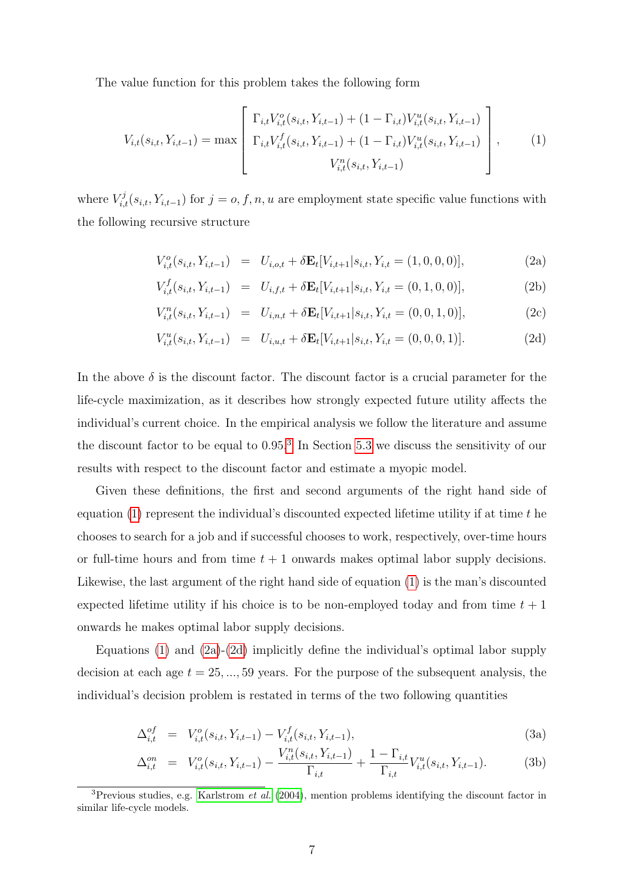The value function for this problem takes the following form

$$V_{i,t}(s_{i,t}, Y_{i,t-1}) = \max \begin{bmatrix} \Gamma_{i,t} V_{i,t}^{o}(s_{i,t}, Y_{i,t-1}) + (1-\Gamma_{i,t}) V_{i,t}^{u}(s_{i,t}, Y_{i,t-1}) \\ \Gamma_{i,t} V_{i,t}^{f}(s_{i,t}, Y_{i,t-1}) + (1-\Gamma_{i,t}) V_{i,t}^{u}(s_{i,t}, Y_{i,t-1}) \\ V_{i,t}^{n}(s_{i,t}, Y_{i,t-1}) \end{bmatrix}, \tag{1}$$

where $V_{i,t}^{j}(s_{i,t}, Y_{i,t-1})$ for $j = o, f, n, u$ are employment state specific value functions with the following recursive structure

$$V_{i,t}^{o}(s_{i,t}, Y_{i,t-1}) = U_{i,o,t} + \delta \mathbf{E}_t[V_{i,t+1} | s_{i,t}, Y_{i,t} = (1,0,0,0)], \tag{2a}$$

$$V_{i,t}^{f}(s_{i,t}, Y_{i,t-1}) = U_{i,f,t} + \delta \mathbf{E}_t[V_{i,t+1} | s_{i,t}, Y_{i,t} = (0,1,0,0)], \tag{2b}$$

$$V_{i,t}^{n}(s_{i,t}, Y_{i,t-1}) = U_{i,n,t} + \delta \mathbf{E}_t[V_{i,t+1} | s_{i,t}, Y_{i,t} = (0,0,1,0)], \tag{2c}$$

$$V_{i,t}^{u}(s_{i,t}, Y_{i,t-1}) = U_{i,u,t} + \delta \mathbf{E}_t[V_{i,t+1} | s_{i,t}, Y_{i,t} = (0,0,0,1)]. \tag{2d}$$

In the above $\delta$ is the discount factor. The discount factor is a crucial parameter for the life-cycle maximization, as it describes how strongly expected future utility affects the individual's current choice. In the empirical analysis we follow the literature and assume the discount factor to be equal to 0.95.[3] In Section 5.3 we discuss the sensitivity of our results with respect to the discount factor and estimate a myopic model.

Given these definitions, the first and second arguments of the right hand side of equation (1) represent the individual's discounted expected lifetime utility if at time $t$ he chooses to search for a job and if successful chooses to work, respectively, over-time hours or full-time hours and from time $t+1$ onwards makes optimal labor supply decisions. Likewise, the last argument of the right hand side of equation (1) is the man's discounted expected lifetime utility if his choice is to be non-employed today and from time $t+1$ onwards he makes optimal labor supply decisions.

Equations (1) and (2a)-(2d) implicitly define the individual's optimal labor supply decision at each age $t = 25, ..., 59$ years. For the purpose of the subsequent analysis, the individual's decision problem is restated in terms of the two following quantities

$$\Delta_{i,t}^{of} = V_{i,t}^{o}(s_{i,t}, Y_{i,t-1}) - V_{i,t}^{f}(s_{i,t}, Y_{i,t-1}), \tag{3a}$$

$$\Delta_{i,t}^{on} = V_{i,t}^{o}(s_{i,t}, Y_{i,t-1}) - \frac{V_{i,t}^{n}(s_{i,t}, Y_{i,t-1})}{\Gamma_{i,t}} + \frac{1-\Gamma_{i,t}}{\Gamma_{i,t}} V_{i,t}^{u}(s_{i,t}, Y_{i,t-1}). \tag{3b}$$

[3] Previous studies, e.g. Karlstrom *et al.* (2004), mention problems identifying the discount factor in similar life-cycle models.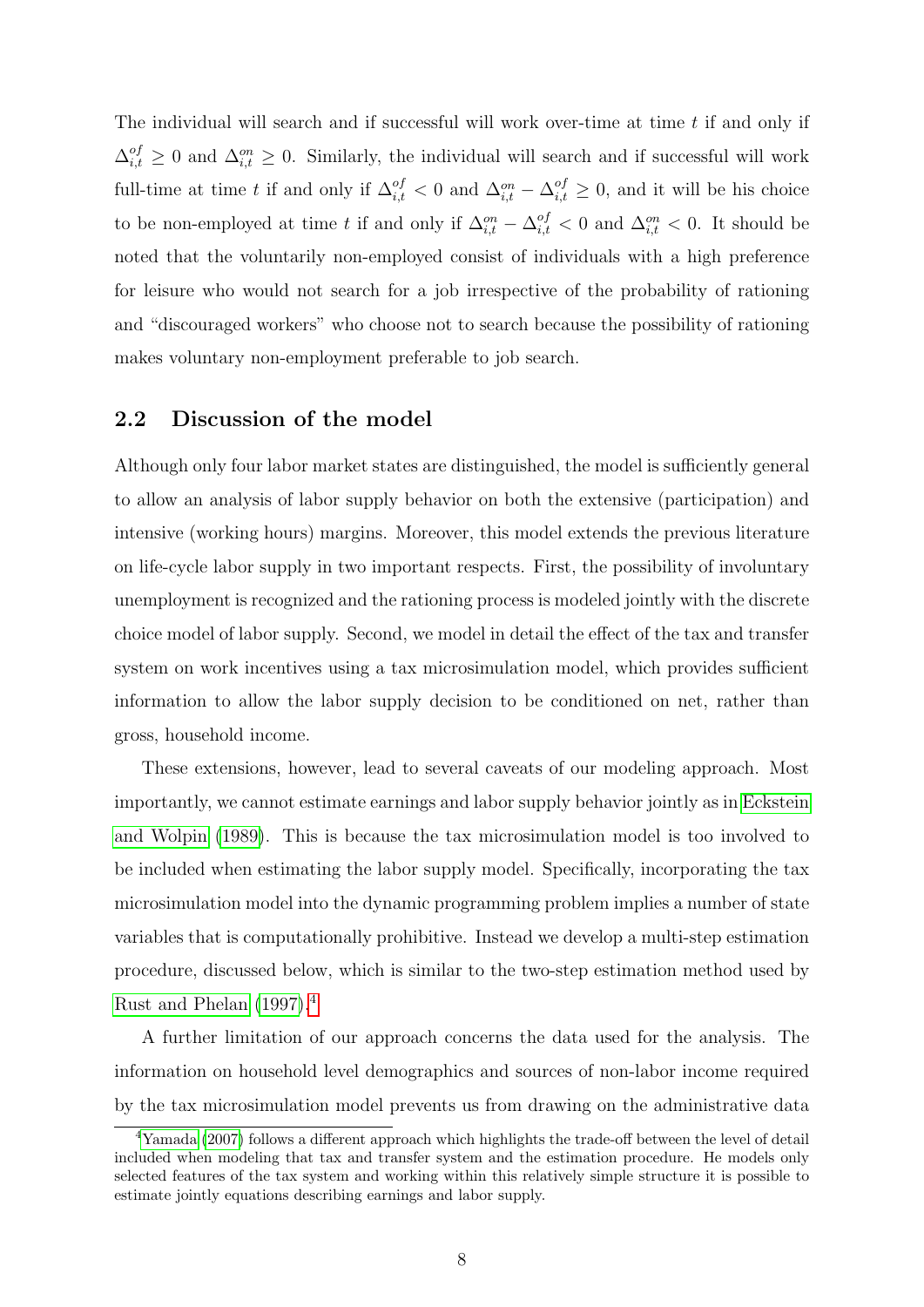The individual will search and if successful will work over-time at time $t$ if and only if $\Delta_{i,t}^{of} \geq 0$ and $\Delta_{i,t}^{on} \geq 0$. Similarly, the individual will search and if successful will work full-time at time $t$ if and only if $\Delta_{i,t}^{of} < 0$ and $\Delta_{i,t}^{on} - \Delta_{i,t}^{of} \geq 0$, and it will be his choice to be non-employed at time $t$ if and only if $\Delta_{i,t}^{on} - \Delta_{i,t}^{of} < 0$ and $\Delta_{i,t}^{on} < 0$. It should be noted that the voluntarily non-employed consist of individuals with a high preference for leisure who would not search for a job irrespective of the probability of rationing and "discouraged workers" who choose not to search because the possibility of rationing makes voluntary non-employment preferable to job search.

## 2.2 Discussion of the model

Although only four labor market states are distinguished, the model is sufficiently general to allow an analysis of labor supply behavior on both the extensive (participation) and intensive (working hours) margins. Moreover, this model extends the previous literature on life-cycle labor supply in two important respects. First, the possibility of involuntary unemployment is recognized and the rationing process is modeled jointly with the discrete choice model of labor supply. Second, we model in detail the effect of the tax and transfer system on work incentives using a tax microsimulation model, which provides sufficient information to allow the labor supply decision to be conditioned on net, rather than gross, household income.

These extensions, however, lead to several caveats of our modeling approach. Most importantly, we cannot estimate earnings and labor supply behavior jointly as in Eckstein and Wolpin (1989). This is because the tax microsimulation model is too involved to be included when estimating the labor supply model. Specifically, incorporating the tax microsimulation model into the dynamic programming problem implies a number of state variables that is computationally prohibitive. Instead we develop a multi-step estimation procedure, discussed below, which is similar to the two-step estimation method used by Rust and Phelan (1997).[4]

A further limitation of our approach concerns the data used for the analysis. The information on household level demographics and sources of non-labor income required by the tax microsimulation model prevents us from drawing on the administrative data

[4] Yamada (2007) follows a different approach which highlights the trade-off between the level of detail included when modeling that tax and transfer system and the estimation procedure. He models only selected features of the tax system and working within this relatively simple structure it is possible to estimate jointly equations describing earnings and labor supply.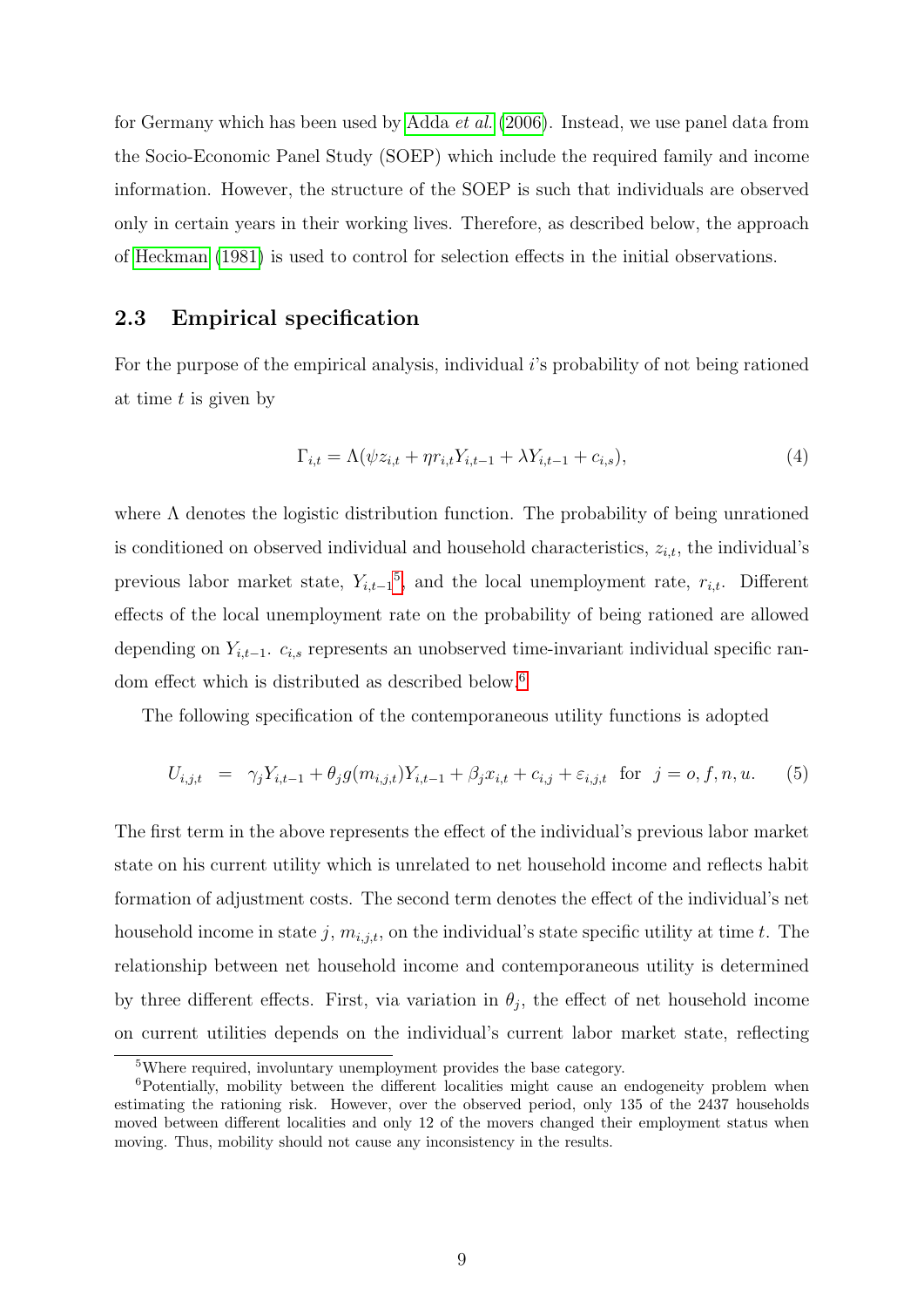for Germany which has been used by Adda *et al.* (2006). Instead, we use panel data from the Socio-Economic Panel Study (SOEP) which include the required family and income information. However, the structure of the SOEP is such that individuals are observed only in certain years in their working lives. Therefore, as described below, the approach of Heckman (1981) is used to control for selection effects in the initial observations.

### 2.3 Empirical specification

For the purpose of the empirical analysis, individual $i$'s probability of not being rationed at time $t$ is given by

$$\Gamma_{i,t} = \Lambda(\psi z_{i,t} + \eta r_{i,t} Y_{i,t-1} + \lambda Y_{i,t-1} + c_{i,s}), \tag{4}$$

where $\Lambda$ denotes the logistic distribution function. The probability of being unrationed is conditioned on observed individual and household characteristics, $z_{i,t}$, the individual's previous labor market state, $Y_{i,t-1}$[5], and the local unemployment rate, $r_{i,t}$. Different effects of the local unemployment rate on the probability of being rationed are allowed depending on $Y_{i,t-1}$. $c_{i,s}$ represents an unobserved time-invariant individual specific random effect which is distributed as described below.[6]

The following specification of the contemporaneous utility functions is adopted

$$U_{i,j,t} \;\; = \;\; \gamma_j Y_{i,t-1} + \theta_j g(m_{i,j,t}) Y_{i,t-1} + \beta_j x_{i,t} + c_{i,j} + \varepsilon_{i,j,t} \;\; \text{for} \;\; j = o, f, n, u. \tag{5}$$

The first term in the above represents the effect of the individual's previous labor market state on his current utility which is unrelated to net household income and reflects habit formation of adjustment costs. The second term denotes the effect of the individual's net household income in state $j$, $m_{i,j,t}$, on the individual's state specific utility at time $t$. The relationship between net household income and contemporaneous utility is determined by three different effects. First, via variation in $\theta_j$, the effect of net household income on current utilities depends on the individual's current labor market state, reflecting

[5] Where required, involuntary unemployment provides the base category.

[6] Potentially, mobility between the different localities might cause an endogeneity problem when estimating the rationing risk. However, over the observed period, only 135 of the 2437 households moved between different localities and only 12 of the movers changed their employment status when moving. Thus, mobility should not cause any inconsistency in the results.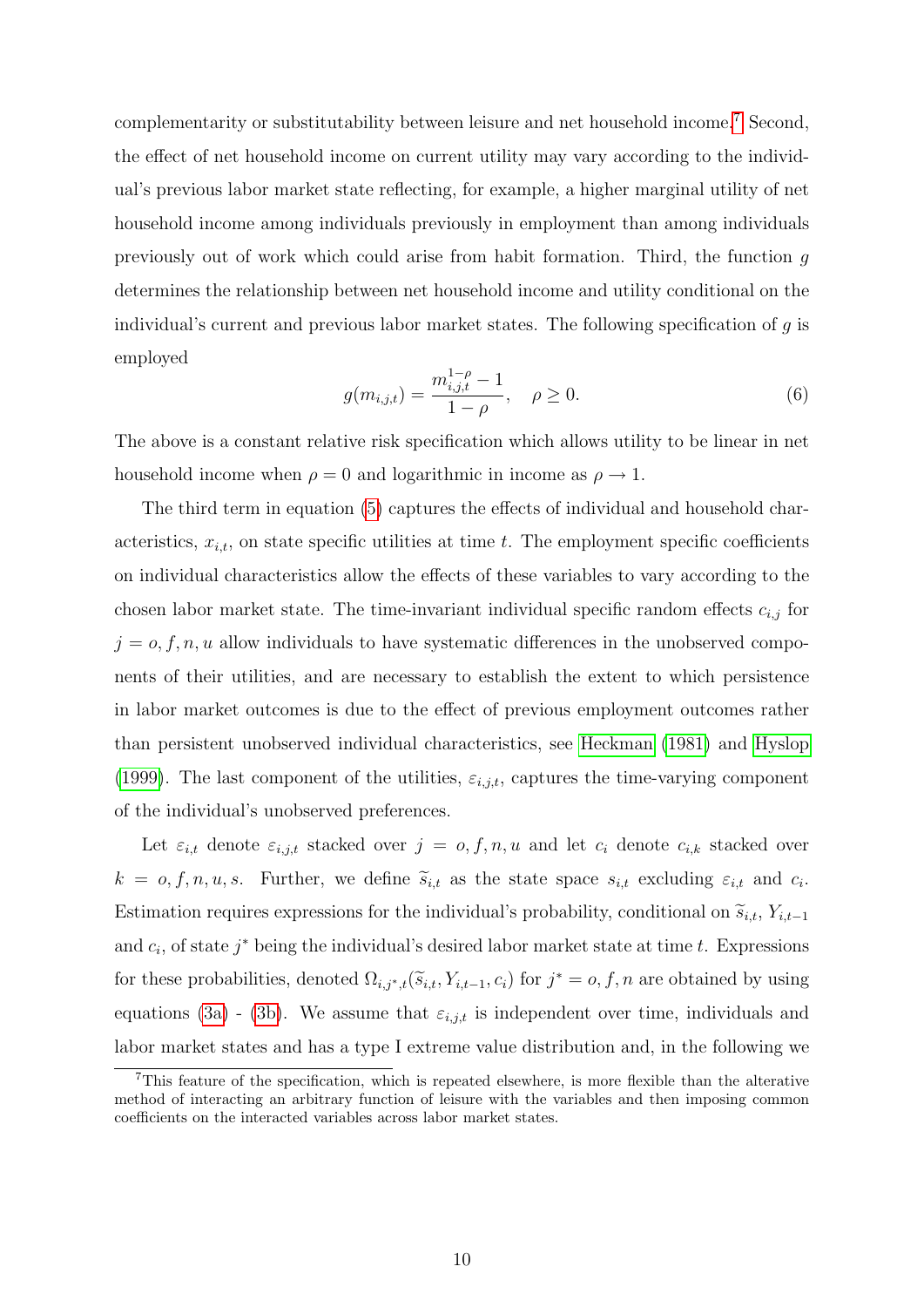complementarity or substitutability between leisure and net household income.[7] Second, the effect of net household income on current utility may vary according to the individual's previous labor market state reflecting, for example, a higher marginal utility of net household income among individuals previously in employment than among individuals previously out of work which could arise from habit formation. Third, the function $g$ determines the relationship between net household income and utility conditional on the individual's current and previous labor market states. The following specification of $g$ is employed

$$g(m_{i,j,t}) = \frac{m_{i,j,t}^{1-\rho} - 1}{1-\rho}, \quad \rho \geq 0. \tag{6}$$

The above is a constant relative risk specification which allows utility to be linear in net household income when $\rho = 0$ and logarithmic in income as $\rho \to 1$.

The third term in equation (5) captures the effects of individual and household characteristics, $x_{i,t}$, on state specific utilities at time $t$. The employment specific coefficients on individual characteristics allow the effects of these variables to vary according to the chosen labor market state. The time-invariant individual specific random effects $c_{i,j}$ for $j = o, f, n, u$ allow individuals to have systematic differences in the unobserved components of their utilities, and are necessary to establish the extent to which persistence in labor market outcomes is due to the effect of previous employment outcomes rather than persistent unobserved individual characteristics, see Heckman (1981) and Hyslop (1999). The last component of the utilities, $\varepsilon_{i,j,t}$, captures the time-varying component of the individual's unobserved preferences.

Let $\varepsilon_{i,t}$ denote $\varepsilon_{i,j,t}$ stacked over $j = o, f, n, u$ and let $c_i$ denote $c_{i,k}$ stacked over $k = o, f, n, u, s$. Further, we define $\widetilde{s}_{i,t}$ as the state space $s_{i,t}$ excluding $\varepsilon_{i,t}$ and $c_i$. Estimation requires expressions for the individual's probability, conditional on $\widetilde{s}_{i,t}$, $Y_{i,t-1}$ and $c_i$, of state $j^*$ being the individual's desired labor market state at time $t$. Expressions for these probabilities, denoted $\Omega_{i,j^*,t}(\widetilde{s}_{i,t}, Y_{i,t-1}, c_i)$ for $j^* = o, f, n$ are obtained by using equations (3a) - (3b). We assume that $\varepsilon_{i,j,t}$ is independent over time, individuals and labor market states and has a type I extreme value distribution and, in the following we

[7] This feature of the specification, which is repeated elsewhere, is more flexible than the alterative method of interacting an arbitrary function of leisure with the variables and then imposing common coefficients on the interacted variables across labor market states.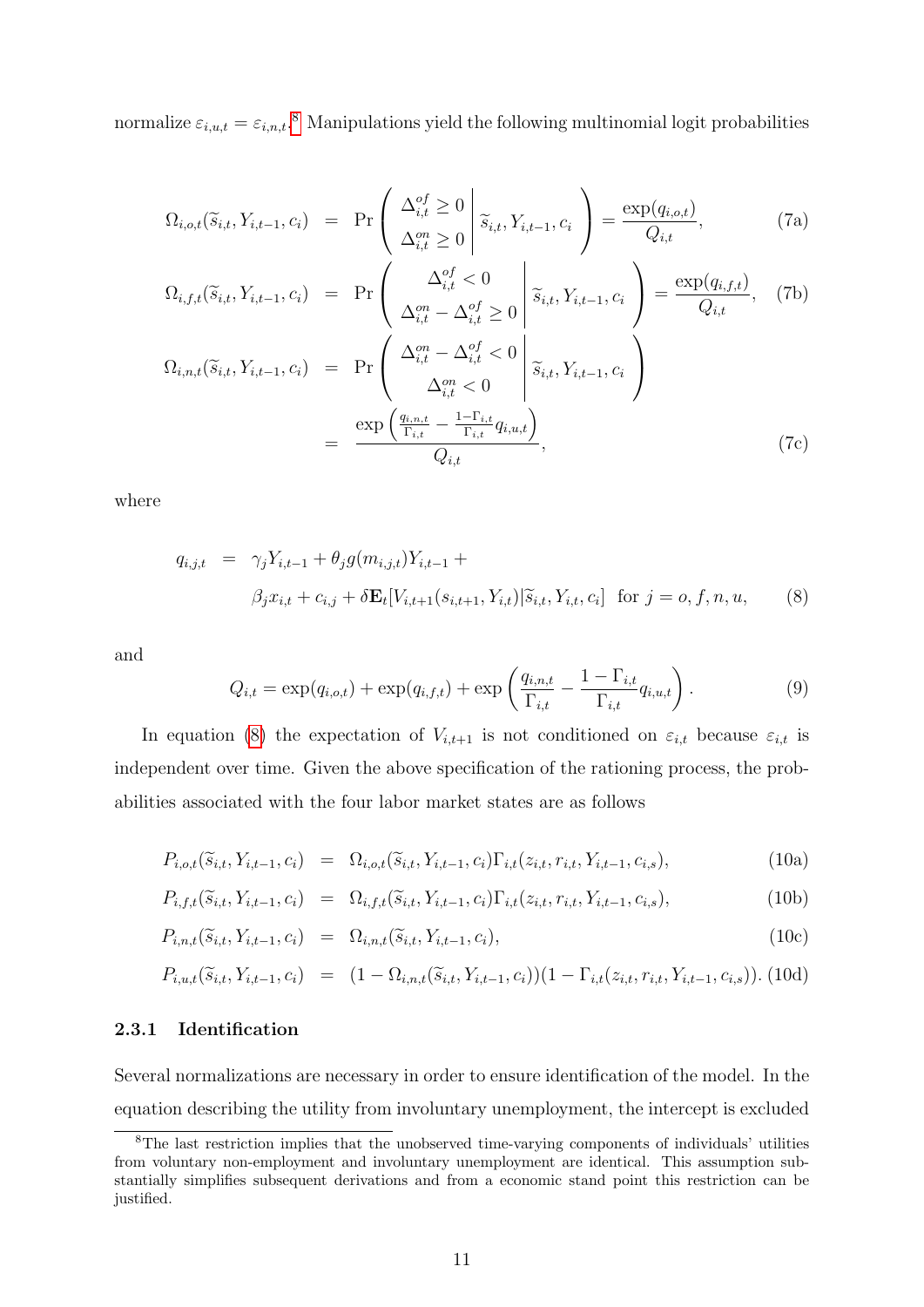normalize $\varepsilon_{i,u,t} = \varepsilon_{i,n,t}$.[8] Manipulations yield the following multinomial logit probabilities

$$\Omega_{i,o,t}(\widetilde{s}_{i,t}, Y_{i,t-1}, c_i) = \Pr\left( \begin{array}{c} \Delta^{of}_{i,t} \geq 0 \\ \Delta^{on}_{i,t} \geq 0 \end{array} \middle| \widetilde{s}_{i,t}, Y_{i,t-1}, c_i \right) = \frac{\exp(q_{i,o,t})}{Q_{i,t}}, \tag{7a}$$

$$\Omega_{i,f,t}(\widetilde{s}_{i,t}, Y_{i,t-1}, c_i) = \Pr\left( \begin{array}{c} \Delta^{of}_{i,t} < 0 \\ \Delta^{on}_{i,t} - \Delta^{of}_{i,t} \geq 0 \end{array} \middle| \widetilde{s}_{i,t}, Y_{i,t-1}, c_i \right) = \frac{\exp(q_{i,f,t})}{Q_{i,t}}, \tag{7b}$$

$$\begin{aligned} \Omega_{i,n,t}(\widetilde{s}_{i,t}, Y_{i,t-1}, c_i) &= \Pr\left( \begin{array}{c} \Delta^{on}_{i,t} - \Delta^{of}_{i,t} < 0 \\ \Delta^{on}_{i,t} < 0 \end{array} \middle| \widetilde{s}_{i,t}, Y_{i,t-1}, c_i \right) \\ &= \frac{\exp\left( \frac{q_{i,n,t}}{\Gamma_{i,t}} - \frac{1-\Gamma_{i,t}}{\Gamma_{i,t}} q_{i,u,t} \right)}{Q_{i,t}}, \end{aligned} \tag{7c}$$

where

$$\begin{aligned} q_{i,j,t} &= \gamma_j Y_{i,t-1} + \theta_j g(m_{i,j,t}) Y_{i,t-1} + \\ &\quad \beta_j x_{i,t} + c_{i,j} + \delta \mathbf{E}_t[V_{i,t+1}(s_{i,t+1}, Y_{i,t}) | \widetilde{s}_{i,t}, Y_{i,t}, c_i] \quad \text{for } j = o, f, n, u, \end{aligned} \tag{8}$$

and

$$Q_{i,t} = \exp(q_{i,o,t}) + \exp(q_{i,f,t}) + \exp\left( \frac{q_{i,n,t}}{\Gamma_{i,t}} - \frac{1-\Gamma_{i,t}}{\Gamma_{i,t}} q_{i,u,t} \right). \tag{9}$$

In equation (8) the expectation of $V_{i,t+1}$ is not conditioned on $\varepsilon_{i,t}$ because $\varepsilon_{i,t}$ is independent over time. Given the above specification of the rationing process, the probabilities associated with the four labor market states are as follows

$$P_{i,o,t}(\widetilde{s}_{i,t}, Y_{i,t-1}, c_i) = \Omega_{i,o,t}(\widetilde{s}_{i,t}, Y_{i,t-1}, c_i) \Gamma_{i,t}(z_{i,t}, r_{i,t}, Y_{i,t-1}, c_{i,s}), \tag{10a}$$

$$P_{i,f,t}(\widetilde{s}_{i,t}, Y_{i,t-1}, c_i) = \Omega_{i,f,t}(\widetilde{s}_{i,t}, Y_{i,t-1}, c_i) \Gamma_{i,t}(z_{i,t}, r_{i,t}, Y_{i,t-1}, c_{i,s}), \tag{10b}$$

$$P_{i,n,t}(\widetilde{s}_{i,t}, Y_{i,t-1}, c_i) = \Omega_{i,n,t}(\widetilde{s}_{i,t}, Y_{i,t-1}, c_i), \tag{10c}$$

$$P_{i,u,t}(\widetilde{s}_{i,t}, Y_{i,t-1}, c_i) = (1 - \Omega_{i,n,t}(\widetilde{s}_{i,t}, Y_{i,t-1}, c_i))(1 - \Gamma_{i,t}(z_{i,t}, r_{i,t}, Y_{i,t-1}, c_{i,s})). \tag{10d}$$

### 2.3.1 Identification

Several normalizations are necessary in order to ensure identification of the model. In the equation describing the utility from involuntary unemployment, the intercept is excluded

[8] The last restriction implies that the unobserved time-varying components of individuals' utilities from voluntary non-employment and involuntary unemployment are identical. This assumption substantially simplifies subsequent derivations and from a economic stand point this restriction can be justified.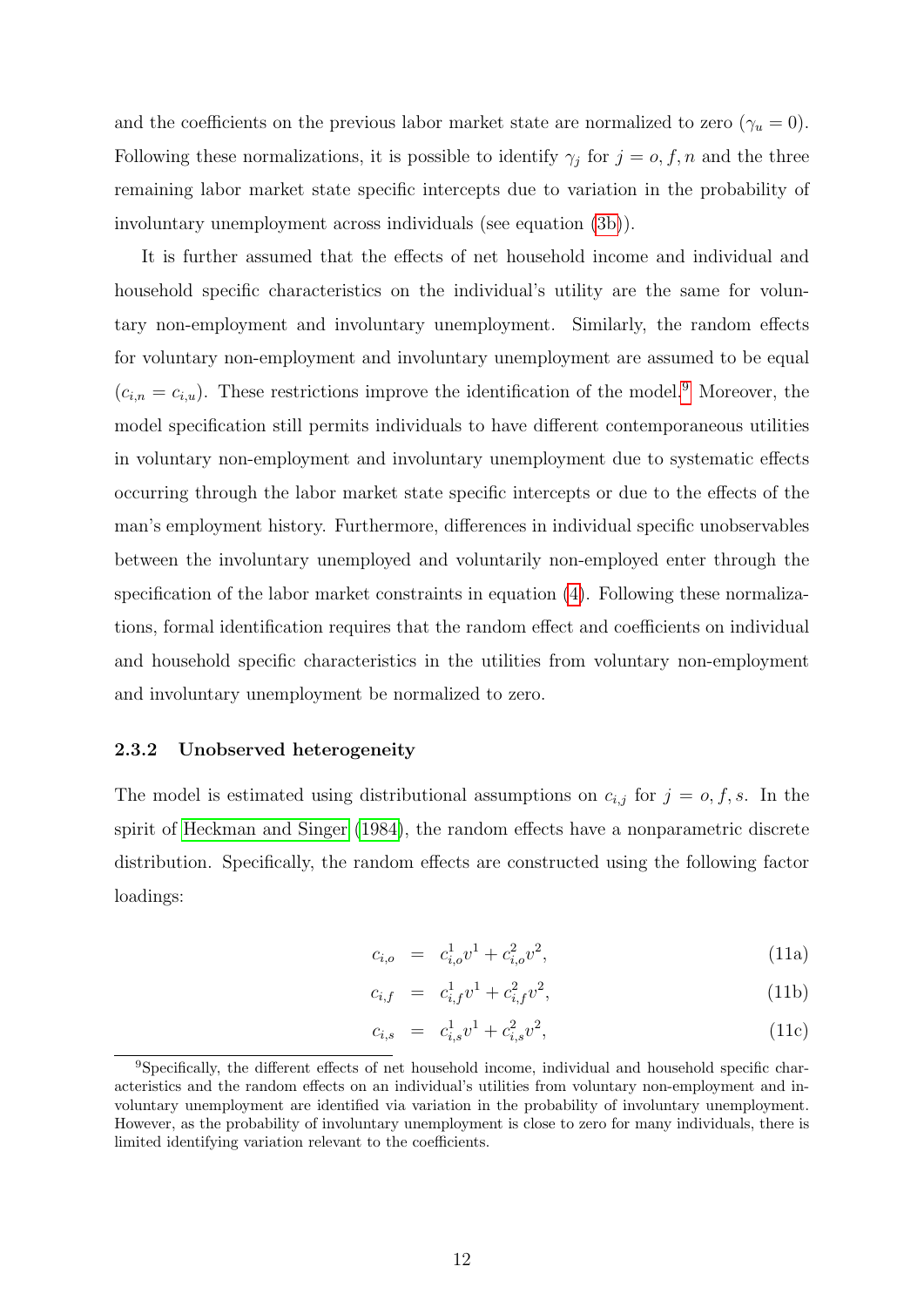and the coefficients on the previous labor market state are normalized to zero ($\gamma_u = 0$). Following these normalizations, it is possible to identify $\gamma_j$ for $j = o, f, n$ and the three remaining labor market state specific intercepts due to variation in the probability of involuntary unemployment across individuals (see equation (3b)).

It is further assumed that the effects of net household income and individual and household specific characteristics on the individual's utility are the same for voluntary non-employment and involuntary unemployment. Similarly, the random effects for voluntary non-employment and involuntary unemployment are assumed to be equal ($c_{i,n} = c_{i,u}$). These restrictions improve the identification of the model.[9] Moreover, the model specification still permits individuals to have different contemporaneous utilities in voluntary non-employment and involuntary unemployment due to systematic effects occurring through the labor market state specific intercepts or due to the effects of the man's employment history. Furthermore, differences in individual specific unobservables between the involuntary unemployed and voluntarily non-employed enter through the specification of the labor market constraints in equation (4). Following these normalizations, formal identification requires that the random effect and coefficients on individual and household specific characteristics in the utilities from voluntary non-employment and involuntary unemployment be normalized to zero.

### 2.3.2 Unobserved heterogeneity

The model is estimated using distributional assumptions on $c_{i,j}$ for $j = o, f, s$. In the spirit of Heckman and Singer (1984), the random effects have a nonparametric discrete distribution. Specifically, the random effects are constructed using the following factor loadings:

$$c_{i,o} = c^1_{i,o} v^1 + c^2_{i,o} v^2, \tag{11a}$$

$$c_{i,f} = c^1_{i,f} v^1 + c^2_{i,f} v^2, \tag{11b}$$

$$c_{i,s} = c^1_{i,s} v^1 + c^2_{i,s} v^2, \tag{11c}$$

[9] Specifically, the different effects of net household income, individual and household specific characteristics and the random effects on an individual's utilities from voluntary non-employment and involuntary unemployment are identified via variation in the probability of involuntary unemployment. However, as the probability of involuntary unemployment is close to zero for many individuals, there is limited identifying variation relevant to the coefficients.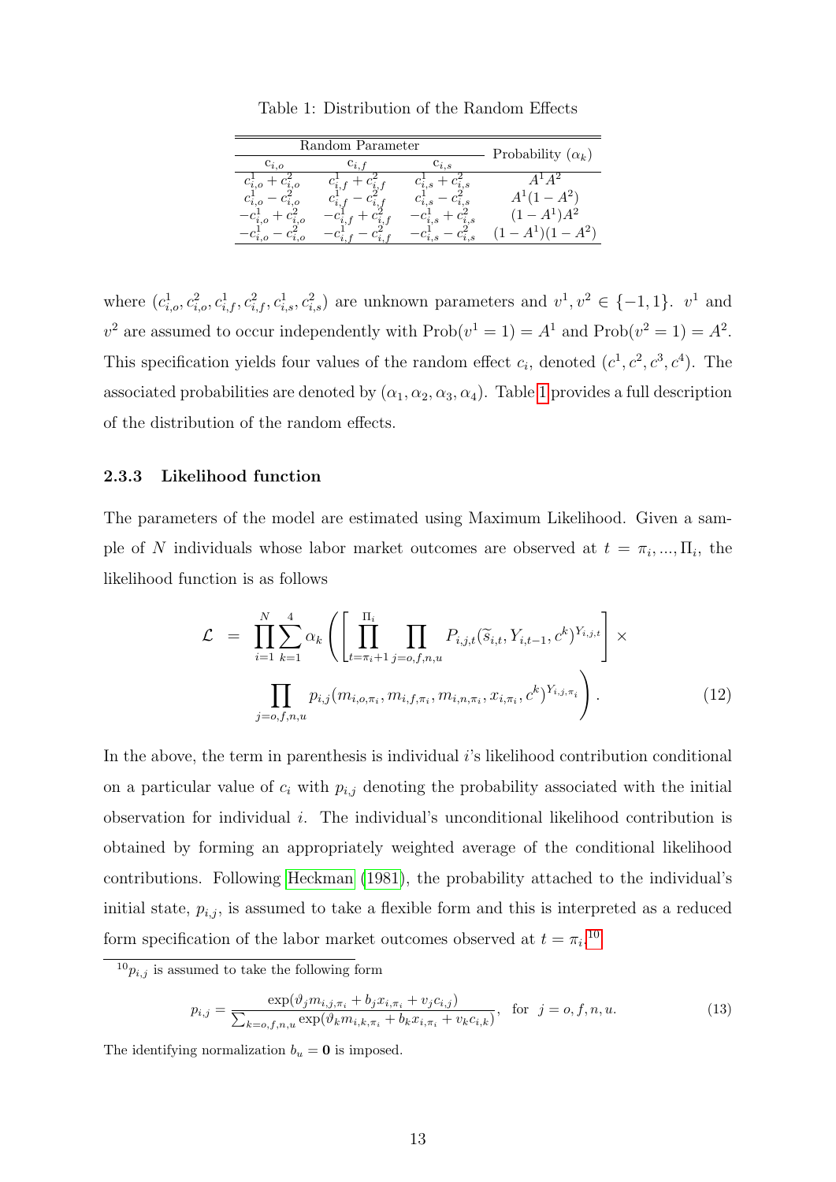Table 1: Distribution of the Random Effects

| Random Parameter | | | Probability ($\alpha_k$) |
|---|---|---|---|
| $c_{i,o}$ | $c_{i,f}$ | $c_{i,s}$ | |
| $c_{i,o}^1 + c_{i,o}^2$ | $c_{i,f}^1 + c_{i,f}^2$ | $c_{i,s}^1 + c_{i,s}^2$ | $A^1 A^2$ |
| $c_{i,o}^1 - c_{i,o}^2$ | $c_{i,f}^1 - c_{i,f}^2$ | $c_{i,s}^1 - c_{i,s}^2$ | $A^1(1 - A^2)$ |
| $-c_{i,o}^1 + c_{i,o}^2$ | $-c_{i,f}^1 + c_{i,f}^2$ | $-c_{i,s}^1 + c_{i,s}^2$ | $(1 - A^1)A^2$ |
| $-c_{i,o}^1 - c_{i,o}^2$ | $-c_{i,f}^1 - c_{i,f}^2$ | $-c_{i,s}^1 - c_{i,s}^2$ | $(1 - A^1)(1 - A^2)$ |

where $(c_{i,o}^1, c_{i,o}^2, c_{i,f}^1, c_{i,f}^2, c_{i,s}^1, c_{i,s}^2)$ are unknown parameters and $v^1, v^2 \in \{-1, 1\}$. $v^1$ and $v^2$ are assumed to occur independently with $\text{Prob}(v^1 = 1) = A^1$ and $\text{Prob}(v^2 = 1) = A^2$. This specification yields four values of the random effect $c_i$, denoted $(c^1, c^2, c^3, c^4)$. The associated probabilities are denoted by $(\alpha_1, \alpha_2, \alpha_3, \alpha_4)$. Table 1 provides a full description of the distribution of the random effects.

### 2.3.3 Likelihood function

The parameters of the model are estimated using Maximum Likelihood. Given a sample of $N$ individuals whose labor market outcomes are observed at $t = \pi_i, ..., \Pi_i$, the likelihood function is as follows

$$\mathcal{L} = \prod_{i=1}^{N} \sum_{k=1}^{4} \alpha_k \left( \left[ \prod_{t=\pi_i+1}^{\Pi_i} \prod_{j=o,f,n,u} P_{i,j,t}(\widetilde{s}_{i,t}, Y_{i,t-1}, c^k)^{Y_{i,j,t}} \right] \times \prod_{j=o,f,n,u} p_{i,j}(m_{i,o,\pi_i}, m_{i,f,\pi_i}, m_{i,n,\pi_i}, x_{i,\pi_i}, c^k)^{Y_{i,j,\pi_i}} \right). \tag{12}$$

In the above, the term in parenthesis is individual $i$'s likelihood contribution conditional on a particular value of $c_i$ with $p_{i,j}$ denoting the probability associated with the initial observation for individual $i$. The individual's unconditional likelihood contribution is obtained by forming an appropriately weighted average of the conditional likelihood contributions. Following Heckman (1981), the probability attached to the individual's initial state, $p_{i,j}$, is assumed to take a flexible form and this is interpreted as a reduced form specification of the labor market outcomes observed at $t = \pi_i$.[10]

---

[10] $p_{i,j}$ is assumed to take the following form

$$p_{i,j} = \frac{\exp(\vartheta_j m_{i,j,\pi_i} + b_j x_{i,\pi_i} + v_j c_{i,j})}{\sum_{k=o,f,n,u} \exp(\vartheta_k m_{i,k,\pi_i} + b_k x_{i,\pi_i} + v_k c_{i,k})}, \quad \text{for } j = o, f, n, u. \tag{13}$$

The identifying normalization $b_u = \mathbf{0}$ is imposed.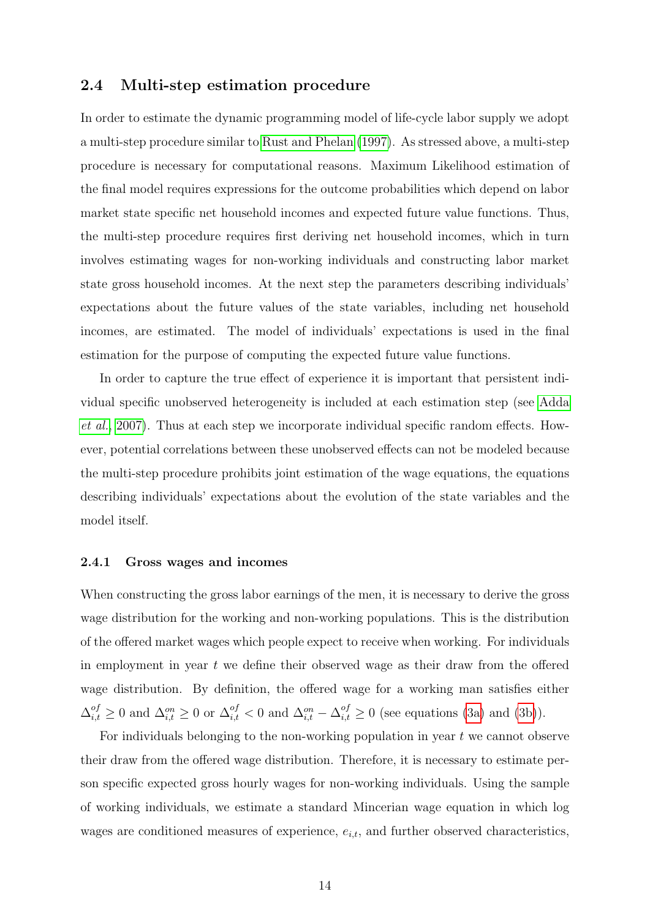## 2.4 Multi-step estimation procedure

In order to estimate the dynamic programming model of life-cycle labor supply we adopt a multi-step procedure similar to Rust and Phelan (1997). As stressed above, a multi-step procedure is necessary for computational reasons. Maximum Likelihood estimation of the final model requires expressions for the outcome probabilities which depend on labor market state specific net household incomes and expected future value functions. Thus, the multi-step procedure requires first deriving net household incomes, which in turn involves estimating wages for non-working individuals and constructing labor market state gross household incomes. At the next step the parameters describing individuals' expectations about the future values of the state variables, including net household incomes, are estimated. The model of individuals' expectations is used in the final estimation for the purpose of computing the expected future value functions.

In order to capture the true effect of experience it is important that persistent individual specific unobserved heterogeneity is included at each estimation step (see Adda *et al.*, 2007). Thus at each step we incorporate individual specific random effects. However, potential correlations between these unobserved effects can not be modeled because the multi-step procedure prohibits joint estimation of the wage equations, the equations describing individuals' expectations about the evolution of the state variables and the model itself.

### 2.4.1 Gross wages and incomes

When constructing the gross labor earnings of the men, it is necessary to derive the gross wage distribution for the working and non-working populations. This is the distribution of the offered market wages which people expect to receive when working. For individuals in employment in year $t$ we define their observed wage as their draw from the offered wage distribution. By definition, the offered wage for a working man satisfies either $\Delta^{of}_{i,t} \geq 0$ and $\Delta^{on}_{i,t} \geq 0$ or $\Delta^{of}_{i,t} < 0$ and $\Delta^{on}_{i,t} - \Delta^{of}_{i,t} \geq 0$ (see equations (3a) and (3b)).

For individuals belonging to the non-working population in year $t$ we cannot observe their draw from the offered wage distribution. Therefore, it is necessary to estimate person specific expected gross hourly wages for non-working individuals. Using the sample of working individuals, we estimate a standard Mincerian wage equation in which log wages are conditioned measures of experience, $e_{i,t}$, and further observed characteristics,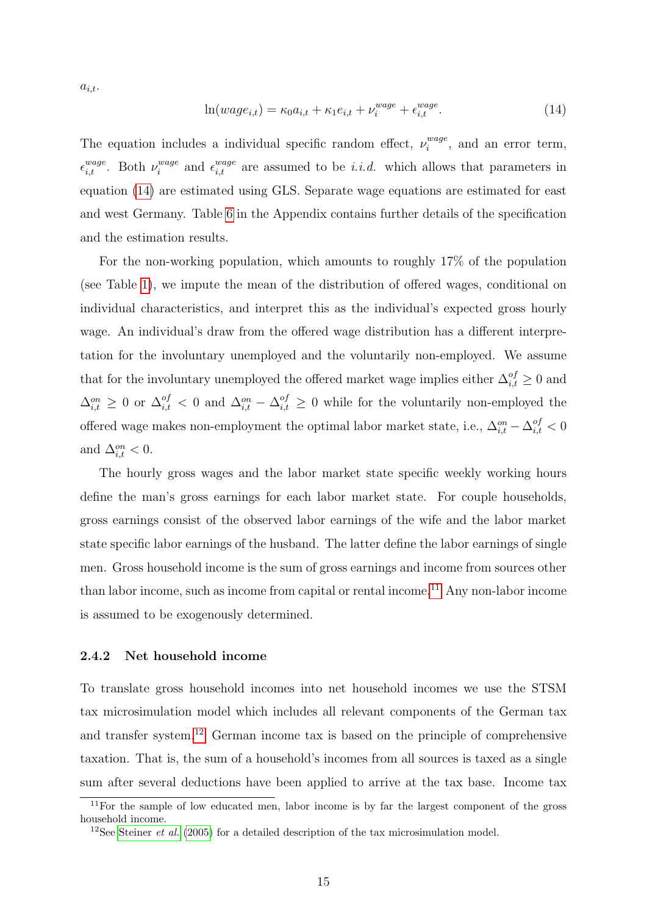$a_{i,t}$.

$$\ln(wage_{i,t}) = \kappa_0 a_{i,t} + \kappa_1 e_{i,t} + \nu_i^{wage} + \epsilon_{i,t}^{wage}. \tag{14}$$

The equation includes a individual specific random effect, $\nu_i^{wage}$, and an error term, $\epsilon_{i,t}^{wage}$. Both $\nu_i^{wage}$ and $\epsilon_{i,t}^{wage}$ are assumed to be *i.i.d.* which allows that parameters in equation (14) are estimated using GLS. Separate wage equations are estimated for east and west Germany. Table 6 in the Appendix contains further details of the specification and the estimation results.

For the non-working population, which amounts to roughly 17% of the population (see Table 1), we impute the mean of the distribution of offered wages, conditional on individual characteristics, and interpret this as the individual's expected gross hourly wage. An individual's draw from the offered wage distribution has a different interpretation for the involuntary unemployed and the voluntarily non-employed. We assume that for the involuntary unemployed the offered market wage implies either $\Delta_{i,t}^{of} \geq 0$ and $\Delta_{i,t}^{on} \geq 0$ or $\Delta_{i,t}^{of} < 0$ and $\Delta_{i,t}^{on} - \Delta_{i,t}^{of} \geq 0$ while for the voluntarily non-employed the offered wage makes non-employment the optimal labor market state, i.e., $\Delta_{i,t}^{on} - \Delta_{i,t}^{of} < 0$ and $\Delta_{i,t}^{on} < 0$.

The hourly gross wages and the labor market state specific weekly working hours define the man's gross earnings for each labor market state. For couple households, gross earnings consist of the observed labor earnings of the wife and the labor market state specific labor earnings of the husband. The latter define the labor earnings of single men. Gross household income is the sum of gross earnings and income from sources other than labor income, such as income from capital or rental income.[11] Any non-labor income is assumed to be exogenously determined.

### 2.4.2 Net household income

To translate gross household incomes into net household incomes we use the STSM tax microsimulation model which includes all relevant components of the German tax and transfer system.[12] German income tax is based on the principle of comprehensive taxation. That is, the sum of a household's incomes from all sources is taxed as a single sum after several deductions have been applied to arrive at the tax base. Income tax

[11] For the sample of low educated men, labor income is by far the largest component of the gross household income.

[12] See Steiner *et al.* (2005) for a detailed description of the tax microsimulation model.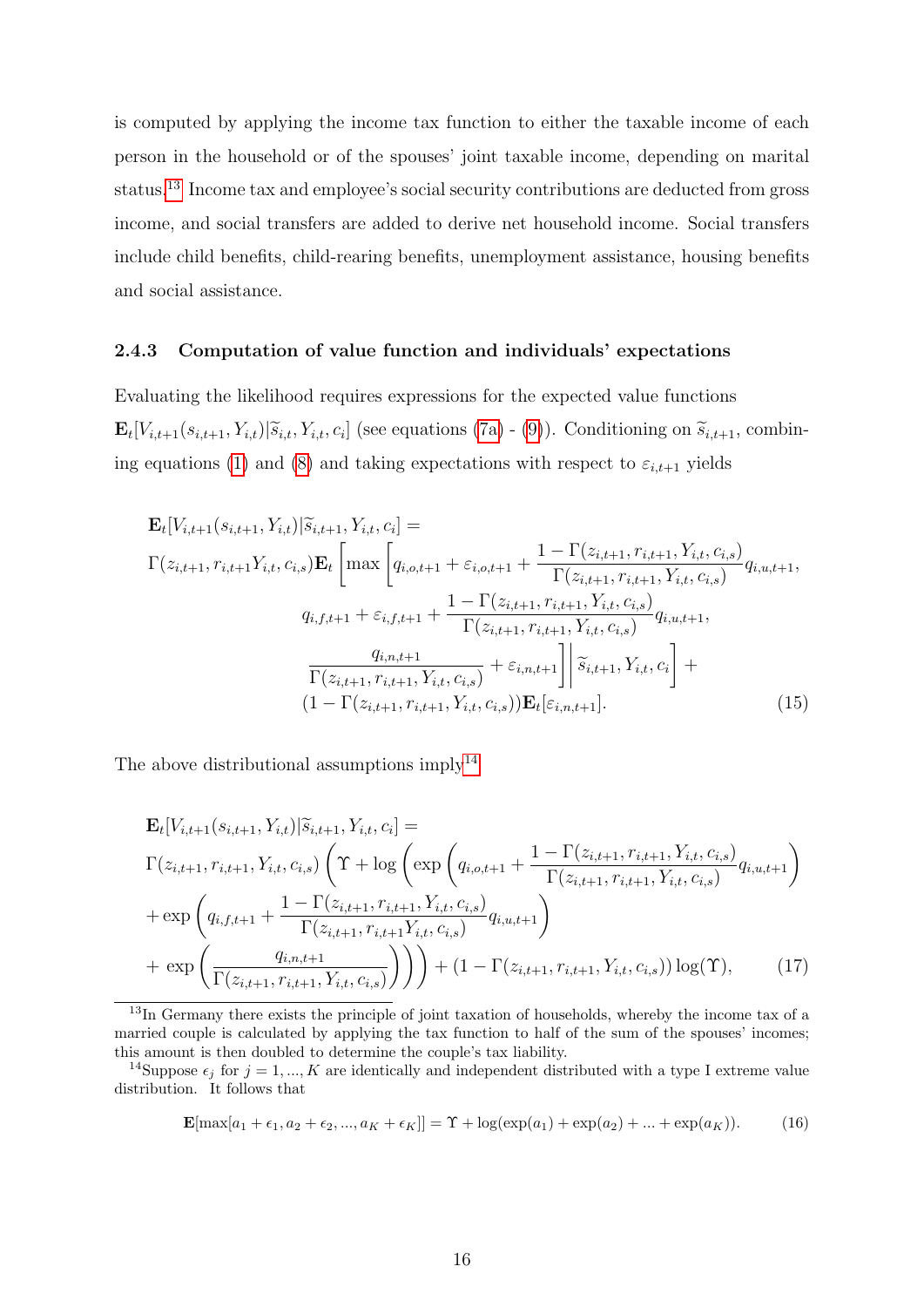is computed by applying the income tax function to either the taxable income of each person in the household or of the spouses' joint taxable income, depending on marital status.[13] Income tax and employee's social security contributions are deducted from gross income, and social transfers are added to derive net household income. Social transfers include child benefits, child-rearing benefits, unemployment assistance, housing benefits and social assistance.

### 2.4.3 Computation of value function and individuals' expectations

Evaluating the likelihood requires expressions for the expected value functions $\mathbf{E}_t[V_{i,t+1}(s_{i,t+1}, Y_{i,t})|\widetilde{s}_{i,t}, Y_{i,t}, c_i]$ (see equations (7a) - (9)). Conditioning on $\widetilde{s}_{i,t+1}$, combining equations (1) and (8) and taking expectations with respect to $\varepsilon_{i,t+1}$ yields

$$
\begin{aligned}
&\mathbf{E}_t[V_{i,t+1}(s_{i,t+1}, Y_{i,t})|\widetilde{s}_{i,t+1}, Y_{i,t}, c_i] = \\
&\Gamma(z_{i,t+1}, r_{i,t+1}Y_{i,t}, c_{i,s})\mathbf{E}_t\left[\max\left[q_{i,o,t+1} + \varepsilon_{i,o,t+1} + \frac{1-\Gamma(z_{i,t+1}, r_{i,t+1}, Y_{i,t}, c_{i,s})}{\Gamma(z_{i,t+1}, r_{i,t+1}, Y_{i,t}, c_{i,s})}q_{i,u,t+1},\right.\right. \\
&\qquad q_{i,f,t+1} + \varepsilon_{i,f,t+1} + \frac{1-\Gamma(z_{i,t+1}, r_{i,t+1}, Y_{i,t}, c_{i,s})}{\Gamma(z_{i,t+1}, r_{i,t+1}, Y_{i,t}, c_{i,s})}q_{i,u,t+1}, \\
&\qquad \left.\left.\frac{q_{i,n,t+1}}{\Gamma(z_{i,t+1}, r_{i,t+1}, Y_{i,t}, c_{i,s})} + \varepsilon_{i,n,t+1}\right]\right|\widetilde{s}_{i,t+1}, Y_{i,t}, c_i\right] + \\
&\qquad (1-\Gamma(z_{i,t+1}, r_{i,t+1}, Y_{i,t}, c_{i,s}))\mathbf{E}_t[\varepsilon_{i,n,t+1}].
\end{aligned} \tag{15}
$$

The above distributional assumptions imply[14]

$$
\begin{aligned}
&\mathbf{E}_t[V_{i,t+1}(s_{i,t+1}, Y_{i,t})|\widetilde{s}_{i,t+1}, Y_{i,t}, c_i] = \\
&\Gamma(z_{i,t+1}, r_{i,t+1}, Y_{i,t}, c_{i,s})\left(\Upsilon + \log\left(\exp\left(q_{i,o,t+1} + \frac{1-\Gamma(z_{i,t+1}, r_{i,t+1}, Y_{i,t}, c_{i,s})}{\Gamma(z_{i,t+1}, r_{i,t+1}, Y_{i,t}, c_{i,s})}q_{i,u,t+1}\right)\right.\right. \\
&+\exp\left(q_{i,f,t+1} + \frac{1-\Gamma(z_{i,t+1}, r_{i,t+1}, Y_{i,t}, c_{i,s})}{\Gamma(z_{i,t+1}, r_{i,t+1}Y_{i,t}, c_{i,s})}q_{i,u,t+1}\right) \\
&\left.\left.+\ \exp\left(\frac{q_{i,n,t+1}}{\Gamma(z_{i,t+1}, r_{i,t+1}, Y_{i,t}, c_{i,s})}\right)\right)\right) + (1-\Gamma(z_{i,t+1}, r_{i,t+1}, Y_{i,t}, c_{i,s}))\log(\Upsilon),
\end{aligned} \tag{17}
$$

[13] In Germany there exists the principle of joint taxation of households, whereby the income tax of a married couple is calculated by applying the tax function to half of the sum of the spouses' incomes; this amount is then doubled to determine the couple's tax liability.

[14] Suppose $\epsilon_j$ for $j = 1, ..., K$ are identically and independent distributed with a type I extreme value distribution. It follows that

$$
\mathbf{E}[\max[a_1 + \epsilon_1, a_2 + \epsilon_2, ..., a_K + \epsilon_K]] = \Upsilon + \log(\exp(a_1) + \exp(a_2) + ... + \exp(a_K)). \tag{16}
$$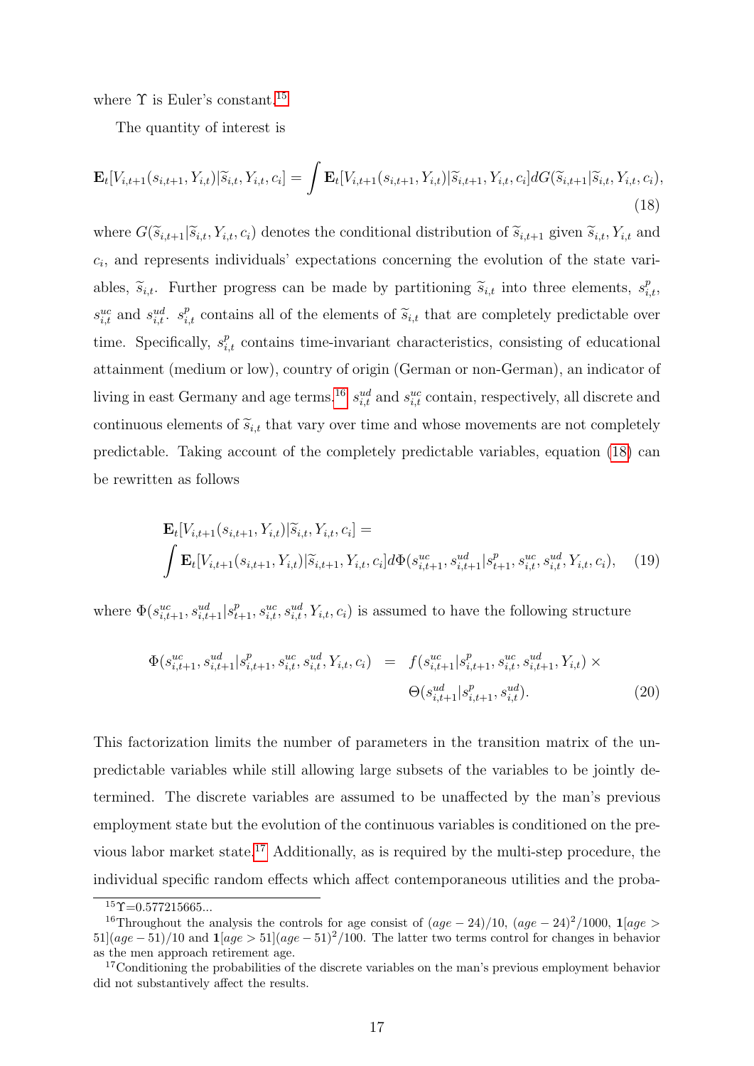where $\Upsilon$ is Euler's constant.[15]

The quantity of interest is

$$\mathbf{E}_t[V_{i,t+1}(s_{i,t+1}, Y_{i,t})|\widetilde{s}_{i,t}, Y_{i,t}, c_i] = \int \mathbf{E}_t[V_{i,t+1}(s_{i,t+1}, Y_{i,t})|\widetilde{s}_{i,t+1}, Y_{i,t}, c_i]dG(\widetilde{s}_{i,t+1}|\widetilde{s}_{i,t}, Y_{i,t}, c_i), \tag{18}$$

where $G(\widetilde{s}_{i,t+1}|\widetilde{s}_{i,t}, Y_{i,t}, c_i)$ denotes the conditional distribution of $\widetilde{s}_{i,t+1}$ given $\widetilde{s}_{i,t}, Y_{i,t}$ and $c_i$, and represents individuals' expectations concerning the evolution of the state variables, $\widetilde{s}_{i,t}$. Further progress can be made by partitioning $\widetilde{s}_{i,t}$ into three elements, $s^p_{i,t}$, $s^{uc}_{i,t}$ and $s^{ud}_{i,t}$. $s^p_{i,t}$ contains all of the elements of $\widetilde{s}_{i,t}$ that are completely predictable over time. Specifically, $s^p_{i,t}$ contains time-invariant characteristics, consisting of educational attainment (medium or low), country of origin (German or non-German), an indicator of living in east Germany and age terms.[16] $s^{ud}_{i,t}$ and $s^{uc}_{i,t}$ contain, respectively, all discrete and continuous elements of $\widetilde{s}_{i,t}$ that vary over time and whose movements are not completely predictable. Taking account of the completely predictable variables, equation (18) can be rewritten as follows

$$\mathbf{E}_t[V_{i,t+1}(s_{i,t+1}, Y_{i,t})|\widetilde{s}_{i,t}, Y_{i,t}, c_i] = \int \mathbf{E}_t[V_{i,t+1}(s_{i,t+1}, Y_{i,t})|\widetilde{s}_{i,t+1}, Y_{i,t}, c_i]d\Phi(s^{uc}_{i,t+1}, s^{ud}_{i,t+1}|s^p_{t+1}, s^{uc}_{i,t}, s^{ud}_{i,t}, Y_{i,t}, c_i), \tag{19}$$

where $\Phi(s^{uc}_{i,t+1}, s^{ud}_{i,t+1}|s^p_{t+1}, s^{uc}_{i,t}, s^{ud}_{i,t}, Y_{i,t}, c_i)$ is assumed to have the following structure

$$\Phi(s^{uc}_{i,t+1}, s^{ud}_{i,t+1}|s^p_{i,t+1}, s^{uc}_{i,t}, s^{ud}_{i,t}, Y_{i,t}, c_i) = f(s^{uc}_{i,t+1}|s^p_{i,t+1}, s^{uc}_{i,t}, s^{ud}_{i,t+1}, Y_{i,t}) \times \Theta(s^{ud}_{i,t+1}|s^p_{i,t+1}, s^{ud}_{i,t}). \tag{20}$$

This factorization limits the number of parameters in the transition matrix of the unpredictable variables while still allowing large subsets of the variables to be jointly determined. The discrete variables are assumed to be unaffected by the man's previous employment state but the evolution of the continuous variables is conditioned on the previous labor market state.[17] Additionally, as is required by the multi-step procedure, the individual specific random effects which affect contemporaneous utilities and the proba-

[15] $\Upsilon$=0.577215665...

[16] Throughout the analysis the controls for age consist of $(age-24)/10$, $(age-24)^2/1000$, $\mathbf{1}[age > 51](age-51)/10$ and $\mathbf{1}[age > 51](age-51)^2/100$. The latter two terms control for changes in behavior as the men approach retirement age.

[17] Conditioning the probabilities of the discrete variables on the man's previous employment behavior did not substantively affect the results.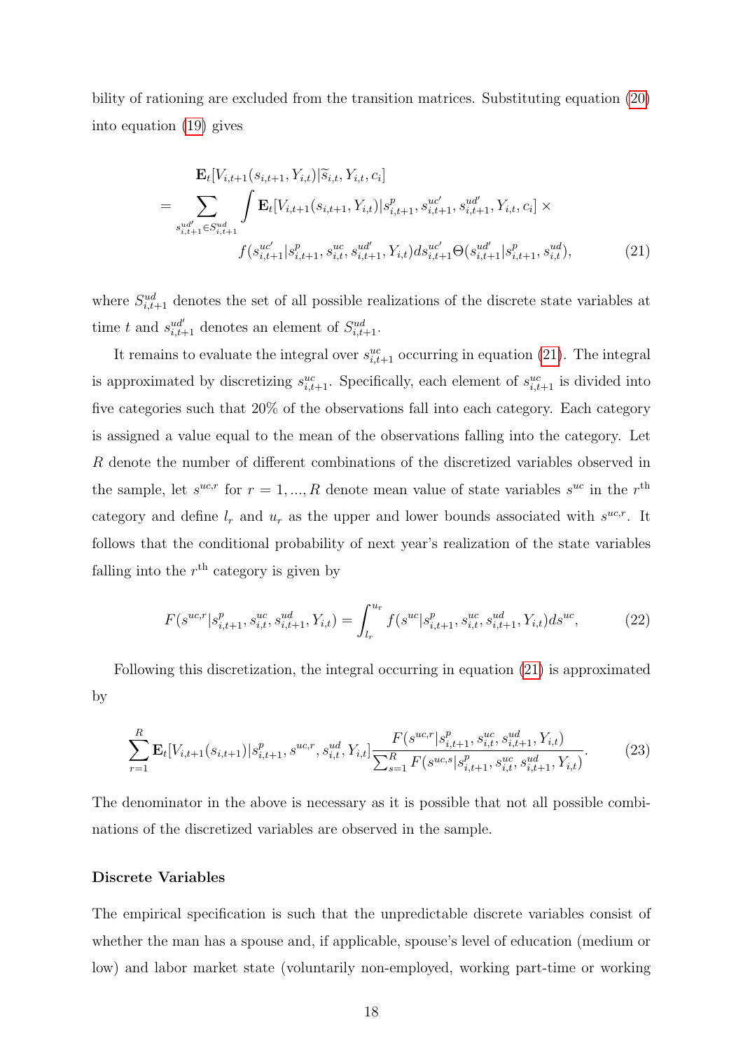bility of rationing are excluded from the transition matrices. Substituting equation (20) into equation (19) gives

$$
\begin{aligned}
&\mathbf{E}_t[V_{i,t+1}(s_{i,t+1}, Y_{i,t})|\widetilde{s}_{i,t}, Y_{i,t}, c_i] \\
&= \sum_{s^{ud'}_{i,t+1} \in S^{ud}_{i,t+1}} \int \mathbf{E}_t[V_{i,t+1}(s_{i,t+1}, Y_{i,t})|s^{p}_{i,t+1}, s^{uc'}_{i,t+1}, s^{ud'}_{i,t+1}, Y_{i,t}, c_i] \times \\
&\qquad\qquad f(s^{uc'}_{i,t+1}|s^{p}_{i,t+1}, s^{uc}_{i,t}, s^{ud'}_{i,t+1}, Y_{i,t}) ds^{uc'}_{i,t+1} \Theta(s^{ud'}_{i,t+1}|s^{p}_{i,t+1}, s^{ud}_{i,t}),
\end{aligned} \tag{21}
$$

where $S^{ud}_{i,t+1}$ denotes the set of all possible realizations of the discrete state variables at time $t$ and $s^{ud'}_{i,t+1}$ denotes an element of $S^{ud}_{i,t+1}$.

It remains to evaluate the integral over $s^{uc}_{i,t+1}$ occurring in equation (21). The integral is approximated by discretizing $s^{uc}_{i,t+1}$. Specifically, each element of $s^{uc}_{i,t+1}$ is divided into five categories such that 20% of the observations fall into each category. Each category is assigned a value equal to the mean of the observations falling into the category. Let $R$ denote the number of different combinations of the discretized variables observed in the sample, let $s^{uc,r}$ for $r = 1, ..., R$ denote mean value of state variables $s^{uc}$ in the $r^{\text{th}}$ category and define $l_r$ and $u_r$ as the upper and lower bounds associated with $s^{uc,r}$. It follows that the conditional probability of next year's realization of the state variables falling into the $r^{\text{th}}$ category is given by

$$
F(s^{uc,r}|s^{p}_{i,t+1}, s^{uc}_{i,t}, s^{ud}_{i,t+1}, Y_{i,t}) = \int_{l_r}^{u_r} f(s^{uc}|s^{p}_{i,t+1}, s^{uc}_{i,t}, s^{ud}_{i,t+1}, Y_{i,t}) ds^{uc}, \tag{22}
$$

Following this discretization, the integral occurring in equation (21) is approximated by

$$
\sum_{r=1}^{R} \mathbf{E}_t[V_{i,t+1}(s_{i,t+1})|s^{p}_{i,t+1}, s^{uc,r}, s^{ud}_{i,t}, Y_{i,t}] \frac{F(s^{uc,r}|s^{p}_{i,t+1}, s^{uc}_{i,t}, s^{ud}_{i,t+1}, Y_{i,t})}{\sum_{s=1}^{R} F(s^{uc,s}|s^{p}_{i,t+1}, s^{uc}_{i,t}, s^{ud}_{i,t+1}, Y_{i,t})}. \tag{23}
$$

The denominator in the above is necessary as it is possible that not all possible combinations of the discretized variables are observed in the sample.

#### Discrete Variables

The empirical specification is such that the unpredictable discrete variables consist of whether the man has a spouse and, if applicable, spouse's level of education (medium or low) and labor market state (voluntarily non-employed, working part-time or working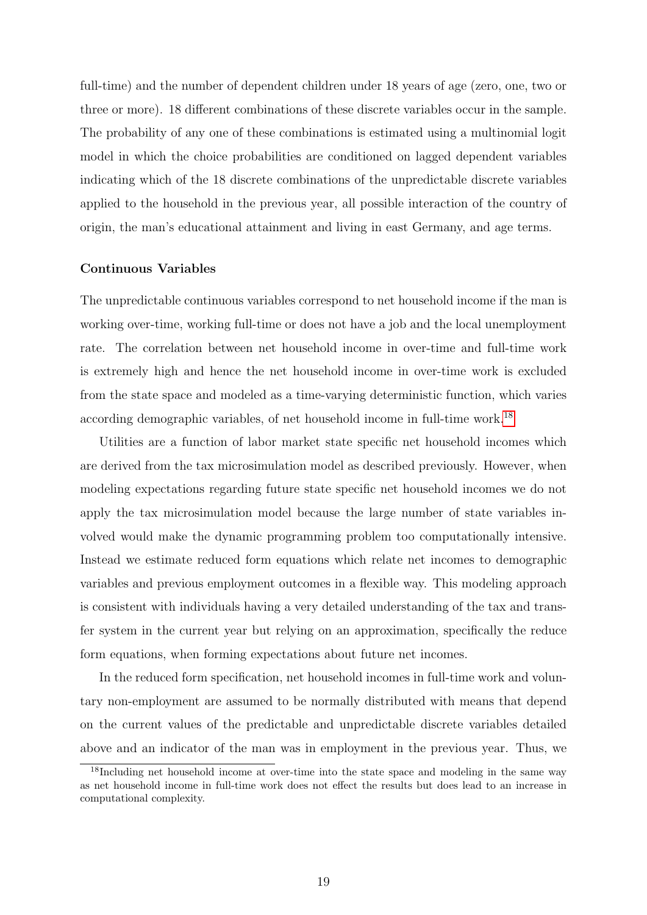full-time) and the number of dependent children under 18 years of age (zero, one, two or three or more). 18 different combinations of these discrete variables occur in the sample. The probability of any one of these combinations is estimated using a multinomial logit model in which the choice probabilities are conditioned on lagged dependent variables indicating which of the 18 discrete combinations of the unpredictable discrete variables applied to the household in the previous year, all possible interaction of the country of origin, the man's educational attainment and living in east Germany, and age terms.

**Continuous Variables**

The unpredictable continuous variables correspond to net household income if the man is working over-time, working full-time or does not have a job and the local unemployment rate. The correlation between net household income in over-time and full-time work is extremely high and hence the net household income in over-time work is excluded from the state space and modeled as a time-varying deterministic function, which varies according demographic variables, of net household income in full-time work.[18]

Utilities are a function of labor market state specific net household incomes which are derived from the tax microsimulation model as described previously. However, when modeling expectations regarding future state specific net household incomes we do not apply the tax microsimulation model because the large number of state variables involved would make the dynamic programming problem too computationally intensive. Instead we estimate reduced form equations which relate net incomes to demographic variables and previous employment outcomes in a flexible way. This modeling approach is consistent with individuals having a very detailed understanding of the tax and transfer system in the current year but relying on an approximation, specifically the reduce form equations, when forming expectations about future net incomes.

In the reduced form specification, net household incomes in full-time work and voluntary non-employment are assumed to be normally distributed with means that depend on the current values of the predictable and unpredictable discrete variables detailed above and an indicator of the man was in employment in the previous year. Thus, we

[18] Including net household income at over-time into the state space and modeling in the same way as net household income in full-time work does not effect the results but does lead to an increase in computational complexity.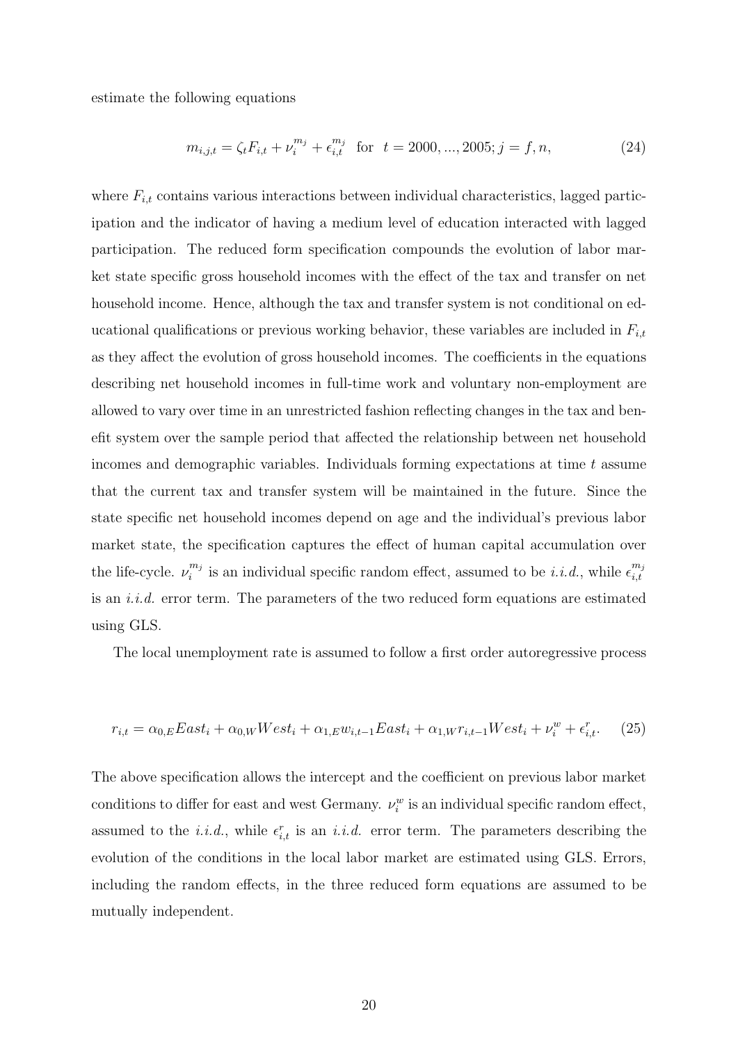estimate the following equations

$$m_{i,j,t} = \zeta_t F_{i,t} + \nu_i^{m_j} + \epsilon_{i,t}^{m_j} \quad \text{for} \quad t = 2000, ..., 2005; j = f, n, \tag{24}$$

where $F_{i,t}$ contains various interactions between individual characteristics, lagged participation and the indicator of having a medium level of education interacted with lagged participation. The reduced form specification compounds the evolution of labor market state specific gross household incomes with the effect of the tax and transfer on net household income. Hence, although the tax and transfer system is not conditional on educational qualifications or previous working behavior, these variables are included in $F_{i,t}$ as they affect the evolution of gross household incomes. The coefficients in the equations describing net household incomes in full-time work and voluntary non-employment are allowed to vary over time in an unrestricted fashion reflecting changes in the tax and benefit system over the sample period that affected the relationship between net household incomes and demographic variables. Individuals forming expectations at time $t$ assume that the current tax and transfer system will be maintained in the future. Since the state specific net household incomes depend on age and the individual's previous labor market state, the specification captures the effect of human capital accumulation over the life-cycle. $\nu_i^{m_j}$ is an individual specific random effect, assumed to be *i.i.d.*, while $\epsilon_{i,t}^{m_j}$ is an *i.i.d.* error term. The parameters of the two reduced form equations are estimated using GLS.

The local unemployment rate is assumed to follow a first order autoregressive process

$$r_{i,t} = \alpha_{0,E} East_i + \alpha_{0,W} West_i + \alpha_{1,E} w_{i,t-1} East_i + \alpha_{1,W} r_{i,t-1} West_i + \nu_i^w + \epsilon_{i,t}^r. \tag{25}$$

The above specification allows the intercept and the coefficient on previous labor market conditions to differ for east and west Germany. $\nu_i^w$ is an individual specific random effect, assumed to the *i.i.d.*, while $\epsilon_{i,t}^r$ is an *i.i.d.* error term. The parameters describing the evolution of the conditions in the local labor market are estimated using GLS. Errors, including the random effects, in the three reduced form equations are assumed to be mutually independent.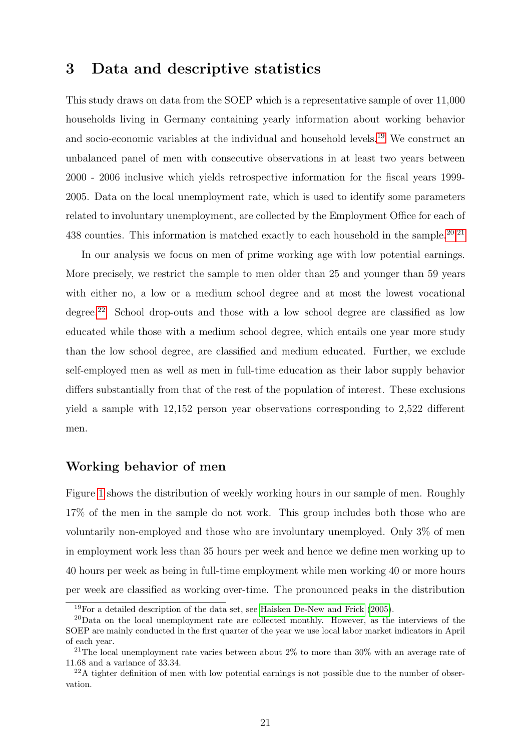## 3 Data and descriptive statistics

This study draws on data from the SOEP which is a representative sample of over 11,000 households living in Germany containing yearly information about working behavior and socio-economic variables at the individual and household levels.[19] We construct an unbalanced panel of men with consecutive observations in at least two years between 2000 - 2006 inclusive which yields retrospective information for the fiscal years 1999-2005. Data on the local unemployment rate, which is used to identify some parameters related to involuntary unemployment, are collected by the Employment Office for each of 438 counties. This information is matched exactly to each household in the sample.[20][21]

In our analysis we focus on men of prime working age with low potential earnings. More precisely, we restrict the sample to men older than 25 and younger than 59 years with either no, a low or a medium school degree and at most the lowest vocational degree.[22] School drop-outs and those with a low school degree are classified as low educated while those with a medium school degree, which entails one year more study than the low school degree, are classified and medium educated. Further, we exclude self-employed men as well as men in full-time education as their labor supply behavior differs substantially from that of the rest of the population of interest. These exclusions yield a sample with 12,152 person year observations corresponding to 2,522 different men.

### Working behavior of men

Figure 1 shows the distribution of weekly working hours in our sample of men. Roughly 17% of the men in the sample do not work. This group includes both those who are voluntarily non-employed and those who are involuntary unemployed. Only 3% of men in employment work less than 35 hours per week and hence we define men working up to 40 hours per week as being in full-time employment while men working 40 or more hours per week are classified as working over-time. The pronounced peaks in the distribution

[19] For a detailed description of the data set, see Haisken De-New and Frick (2005).

[20] Data on the local unemployment rate are collected monthly. However, as the interviews of the SOEP are mainly conducted in the first quarter of the year we use local labor market indicators in April of each year.

[21] The local unemployment rate varies between about 2% to more than 30% with an average rate of 11.68 and a variance of 33.34.

[22] A tighter definition of men with low potential earnings is not possible due to the number of observation.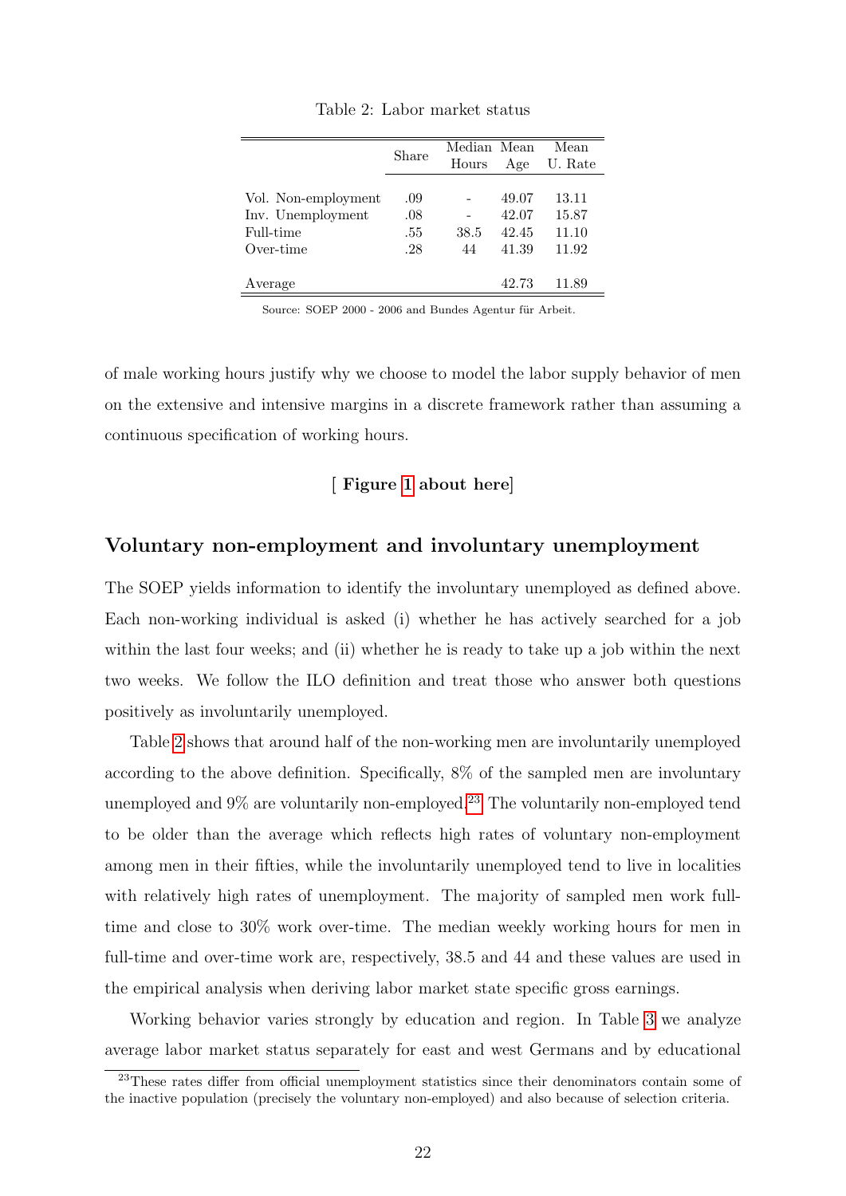Table 2: Labor market status

| | Share | Median Hours | Mean Age | Mean U. Rate |
|---|---|---|---|---|
| Vol. Non-employment | .09 | - | 49.07 | 13.11 |
| Inv. Unemployment | .08 | - | 42.07 | 15.87 |
| Full-time | .55 | 38.5 | 42.45 | 11.10 |
| Over-time | .28 | 44 | 41.39 | 11.92 |
| Average | | | 42.73 | 11.89 |

Source: SOEP 2000 - 2006 and Bundes Agentur für Arbeit.

of male working hours justify why we choose to model the labor supply behavior of men on the extensive and intensive margins in a discrete framework rather than assuming a continuous specification of working hours.

[ **Figure 1 about here**]

### Voluntary non-employment and involuntary unemployment

The SOEP yields information to identify the involuntary unemployed as defined above. Each non-working individual is asked (i) whether he has actively searched for a job within the last four weeks; and (ii) whether he is ready to take up a job within the next two weeks. We follow the ILO definition and treat those who answer both questions positively as involuntarily unemployed.

Table 2 shows that around half of the non-working men are involuntarily unemployed according to the above definition. Specifically, 8% of the sampled men are involuntary unemployed and 9% are voluntarily non-employed.[23] The voluntarily non-employed tend to be older than the average which reflects high rates of voluntary non-employment among men in their fifties, while the involuntarily unemployed tend to live in localities with relatively high rates of unemployment. The majority of sampled men work full-time and close to 30% work over-time. The median weekly working hours for men in full-time and over-time work are, respectively, 38.5 and 44 and these values are used in the empirical analysis when deriving labor market state specific gross earnings.

Working behavior varies strongly by education and region. In Table 3 we analyze average labor market status separately for east and west Germans and by educational

[23] These rates differ from official unemployment statistics since their denominators contain some of the inactive population (precisely the voluntary non-employed) and also because of selection criteria.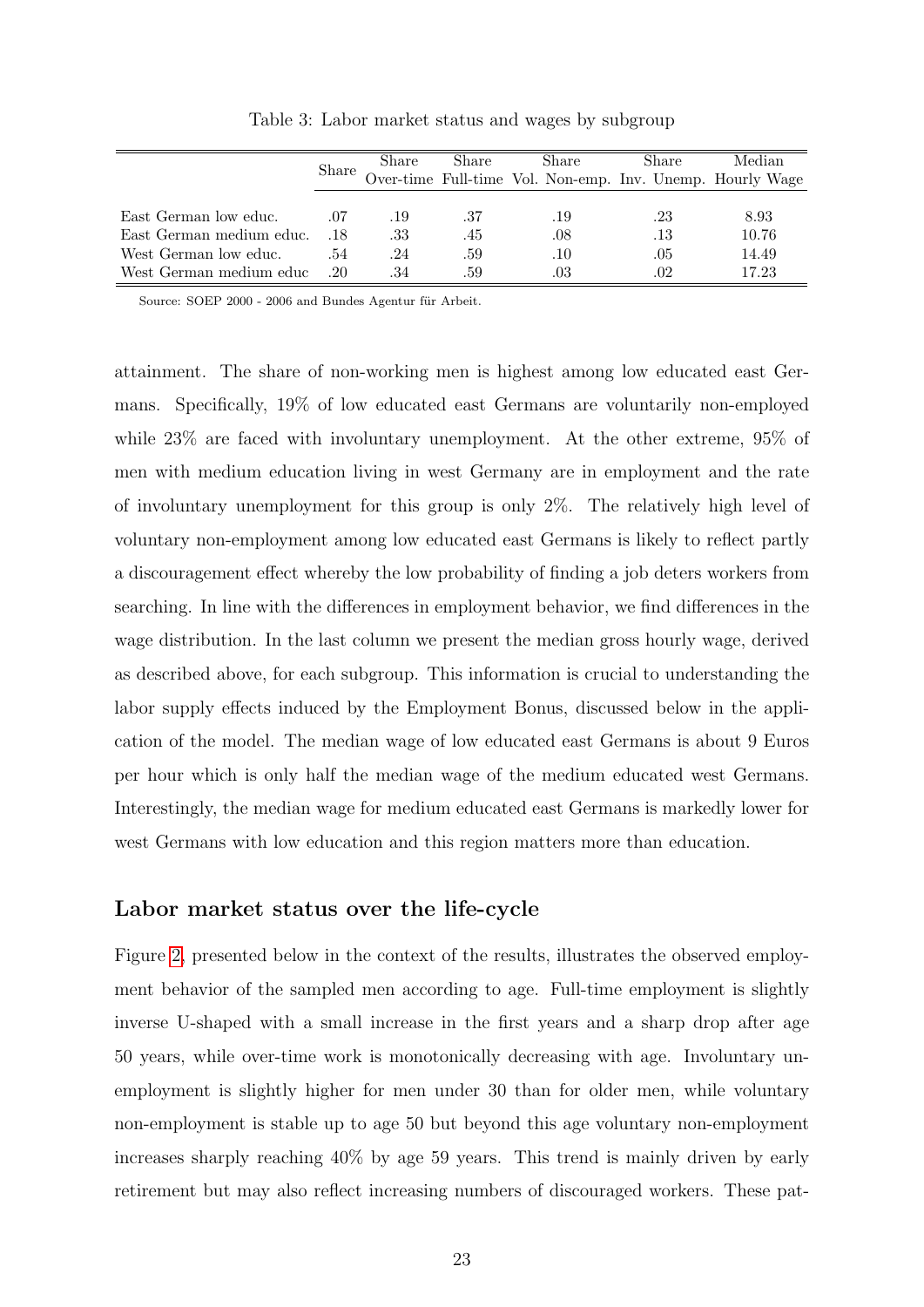Table 3: Labor market status and wages by subgroup

| | Share | Share Over-time | Share Full-time | Share Vol. Non-emp. | Share Inv. Unemp. | Median Hourly Wage |
|---|---|---|---|---|---|---|
| East German low educ. | .07 | .19 | .37 | .19 | .23 | 8.93 |
| East German medium educ. | .18 | .33 | .45 | .08 | .13 | 10.76 |
| West German low educ. | .54 | .24 | .59 | .10 | .05 | 14.49 |
| West German medium educ | .20 | .34 | .59 | .03 | .02 | 17.23 |

Source: SOEP 2000 - 2006 and Bundes Agentur für Arbeit.

attainment. The share of non-working men is highest among low educated east Germans. Specifically, 19% of low educated east Germans are voluntarily non-employed while 23% are faced with involuntary unemployment. At the other extreme, 95% of men with medium education living in west Germany are in employment and the rate of involuntary unemployment for this group is only 2%. The relatively high level of voluntary non-employment among low educated east Germans is likely to reflect partly a discouragement effect whereby the low probability of finding a job deters workers from searching. In line with the differences in employment behavior, we find differences in the wage distribution. In the last column we present the median gross hourly wage, derived as described above, for each subgroup. This information is crucial to understanding the labor supply effects induced by the Employment Bonus, discussed below in the application of the model. The median wage of low educated east Germans is about 9 Euros per hour which is only half the median wage of the medium educated west Germans. Interestingly, the median wage for medium educated east Germans is markedly lower for west Germans with low education and this region matters more than education.

### Labor market status over the life-cycle

Figure 2, presented below in the context of the results, illustrates the observed employment behavior of the sampled men according to age. Full-time employment is slightly inverse U-shaped with a small increase in the first years and a sharp drop after age 50 years, while over-time work is monotonically decreasing with age. Involuntary unemployment is slightly higher for men under 30 than for older men, while voluntary non-employment is stable up to age 50 but beyond this age voluntary non-employment increases sharply reaching 40% by age 59 years. This trend is mainly driven by early retirement but may also reflect increasing numbers of discouraged workers. These pat-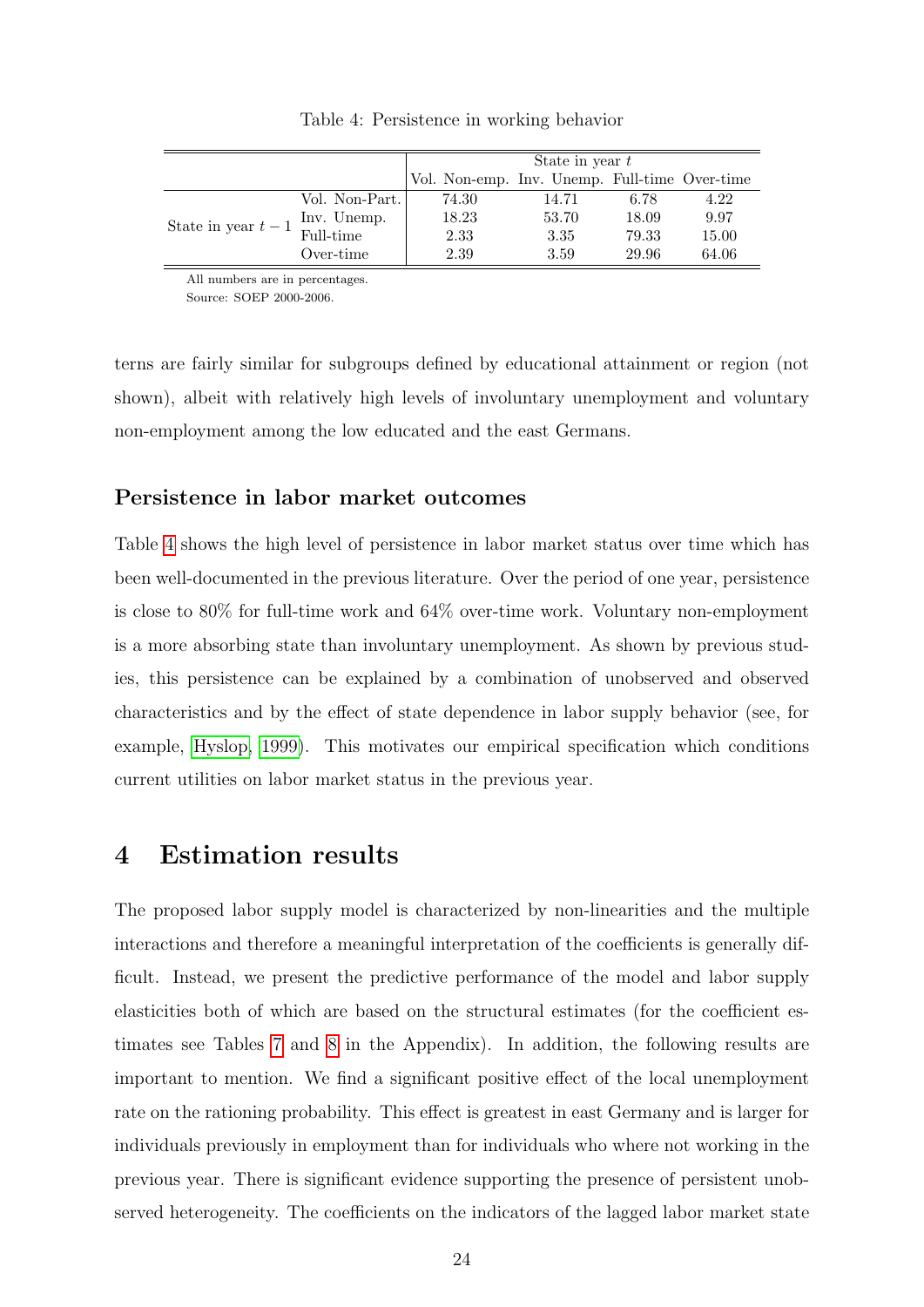Table 4: Persistence in working behavior

| | | State in year $t$ | | | |
|---|---|---|---|---|---|
| | | Vol. Non-emp. | Inv. Unemp. | Full-time | Over-time |
| State in year $t-1$ | Vol. Non-Part. | 74.30 | 14.71 | 6.78 | 4.22 |
| | Inv. Unemp. | 18.23 | 53.70 | 18.09 | 9.97 |
| | Full-time | 2.33 | 3.35 | 79.33 | 15.00 |
| | Over-time | 2.39 | 3.59 | 29.96 | 64.06 |

All numbers are in percentages.
Source: SOEP 2000-2006.

terns are fairly similar for subgroups defined by educational attainment or region (not shown), albeit with relatively high levels of involuntary unemployment and voluntary non-employment among the low educated and the east Germans.

### Persistence in labor market outcomes

Table 4 shows the high level of persistence in labor market status over time which has been well-documented in the previous literature. Over the period of one year, persistence is close to 80% for full-time work and 64% over-time work. Voluntary non-employment is a more absorbing state than involuntary unemployment. As shown by previous studies, this persistence can be explained by a combination of unobserved and observed characteristics and by the effect of state dependence in labor supply behavior (see, for example, Hyslop, 1999). This motivates our empirical specification which conditions current utilities on labor market status in the previous year.

# 4 Estimation results

The proposed labor supply model is characterized by non-linearities and the multiple interactions and therefore a meaningful interpretation of the coefficients is generally difficult. Instead, we present the predictive performance of the model and labor supply elasticities both of which are based on the structural estimates (for the coefficient estimates see Tables 7 and 8 in the Appendix). In addition, the following results are important to mention. We find a significant positive effect of the local unemployment rate on the rationing probability. This effect is greatest in east Germany and is larger for individuals previously in employment than for individuals who where not working in the previous year. There is significant evidence supporting the presence of persistent unobserved heterogeneity. The coefficients on the indicators of the lagged labor market state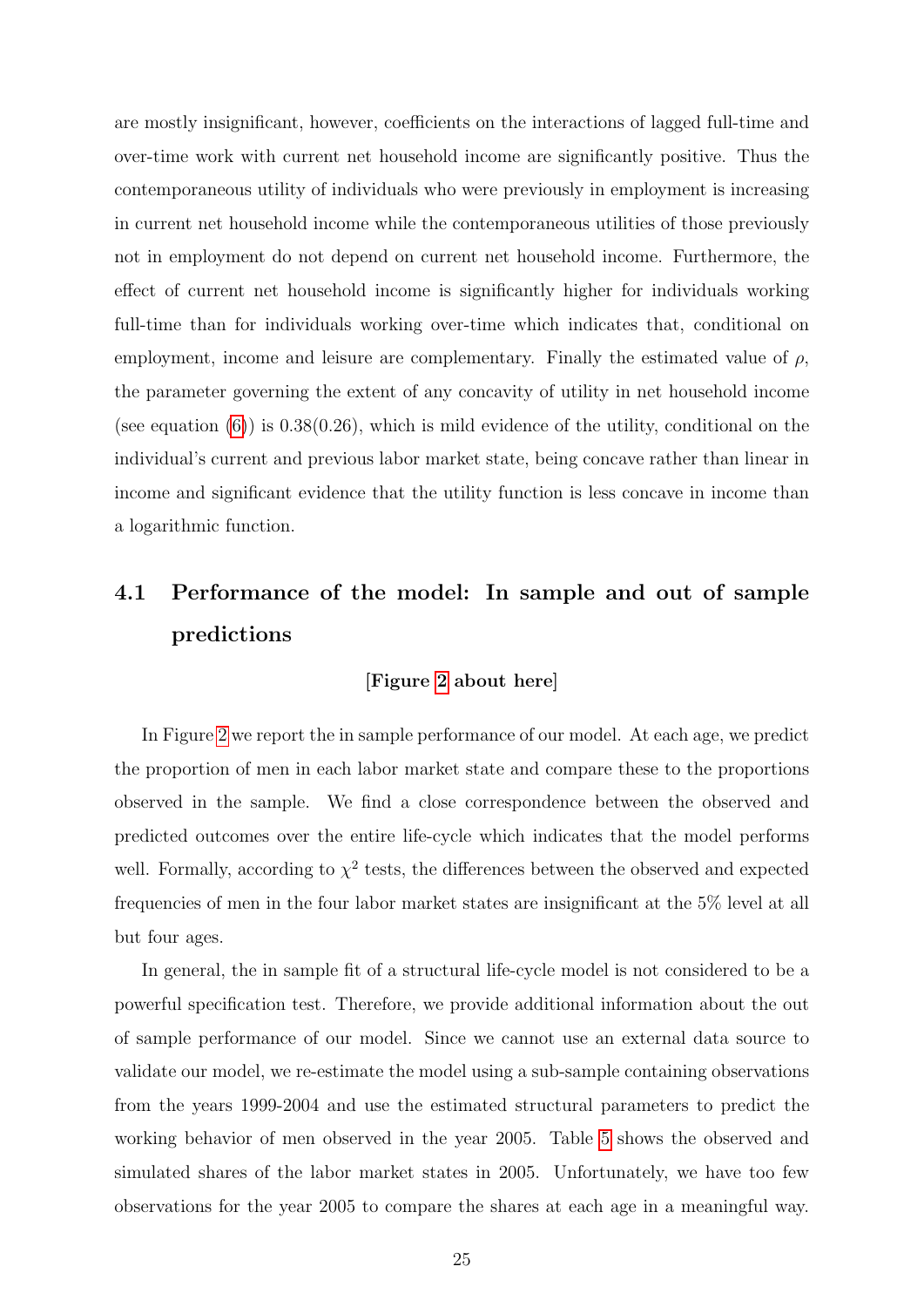are mostly insignificant, however, coefficients on the interactions of lagged full-time and over-time work with current net household income are significantly positive. Thus the contemporaneous utility of individuals who were previously in employment is increasing in current net household income while the contemporaneous utilities of those previously not in employment do not depend on current net household income. Furthermore, the effect of current net household income is significantly higher for individuals working full-time than for individuals working over-time which indicates that, conditional on employment, income and leisure are complementary. Finally the estimated value of $\rho$, the parameter governing the extent of any concavity of utility in net household income (see equation (6)) is 0.38(0.26), which is mild evidence of the utility, conditional on the individual's current and previous labor market state, being concave rather than linear in income and significant evidence that the utility function is less concave in income than a logarithmic function.

## 4.1 Performance of the model: In sample and out of sample predictions

**[Figure 2 about here]**

In Figure 2 we report the in sample performance of our model. At each age, we predict the proportion of men in each labor market state and compare these to the proportions observed in the sample. We find a close correspondence between the observed and predicted outcomes over the entire life-cycle which indicates that the model performs well. Formally, according to $\chi^2$ tests, the differences between the observed and expected frequencies of men in the four labor market states are insignificant at the 5% level at all but four ages.

In general, the in sample fit of a structural life-cycle model is not considered to be a powerful specification test. Therefore, we provide additional information about the out of sample performance of our model. Since we cannot use an external data source to validate our model, we re-estimate the model using a sub-sample containing observations from the years 1999-2004 and use the estimated structural parameters to predict the working behavior of men observed in the year 2005. Table 5 shows the observed and simulated shares of the labor market states in 2005. Unfortunately, we have too few observations for the year 2005 to compare the shares at each age in a meaningful way.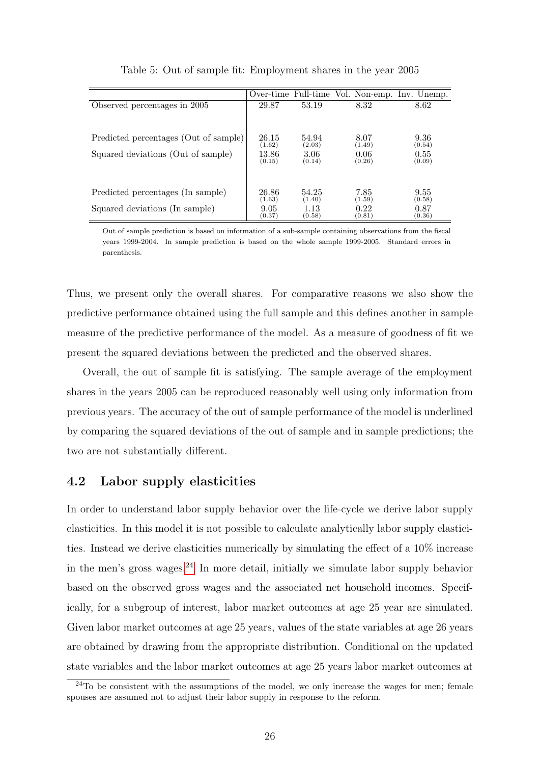Table 5: Out of sample fit: Employment shares in the year 2005

| | Over-time | Full-time | Vol. Non-emp. | Inv. Unemp. |
|---|---|---|---|---|
| Observed percentages in 2005 | 29.87 | 53.19 | 8.32 | 8.62 |
| Predicted percentages (Out of sample) | 26.15 (1.62) | 54.94 (2.03) | 8.07 (1.49) | 9.36 (0.54) |
| Squared deviations (Out of sample) | 13.86 (0.15) | 3.06 (0.14) | 0.06 (0.26) | 0.55 (0.09) |
| Predicted percentages (In sample) | 26.86 (1.63) | 54.25 (1.40) | 7.85 (1.59) | 9.55 (0.58) |
| Squared deviations (In sample) | 9.05 (0.37) | 1.13 (0.58) | 0.22 (0.81) | 0.87 (0.36) |

Out of sample prediction is based on information of a sub-sample containing observations from the fiscal years 1999-2004. In sample prediction is based on the whole sample 1999-2005. Standard errors in parenthesis.

Thus, we present only the overall shares. For comparative reasons we also show the predictive performance obtained using the full sample and this defines another in sample measure of the predictive performance of the model. As a measure of goodness of fit we present the squared deviations between the predicted and the observed shares.

Overall, the out of sample fit is satisfying. The sample average of the employment shares in the years 2005 can be reproduced reasonably well using only information from previous years. The accuracy of the out of sample performance of the model is underlined by comparing the squared deviations of the out of sample and in sample predictions; the two are not substantially different.

## 4.2 Labor supply elasticities

In order to understand labor supply behavior over the life-cycle we derive labor supply elasticities. In this model it is not possible to calculate analytically labor supply elasticities. Instead we derive elasticities numerically by simulating the effect of a 10% increase in the men's gross wages.[24] In more detail, initially we simulate labor supply behavior based on the observed gross wages and the associated net household incomes. Specifically, for a subgroup of interest, labor market outcomes at age 25 year are simulated. Given labor market outcomes at age 25 years, values of the state variables at age 26 years are obtained by drawing from the appropriate distribution. Conditional on the updated state variables and the labor market outcomes at age 25 years labor market outcomes at

[24]To be consistent with the assumptions of the model, we only increase the wages for men; female spouses are assumed not to adjust their labor supply in response to the reform.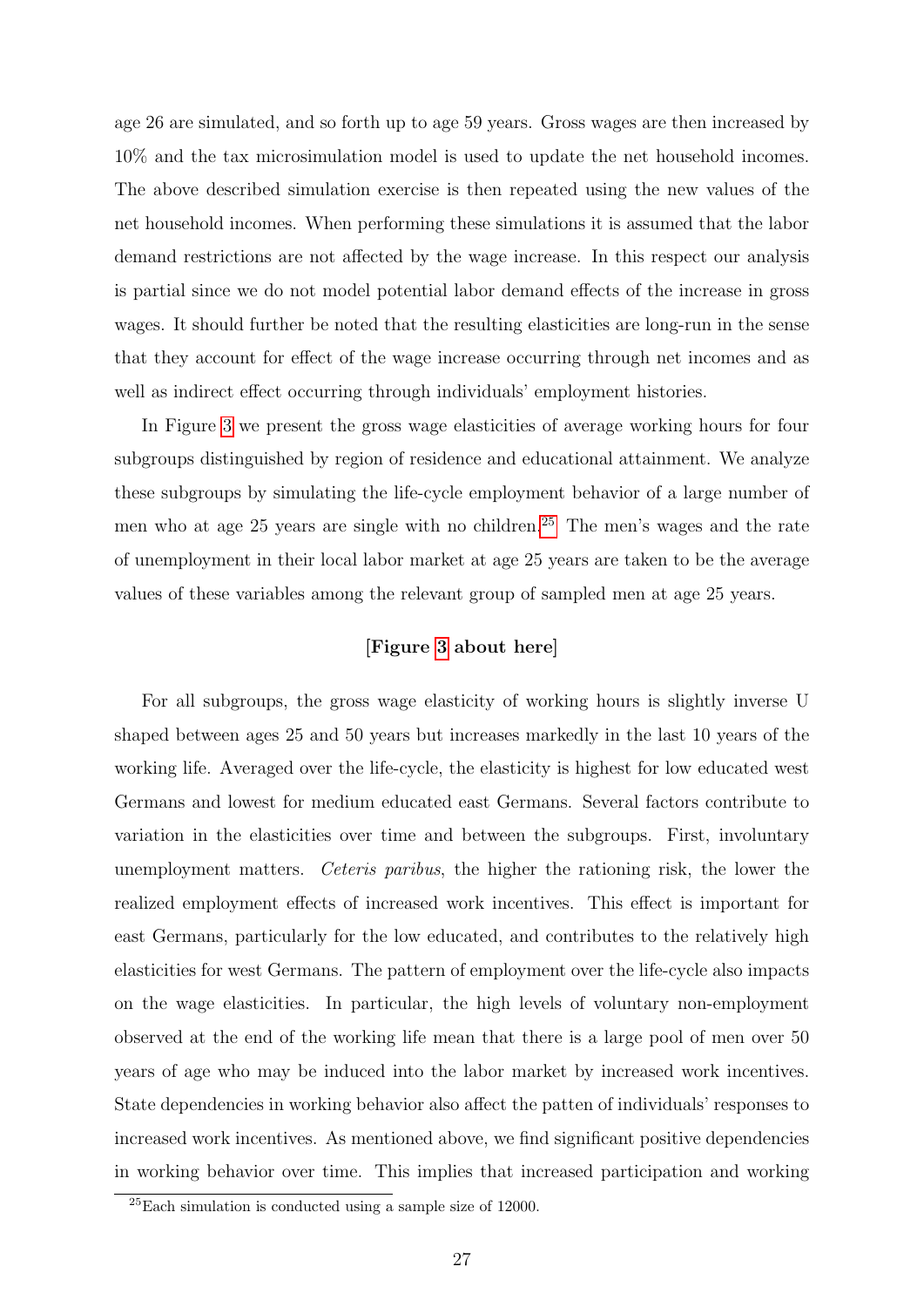age 26 are simulated, and so forth up to age 59 years. Gross wages are then increased by 10% and the tax microsimulation model is used to update the net household incomes. The above described simulation exercise is then repeated using the new values of the net household incomes. When performing these simulations it is assumed that the labor demand restrictions are not affected by the wage increase. In this respect our analysis is partial since we do not model potential labor demand effects of the increase in gross wages. It should further be noted that the resulting elasticities are long-run in the sense that they account for effect of the wage increase occurring through net incomes and as well as indirect effect occurring through individuals' employment histories.

In Figure 3 we present the gross wage elasticities of average working hours for four subgroups distinguished by region of residence and educational attainment. We analyze these subgroups by simulating the life-cycle employment behavior of a large number of men who at age 25 years are single with no children.[25] The men's wages and the rate of unemployment in their local labor market at age 25 years are taken to be the average values of these variables among the relevant group of sampled men at age 25 years.

**[Figure 3 about here]**

For all subgroups, the gross wage elasticity of working hours is slightly inverse U shaped between ages 25 and 50 years but increases markedly in the last 10 years of the working life. Averaged over the life-cycle, the elasticity is highest for low educated west Germans and lowest for medium educated east Germans. Several factors contribute to variation in the elasticities over time and between the subgroups. First, involuntary unemployment matters. *Ceteris paribus*, the higher the rationing risk, the lower the realized employment effects of increased work incentives. This effect is important for east Germans, particularly for the low educated, and contributes to the relatively high elasticities for west Germans. The pattern of employment over the life-cycle also impacts on the wage elasticities. In particular, the high levels of voluntary non-employment observed at the end of the working life mean that there is a large pool of men over 50 years of age who may be induced into the labor market by increased work incentives. State dependencies in working behavior also affect the patten of individuals' responses to increased work incentives. As mentioned above, we find significant positive dependencies in working behavior over time. This implies that increased participation and working

[25] Each simulation is conducted using a sample size of 12000.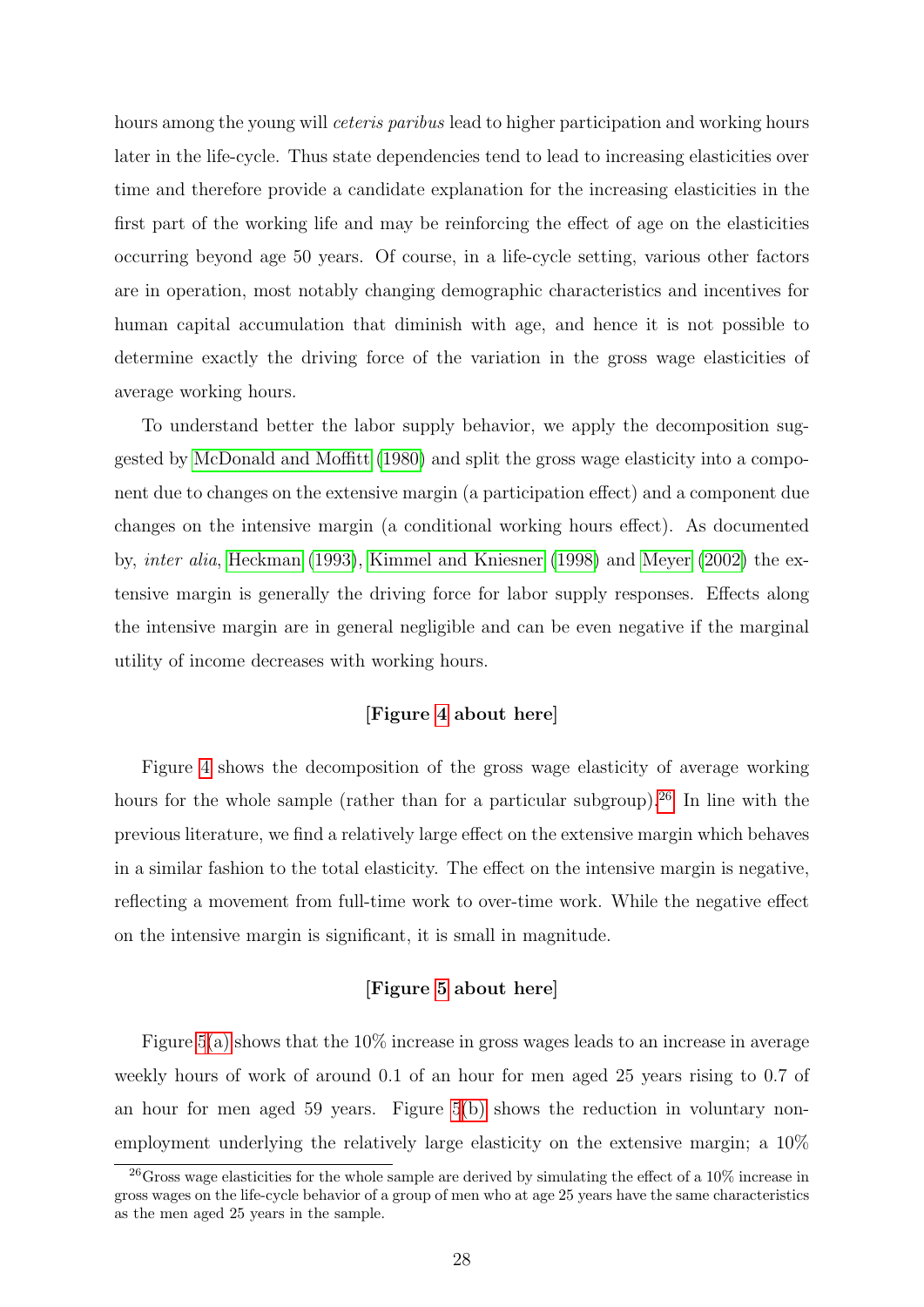hours among the young will *ceteris paribus* lead to higher participation and working hours later in the life-cycle. Thus state dependencies tend to lead to increasing elasticities over time and therefore provide a candidate explanation for the increasing elasticities in the first part of the working life and may be reinforcing the effect of age on the elasticities occurring beyond age 50 years. Of course, in a life-cycle setting, various other factors are in operation, most notably changing demographic characteristics and incentives for human capital accumulation that diminish with age, and hence it is not possible to determine exactly the driving force of the variation in the gross wage elasticities of average working hours.

To understand better the labor supply behavior, we apply the decomposition suggested by McDonald and Moffitt (1980) and split the gross wage elasticity into a component due to changes on the extensive margin (a participation effect) and a component due changes on the intensive margin (a conditional working hours effect). As documented by, *inter alia*, Heckman (1993), Kimmel and Kniesner (1998) and Meyer (2002) the extensive margin is generally the driving force for labor supply responses. Effects along the intensive margin are in general negligible and can be even negative if the marginal utility of income decreases with working hours.

**[Figure 4 about here]**

Figure 4 shows the decomposition of the gross wage elasticity of average working hours for the whole sample (rather than for a particular subgroup).[26] In line with the previous literature, we find a relatively large effect on the extensive margin which behaves in a similar fashion to the total elasticity. The effect on the intensive margin is negative, reflecting a movement from full-time work to over-time work. While the negative effect on the intensive margin is significant, it is small in magnitude.

**[Figure 5 about here]**

Figure 5(a) shows that the 10% increase in gross wages leads to an increase in average weekly hours of work of around 0.1 of an hour for men aged 25 years rising to 0.7 of an hour for men aged 59 years. Figure 5(b) shows the reduction in voluntary non-employment underlying the relatively large elasticity on the extensive margin; a 10%

---

[26] Gross wage elasticities for the whole sample are derived by simulating the effect of a 10% increase in gross wages on the life-cycle behavior of a group of men who at age 25 years have the same characteristics as the men aged 25 years in the sample.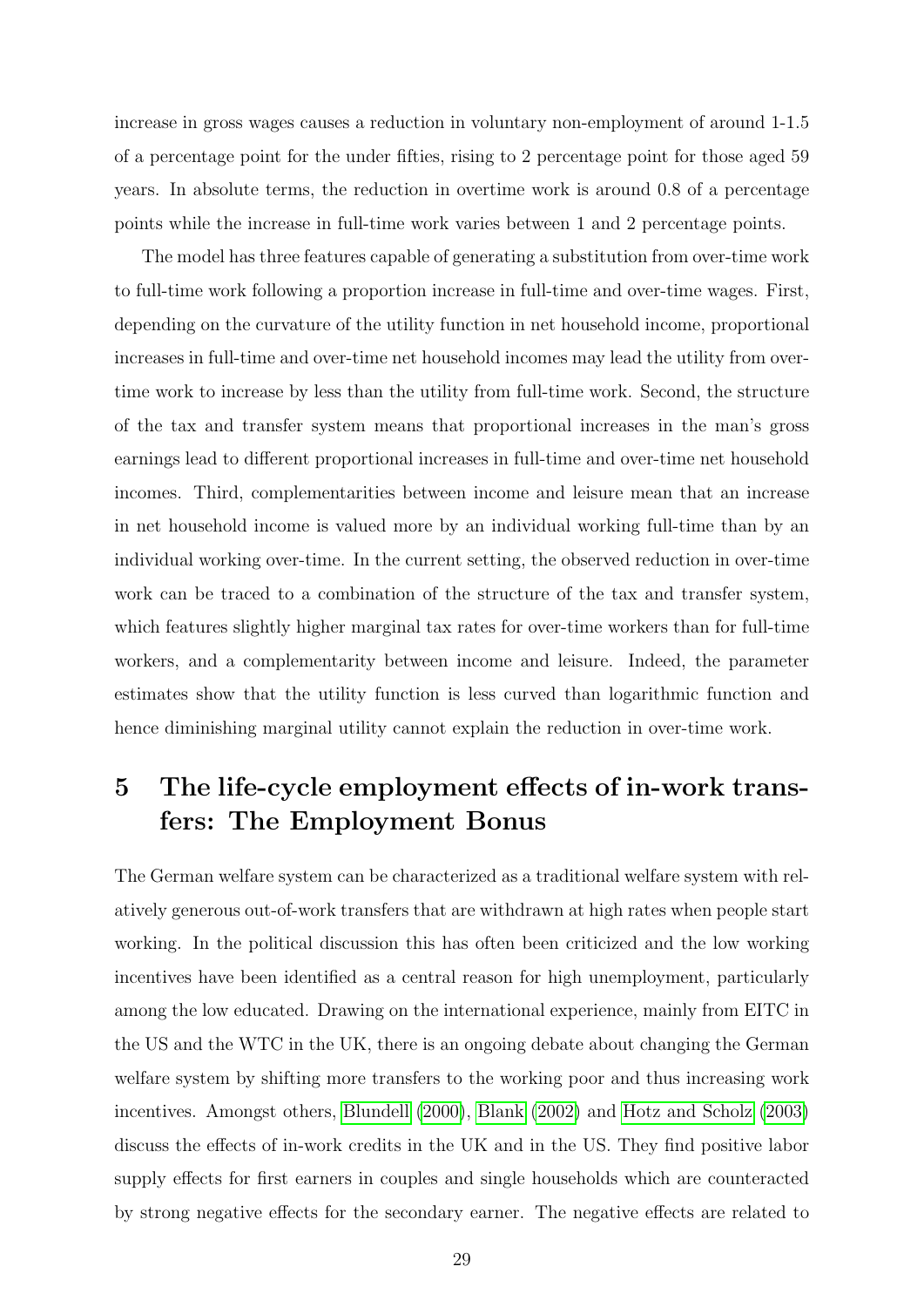increase in gross wages causes a reduction in voluntary non-employment of around 1-1.5 of a percentage point for the under fifties, rising to 2 percentage point for those aged 59 years. In absolute terms, the reduction in overtime work is around 0.8 of a percentage points while the increase in full-time work varies between 1 and 2 percentage points.

The model has three features capable of generating a substitution from over-time work to full-time work following a proportion increase in full-time and over-time wages. First, depending on the curvature of the utility function in net household income, proportional increases in full-time and over-time net household incomes may lead the utility from over-time work to increase by less than the utility from full-time work. Second, the structure of the tax and transfer system means that proportional increases in the man's gross earnings lead to different proportional increases in full-time and over-time net household incomes. Third, complementarities between income and leisure mean that an increase in net household income is valued more by an individual working full-time than by an individual working over-time. In the current setting, the observed reduction in over-time work can be traced to a combination of the structure of the tax and transfer system, which features slightly higher marginal tax rates for over-time workers than for full-time workers, and a complementarity between income and leisure. Indeed, the parameter estimates show that the utility function is less curved than logarithmic function and hence diminishing marginal utility cannot explain the reduction in over-time work.

# 5 The life-cycle employment effects of in-work transfers: The Employment Bonus

The German welfare system can be characterized as a traditional welfare system with relatively generous out-of-work transfers that are withdrawn at high rates when people start working. In the political discussion this has often been criticized and the low working incentives have been identified as a central reason for high unemployment, particularly among the low educated. Drawing on the international experience, mainly from EITC in the US and the WTC in the UK, there is an ongoing debate about changing the German welfare system by shifting more transfers to the working poor and thus increasing work incentives. Amongst others, Blundell (2000), Blank (2002) and Hotz and Scholz (2003) discuss the effects of in-work credits in the UK and in the US. They find positive labor supply effects for first earners in couples and single households which are counteracted by strong negative effects for the secondary earner. The negative effects are related to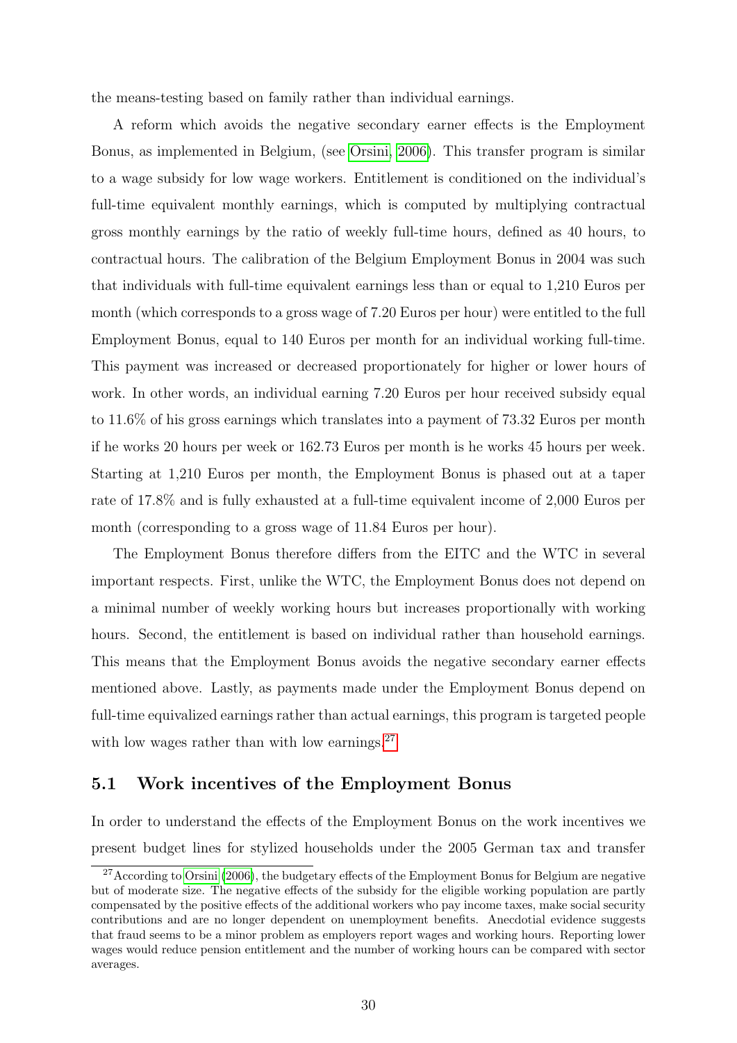the means-testing based on family rather than individual earnings.

A reform which avoids the negative secondary earner effects is the Employment Bonus, as implemented in Belgium, (see Orsini, 2006). This transfer program is similar to a wage subsidy for low wage workers. Entitlement is conditioned on the individual's full-time equivalent monthly earnings, which is computed by multiplying contractual gross monthly earnings by the ratio of weekly full-time hours, defined as 40 hours, to contractual hours. The calibration of the Belgium Employment Bonus in 2004 was such that individuals with full-time equivalent earnings less than or equal to 1,210 Euros per month (which corresponds to a gross wage of 7.20 Euros per hour) were entitled to the full Employment Bonus, equal to 140 Euros per month for an individual working full-time. This payment was increased or decreased proportionately for higher or lower hours of work. In other words, an individual earning 7.20 Euros per hour received subsidy equal to 11.6% of his gross earnings which translates into a payment of 73.32 Euros per month if he works 20 hours per week or 162.73 Euros per month is he works 45 hours per week. Starting at 1,210 Euros per month, the Employment Bonus is phased out at a taper rate of 17.8% and is fully exhausted at a full-time equivalent income of 2,000 Euros per month (corresponding to a gross wage of 11.84 Euros per hour).

The Employment Bonus therefore differs from the EITC and the WTC in several important respects. First, unlike the WTC, the Employment Bonus does not depend on a minimal number of weekly working hours but increases proportionally with working hours. Second, the entitlement is based on individual rather than household earnings. This means that the Employment Bonus avoids the negative secondary earner effects mentioned above. Lastly, as payments made under the Employment Bonus depend on full-time equivalized earnings rather than actual earnings, this program is targeted people with low wages rather than with low earnings.[27]

## 5.1 Work incentives of the Employment Bonus

In order to understand the effects of the Employment Bonus on the work incentives we present budget lines for stylized households under the 2005 German tax and transfer

[27] According to Orsini (2006), the budgetary effects of the Employment Bonus for Belgium are negative but of moderate size. The negative effects of the subsidy for the eligible working population are partly compensated by the positive effects of the additional workers who pay income taxes, make social security contributions and are no longer dependent on unemployment benefits. Anecdotial evidence suggests that fraud seems to be a minor problem as employers report wages and working hours. Reporting lower wages would reduce pension entitlement and the number of working hours can be compared with sector averages.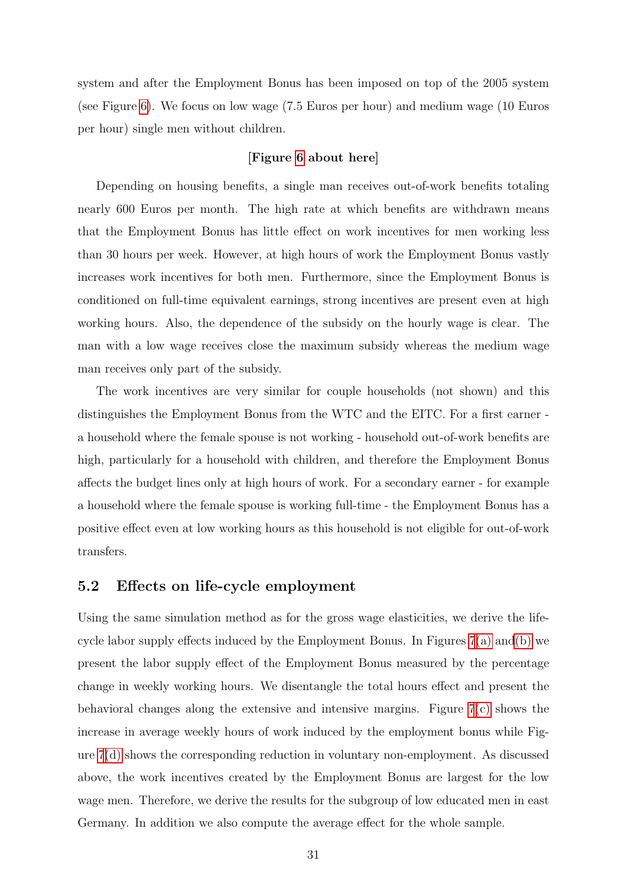system and after the Employment Bonus has been imposed on top of the 2005 system (see Figure 6). We focus on low wage (7.5 Euros per hour) and medium wage (10 Euros per hour) single men without children.

**[Figure 6 about here]**

Depending on housing benefits, a single man receives out-of-work benefits totaling nearly 600 Euros per month. The high rate at which benefits are withdrawn means that the Employment Bonus has little effect on work incentives for men working less than 30 hours per week. However, at high hours of work the Employment Bonus vastly increases work incentives for both men. Furthermore, since the Employment Bonus is conditioned on full-time equivalent earnings, strong incentives are present even at high working hours. Also, the dependence of the subsidy on the hourly wage is clear. The man with a low wage receives close the maximum subsidy whereas the medium wage man receives only part of the subsidy.

The work incentives are very similar for couple households (not shown) and this distinguishes the Employment Bonus from the WTC and the EITC. For a first earner - a household where the female spouse is not working - household out-of-work benefits are high, particularly for a household with children, and therefore the Employment Bonus affects the budget lines only at high hours of work. For a secondary earner - for example a household where the female spouse is working full-time - the Employment Bonus has a positive effect even at low working hours as this household is not eligible for out-of-work transfers.

## 5.2 Effects on life-cycle employment

Using the same simulation method as for the gross wage elasticities, we derive the life-cycle labor supply effects induced by the Employment Bonus. In Figures 7(a) and(b) we present the labor supply effect of the Employment Bonus measured by the percentage change in weekly working hours. We disentangle the total hours effect and present the behavioral changes along the extensive and intensive margins. Figure 7(c) shows the increase in average weekly hours of work induced by the employment bonus while Figure 7(d) shows the corresponding reduction in voluntary non-employment. As discussed above, the work incentives created by the Employment Bonus are largest for the low wage men. Therefore, we derive the results for the subgroup of low educated men in east Germany. In addition we also compute the average effect for the whole sample.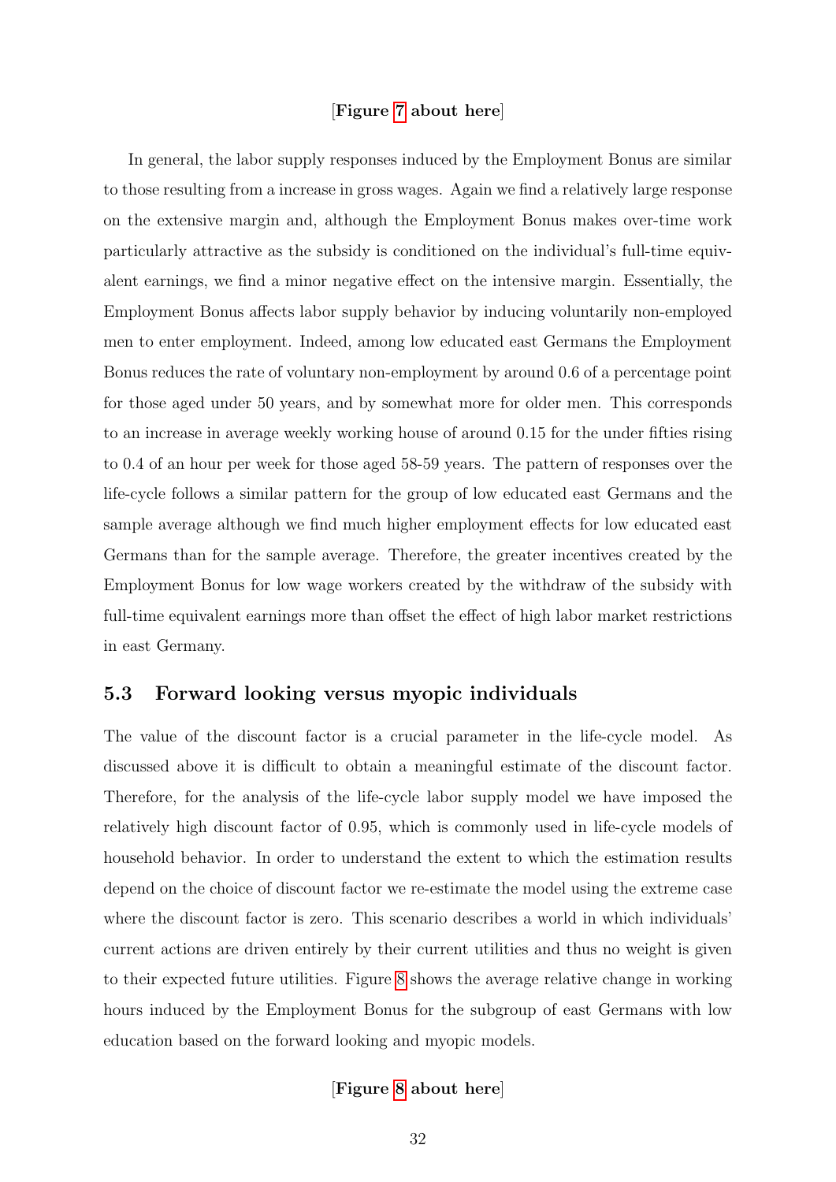[**Figure 7 about here**]

In general, the labor supply responses induced by the Employment Bonus are similar to those resulting from a increase in gross wages. Again we find a relatively large response on the extensive margin and, although the Employment Bonus makes over-time work particularly attractive as the subsidy is conditioned on the individual's full-time equivalent earnings, we find a minor negative effect on the intensive margin. Essentially, the Employment Bonus affects labor supply behavior by inducing voluntarily non-employed men to enter employment. Indeed, among low educated east Germans the Employment Bonus reduces the rate of voluntary non-employment by around 0.6 of a percentage point for those aged under 50 years, and by somewhat more for older men. This corresponds to an increase in average weekly working house of around 0.15 for the under fifties rising to 0.4 of an hour per week for those aged 58-59 years. The pattern of responses over the life-cycle follows a similar pattern for the group of low educated east Germans and the sample average although we find much higher employment effects for low educated east Germans than for the sample average. Therefore, the greater incentives created by the Employment Bonus for low wage workers created by the withdraw of the subsidy with full-time equivalent earnings more than offset the effect of high labor market restrictions in east Germany.

### 5.3 Forward looking versus myopic individuals

The value of the discount factor is a crucial parameter in the life-cycle model. As discussed above it is difficult to obtain a meaningful estimate of the discount factor. Therefore, for the analysis of the life-cycle labor supply model we have imposed the relatively high discount factor of 0.95, which is commonly used in life-cycle models of household behavior. In order to understand the extent to which the estimation results depend on the choice of discount factor we re-estimate the model using the extreme case where the discount factor is zero. This scenario describes a world in which individuals' current actions are driven entirely by their current utilities and thus no weight is given to their expected future utilities. Figure 8 shows the average relative change in working hours induced by the Employment Bonus for the subgroup of east Germans with low education based on the forward looking and myopic models.

[**Figure 8 about here**]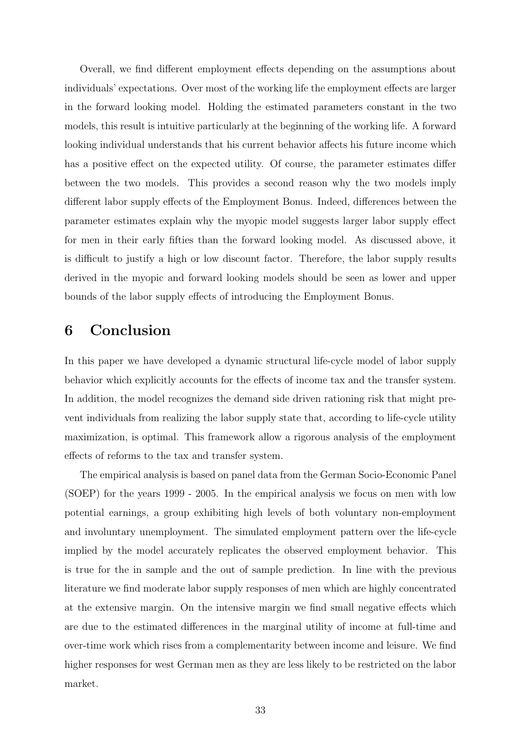Overall, we find different employment effects depending on the assumptions about individuals' expectations. Over most of the working life the employment effects are larger in the forward looking model. Holding the estimated parameters constant in the two models, this result is intuitive particularly at the beginning of the working life. A forward looking individual understands that his current behavior affects his future income which has a positive effect on the expected utility. Of course, the parameter estimates differ between the two models. This provides a second reason why the two models imply different labor supply effects of the Employment Bonus. Indeed, differences between the parameter estimates explain why the myopic model suggests larger labor supply effect for men in their early fifties than the forward looking model. As discussed above, it is difficult to justify a high or low discount factor. Therefore, the labor supply results derived in the myopic and forward looking models should be seen as lower and upper bounds of the labor supply effects of introducing the Employment Bonus.

# 6 Conclusion

In this paper we have developed a dynamic structural life-cycle model of labor supply behavior which explicitly accounts for the effects of income tax and the transfer system. In addition, the model recognizes the demand side driven rationing risk that might prevent individuals from realizing the labor supply state that, according to life-cycle utility maximization, is optimal. This framework allow a rigorous analysis of the employment effects of reforms to the tax and transfer system.

The empirical analysis is based on panel data from the German Socio-Economic Panel (SOEP) for the years 1999 - 2005. In the empirical analysis we focus on men with low potential earnings, a group exhibiting high levels of both voluntary non-employment and involuntary unemployment. The simulated employment pattern over the life-cycle implied by the model accurately replicates the observed employment behavior. This is true for the in sample and the out of sample prediction. In line with the previous literature we find moderate labor supply responses of men which are highly concentrated at the extensive margin. On the intensive margin we find small negative effects which are due to the estimated differences in the marginal utility of income at full-time and over-time work which rises from a complementarity between income and leisure. We find higher responses for west German men as they are less likely to be restricted on the labor market.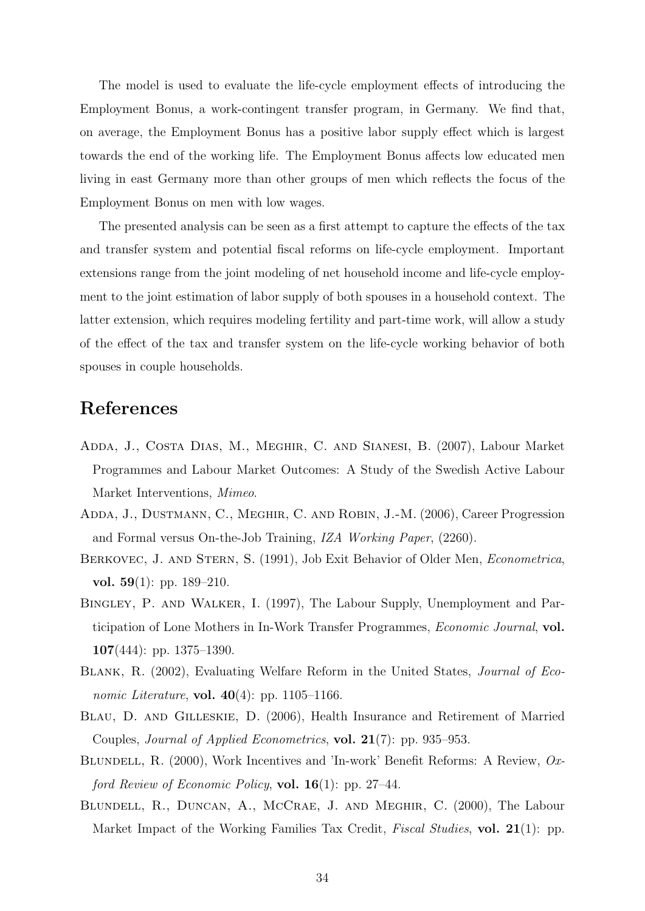The model is used to evaluate the life-cycle employment effects of introducing the Employment Bonus, a work-contingent transfer program, in Germany. We find that, on average, the Employment Bonus has a positive labor supply effect which is largest towards the end of the working life. The Employment Bonus affects low educated men living in east Germany more than other groups of men which reflects the focus of the Employment Bonus on men with low wages.

The presented analysis can be seen as a first attempt to capture the effects of the tax and transfer system and potential fiscal reforms on life-cycle employment. Important extensions range from the joint modeling of net household income and life-cycle employment to the joint estimation of labor supply of both spouses in a household context. The latter extension, which requires modeling fertility and part-time work, will allow a study of the effect of the tax and transfer system on the life-cycle working behavior of both spouses in couple households.

# References

Adda, J., Costa Dias, M., Meghir, C. and Sianesi, B. (2007), Labour Market Programmes and Labour Market Outcomes: A Study of the Swedish Active Labour Market Interventions, *Mimeo*.

Adda, J., Dustmann, C., Meghir, C. and Robin, J.-M. (2006), Career Progression and Formal versus On-the-Job Training, *IZA Working Paper*, (2260).

Berkovec, J. and Stern, S. (1991), Job Exit Behavior of Older Men, *Econometrica*, **vol. 59**(1): pp. 189–210.

Bingley, P. and Walker, I. (1997), The Labour Supply, Unemployment and Participation of Lone Mothers in In-Work Transfer Programmes, *Economic Journal*, **vol. 107**(444): pp. 1375–1390.

Blank, R. (2002), Evaluating Welfare Reform in the United States, *Journal of Economic Literature*, **vol. 40**(4): pp. 1105–1166.

Blau, D. and Gilleskie, D. (2006), Health Insurance and Retirement of Married Couples, *Journal of Applied Econometrics*, **vol. 21**(7): pp. 935–953.

Blundell, R. (2000), Work Incentives and 'In-work' Benefit Reforms: A Review, *Oxford Review of Economic Policy*, **vol. 16**(1): pp. 27–44.

Blundell, R., Duncan, A., McCrae, J. and Meghir, C. (2000), The Labour Market Impact of the Working Families Tax Credit, *Fiscal Studies*, **vol. 21**(1): pp.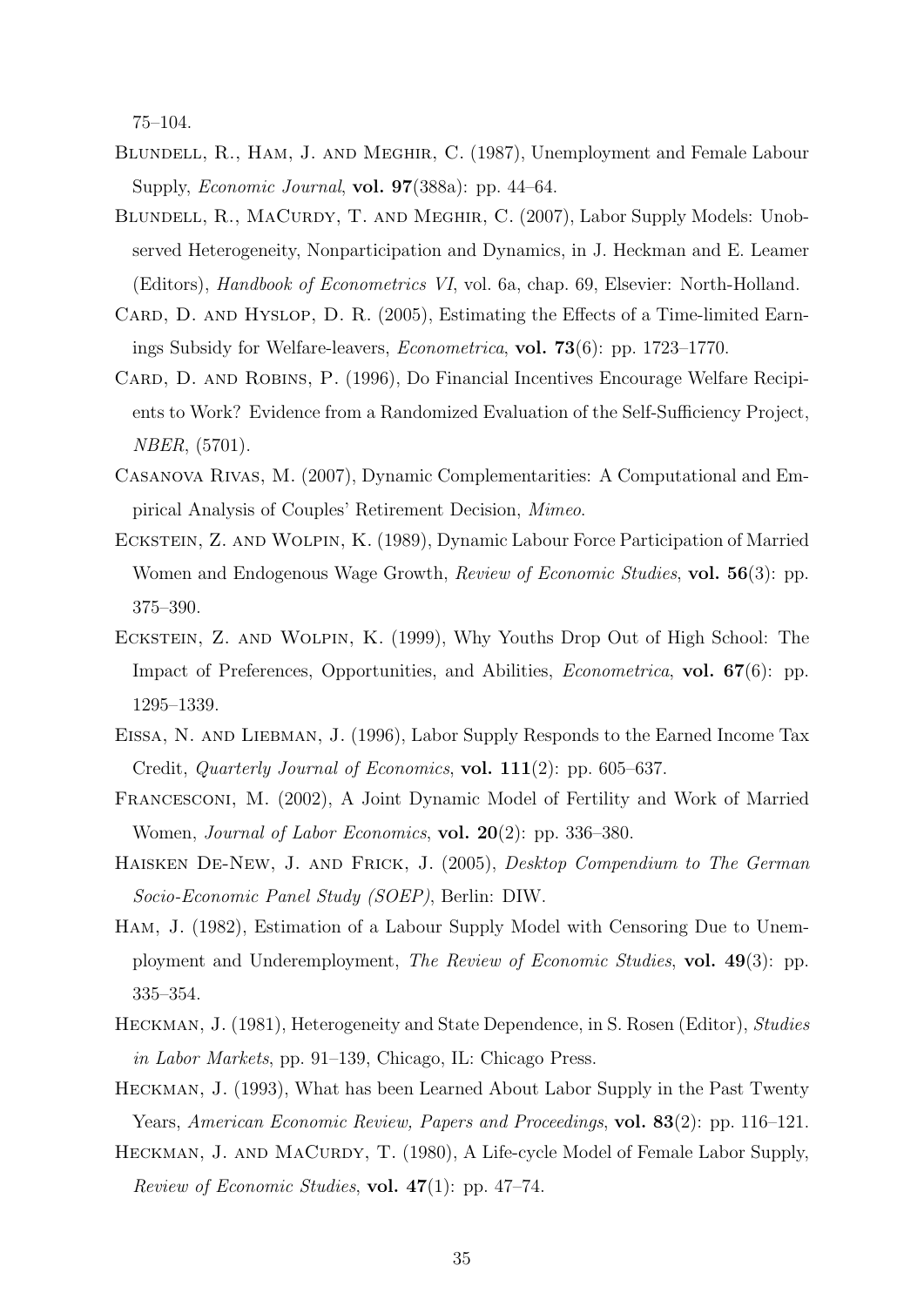75–104.

Blundell, R., Ham, J. and Meghir, C. (1987), Unemployment and Female Labour Supply, *Economic Journal*, **vol. 97**(388a): pp. 44–64.

Blundell, R., MaCurdy, T. and Meghir, C. (2007), Labor Supply Models: Unobserved Heterogeneity, Nonparticipation and Dynamics, in J. Heckman and E. Leamer (Editors), *Handbook of Econometrics VI*, vol. 6a, chap. 69, Elsevier: North-Holland.

Card, D. and Hyslop, D. R. (2005), Estimating the Effects of a Time-limited Earnings Subsidy for Welfare-leavers, *Econometrica*, **vol. 73**(6): pp. 1723–1770.

Card, D. and Robins, P. (1996), Do Financial Incentives Encourage Welfare Recipients to Work? Evidence from a Randomized Evaluation of the Self-Sufficiency Project, *NBER*, (5701).

Casanova Rivas, M. (2007), Dynamic Complementarities: A Computational and Empirical Analysis of Couples' Retirement Decision, *Mimeo*.

Eckstein, Z. and Wolpin, K. (1989), Dynamic Labour Force Participation of Married Women and Endogenous Wage Growth, *Review of Economic Studies*, **vol. 56**(3): pp. 375–390.

Eckstein, Z. and Wolpin, K. (1999), Why Youths Drop Out of High School: The Impact of Preferences, Opportunities, and Abilities, *Econometrica*, **vol. 67**(6): pp. 1295–1339.

Eissa, N. and Liebman, J. (1996), Labor Supply Responds to the Earned Income Tax Credit, *Quarterly Journal of Economics*, **vol. 111**(2): pp. 605–637.

Francesconi, M. (2002), A Joint Dynamic Model of Fertility and Work of Married Women, *Journal of Labor Economics*, **vol. 20**(2): pp. 336–380.

Haisken De-New, J. and Frick, J. (2005), *Desktop Compendium to The German Socio-Economic Panel Study (SOEP)*, Berlin: DIW.

Ham, J. (1982), Estimation of a Labour Supply Model with Censoring Due to Unemployment and Underemployment, *The Review of Economic Studies*, **vol. 49**(3): pp. 335–354.

Heckman, J. (1981), Heterogeneity and State Dependence, in S. Rosen (Editor), *Studies in Labor Markets*, pp. 91–139, Chicago, IL: Chicago Press.

Heckman, J. (1993), What has been Learned About Labor Supply in the Past Twenty Years, *American Economic Review, Papers and Proceedings*, **vol. 83**(2): pp. 116–121.

Heckman, J. and MaCurdy, T. (1980), A Life-cycle Model of Female Labor Supply, *Review of Economic Studies*, **vol. 47**(1): pp. 47–74.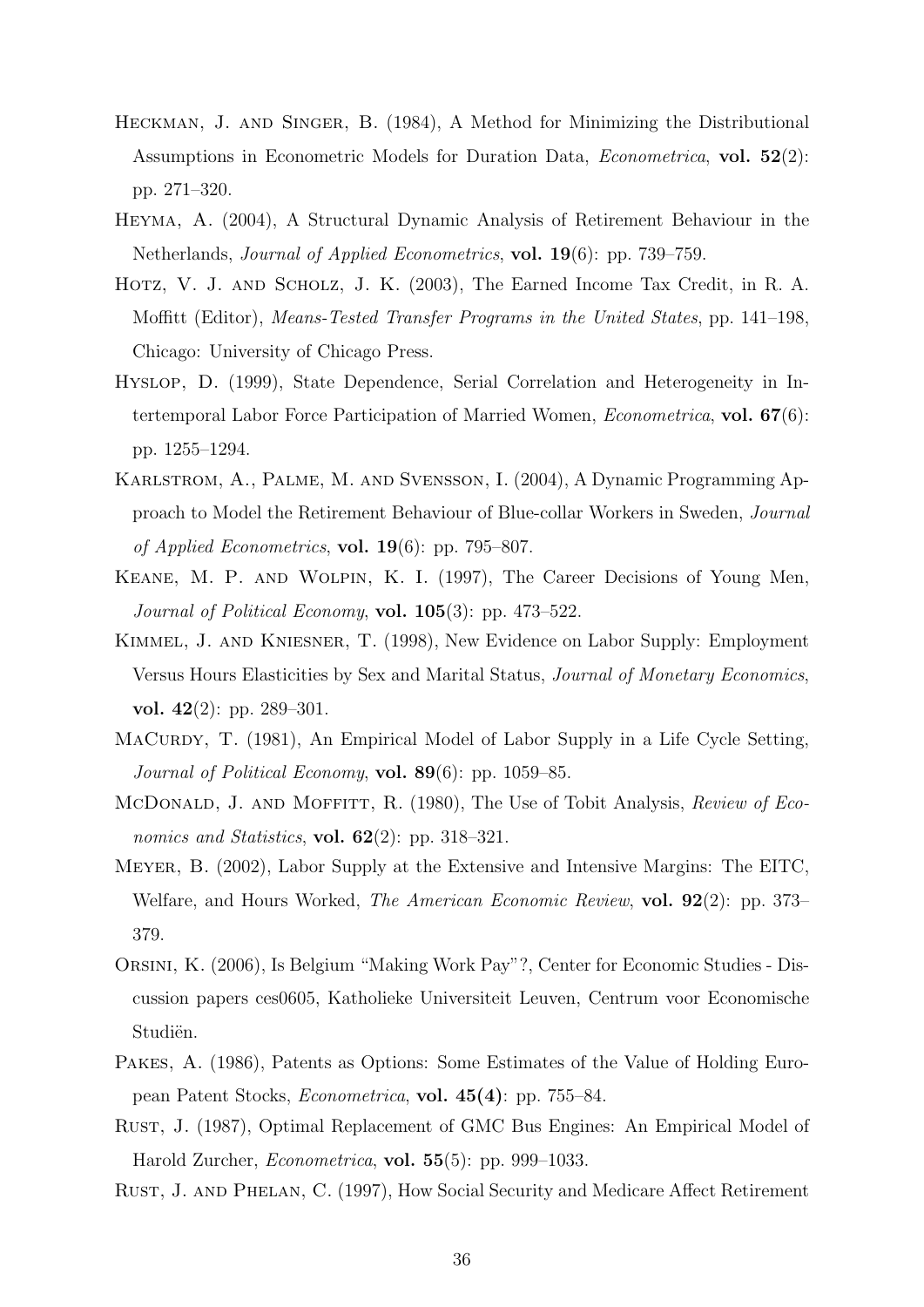Heckman, J. and Singer, B. (1984), A Method for Minimizing the Distributional Assumptions in Econometric Models for Duration Data, *Econometrica*, **vol. 52**(2): pp. 271–320.

Heyma, A. (2004), A Structural Dynamic Analysis of Retirement Behaviour in the Netherlands, *Journal of Applied Econometrics*, **vol. 19**(6): pp. 739–759.

Hotz, V. J. and Scholz, J. K. (2003), The Earned Income Tax Credit, in R. A. Moffitt (Editor), *Means-Tested Transfer Programs in the United States*, pp. 141–198, Chicago: University of Chicago Press.

Hyslop, D. (1999), State Dependence, Serial Correlation and Heterogeneity in Intertemporal Labor Force Participation of Married Women, *Econometrica*, **vol. 67**(6): pp. 1255–1294.

Karlstrom, A., Palme, M. and Svensson, I. (2004), A Dynamic Programming Approach to Model the Retirement Behaviour of Blue-collar Workers in Sweden, *Journal of Applied Econometrics*, **vol. 19**(6): pp. 795–807.

Keane, M. P. and Wolpin, K. I. (1997), The Career Decisions of Young Men, *Journal of Political Economy*, **vol. 105**(3): pp. 473–522.

Kimmel, J. and Kniesner, T. (1998), New Evidence on Labor Supply: Employment Versus Hours Elasticities by Sex and Marital Status, *Journal of Monetary Economics*, **vol. 42**(2): pp. 289–301.

MaCurdy, T. (1981), An Empirical Model of Labor Supply in a Life Cycle Setting, *Journal of Political Economy*, **vol. 89**(6): pp. 1059–85.

McDonald, J. and Moffitt, R. (1980), The Use of Tobit Analysis, *Review of Economics and Statistics*, **vol. 62**(2): pp. 318–321.

Meyer, B. (2002), Labor Supply at the Extensive and Intensive Margins: The EITC, Welfare, and Hours Worked, *The American Economic Review*, **vol. 92**(2): pp. 373–379.

Orsini, K. (2006), Is Belgium "Making Work Pay"?, Center for Economic Studies - Discussion papers ces0605, Katholieke Universiteit Leuven, Centrum voor Economische Studiën.

Pakes, A. (1986), Patents as Options: Some Estimates of the Value of Holding European Patent Stocks, *Econometrica*, **vol. 45(4)**: pp. 755–84.

Rust, J. (1987), Optimal Replacement of GMC Bus Engines: An Empirical Model of Harold Zurcher, *Econometrica*, **vol. 55**(5): pp. 999–1033.

Rust, J. and Phelan, C. (1997), How Social Security and Medicare Affect Retirement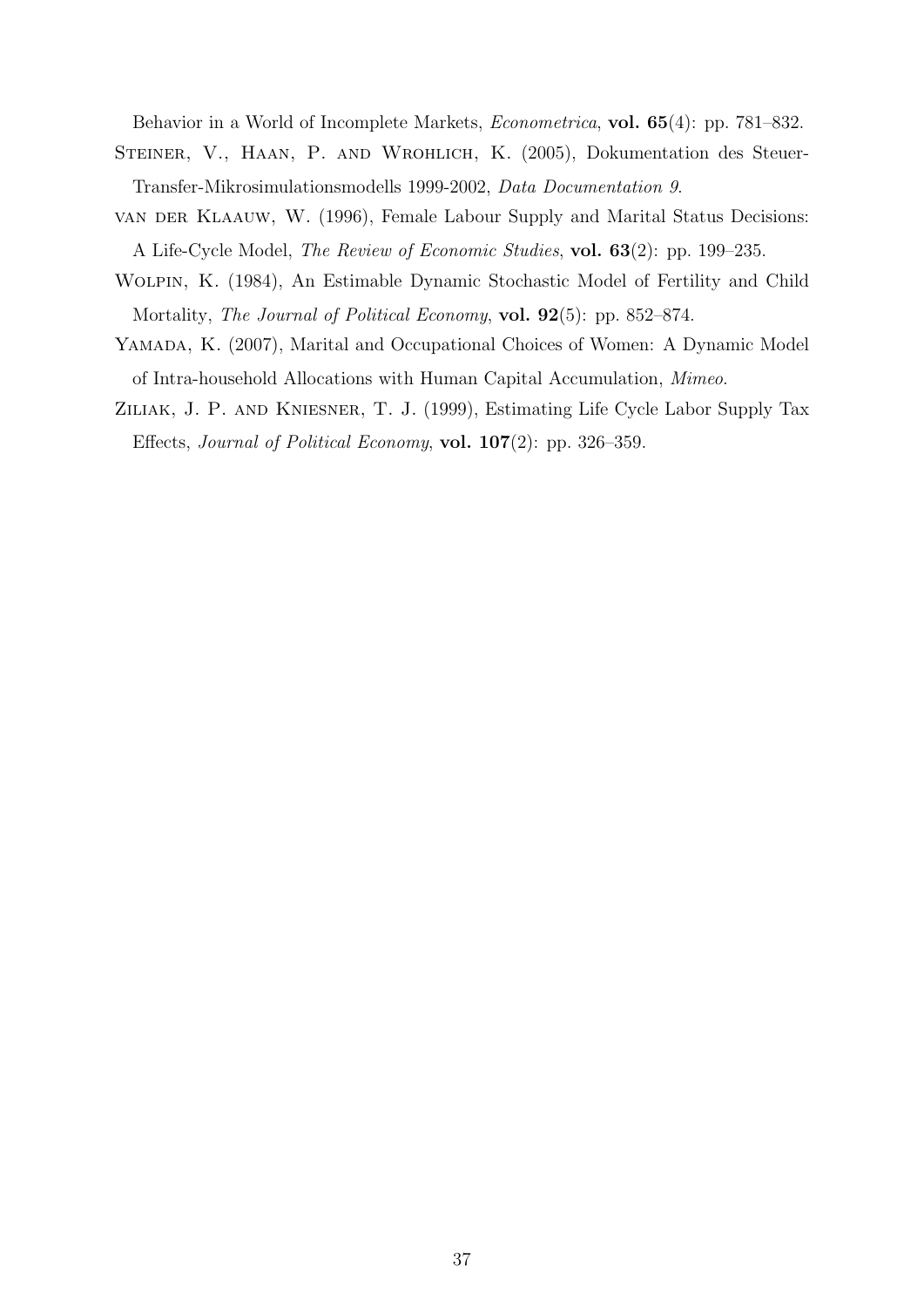Behavior in a World of Incomplete Markets, *Econometrica*, **vol. 65**(4): pp. 781–832.

Steiner, V., Haan, P. and Wrohlich, K. (2005), Dokumentation des Steuer-Transfer-Mikrosimulationsmodells 1999-2002, *Data Documentation 9*.

van der Klaauw, W. (1996), Female Labour Supply and Marital Status Decisions: A Life-Cycle Model, *The Review of Economic Studies*, **vol. 63**(2): pp. 199–235.

Wolpin, K. (1984), An Estimable Dynamic Stochastic Model of Fertility and Child Mortality, *The Journal of Political Economy*, **vol. 92**(5): pp. 852–874.

Yamada, K. (2007), Marital and Occupational Choices of Women: A Dynamic Model of Intra-household Allocations with Human Capital Accumulation, *Mimeo*.

Ziliak, J. P. and Kniesner, T. J. (1999), Estimating Life Cycle Labor Supply Tax Effects, *Journal of Political Economy*, **vol. 107**(2): pp. 326–359.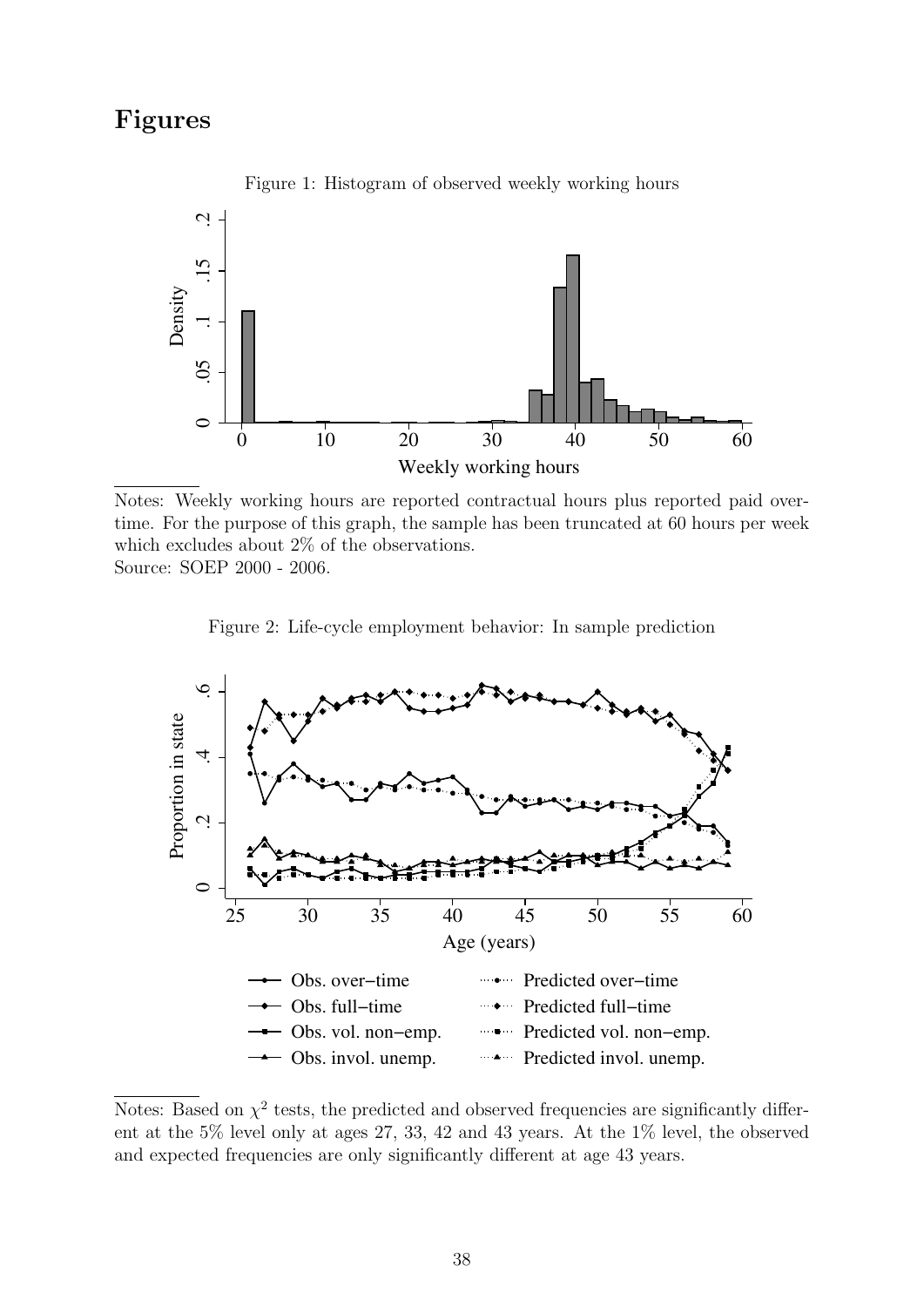# Figures

Figure 1: Histogram of observed weekly working hours

Notes: Weekly working hours are reported contractual hours plus reported paid overtime. For the purpose of this graph, the sample has been truncated at 60 hours per week which excludes about 2% of the observations.
Source: SOEP 2000 - 2006.

Figure 2: Life-cycle employment behavior: In sample prediction

Notes: Based on $\chi^2$ tests, the predicted and observed frequencies are significantly different at the 5% level only at ages 27, 33, 42 and 43 years. At the 1% level, the observed and expected frequencies are only significantly different at age 43 years.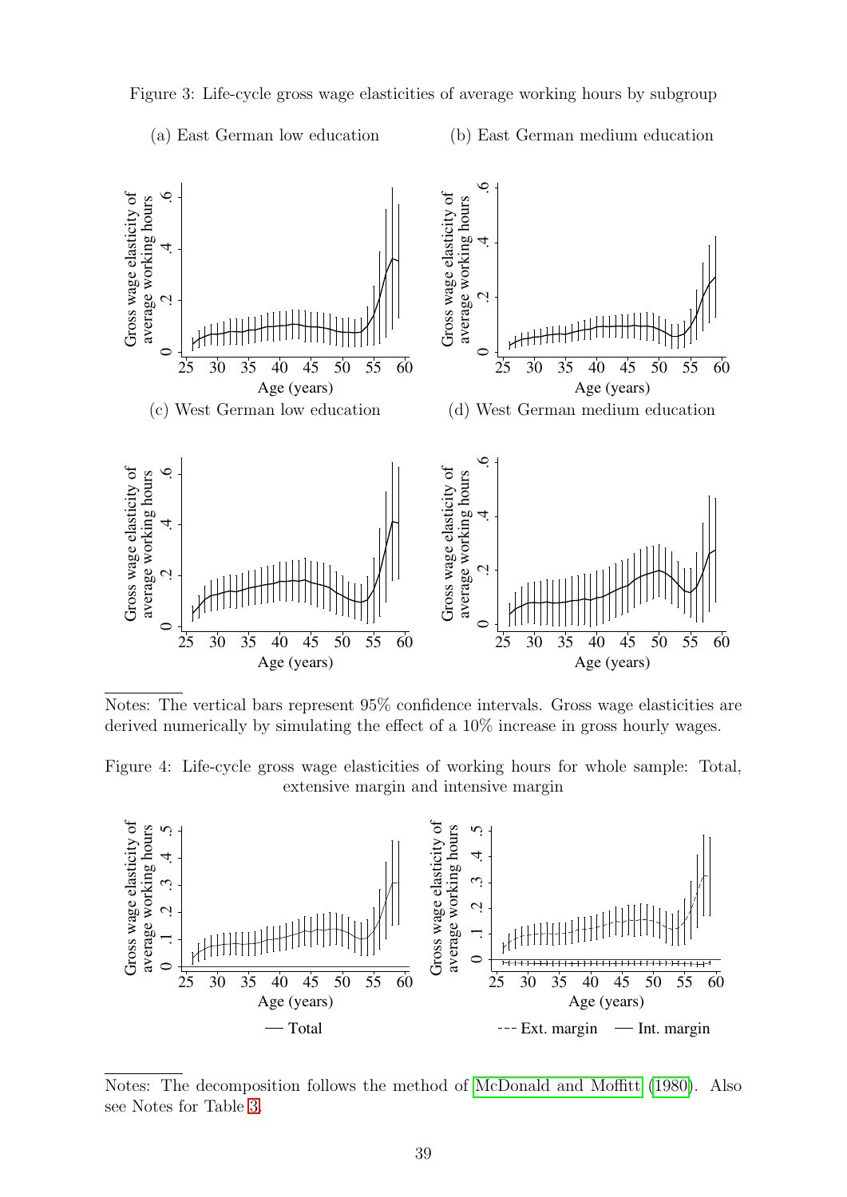Figure 3: Life-cycle gross wage elasticities of average working hours by subgroup

(a) East German low education

(b) East German medium education

(c) West German low education

(d) West German medium education

Notes: The vertical bars represent 95% confidence intervals. Gross wage elasticities are derived numerically by simulating the effect of a 10% increase in gross hourly wages.

Figure 4: Life-cycle gross wage elasticities of working hours for whole sample: Total, extensive margin and intensive margin

Notes: The decomposition follows the method of McDonald and Moffitt (1980). Also see Notes for Table 3.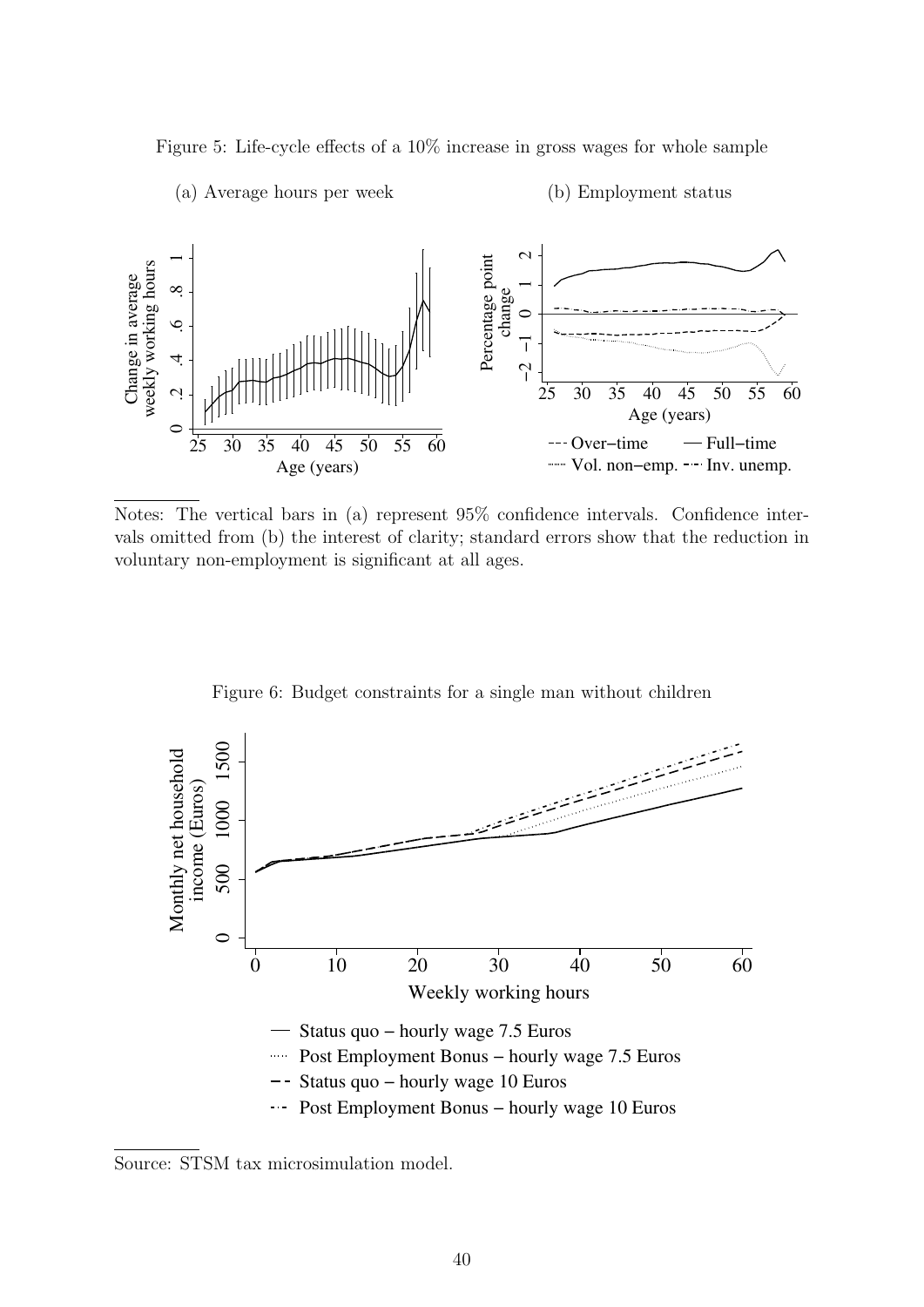Figure 5: Life-cycle effects of a 10% increase in gross wages for whole sample

(a) Average hours per week

(b) Employment status

Notes: The vertical bars in (a) represent 95% confidence intervals. Confidence intervals omitted from (b) the interest of clarity; standard errors show that the reduction in voluntary non-employment is significant at all ages.

Figure 6: Budget constraints for a single man without children

Source: STSM tax microsimulation model.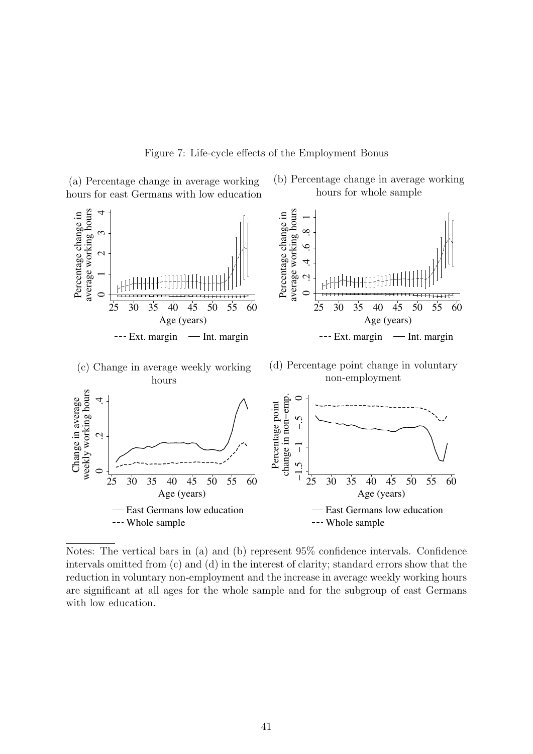Figure 7: Life-cycle effects of the Employment Bonus

(a) Percentage change in average working hours for east Germans with low education

(b) Percentage change in average working hours for whole sample

(c) Change in average weekly working hours

(d) Percentage point change in voluntary non-employment

Notes: The vertical bars in (a) and (b) represent 95% confidence intervals. Confidence intervals omitted from (c) and (d) in the interest of clarity; standard errors show that the reduction in voluntary non-employment and the increase in average weekly working hours are significant at all ages for the whole sample and for the subgroup of east Germans with low education.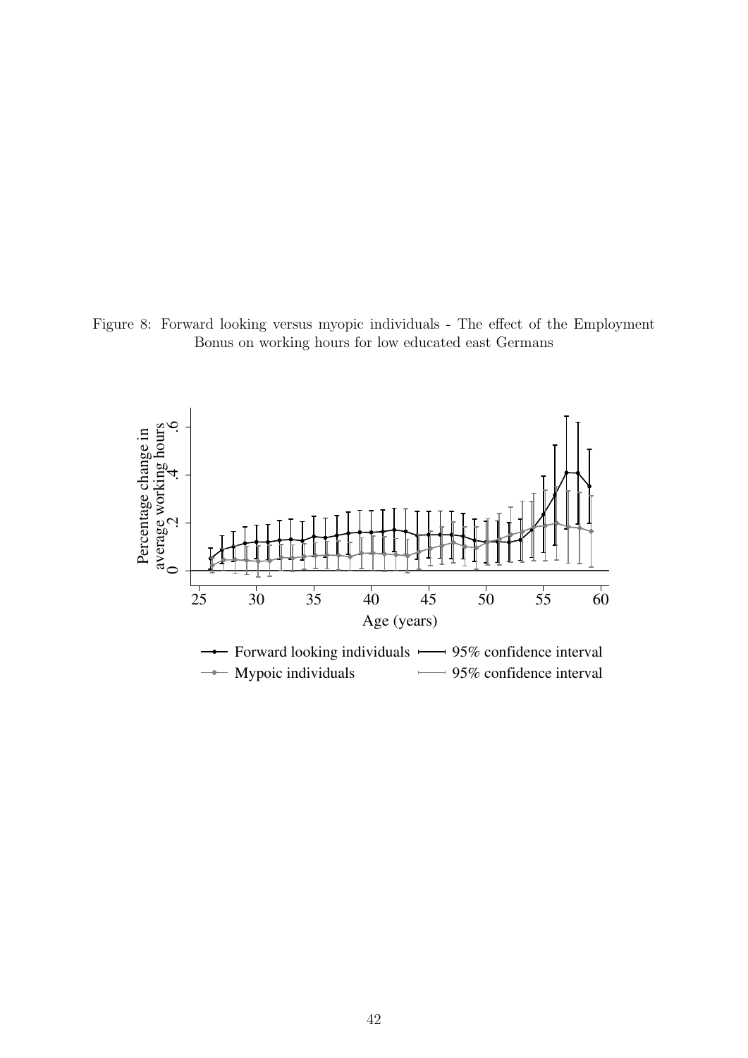Figure 8: Forward looking versus myopic individuals - The effect of the Employment Bonus on working hours for low educated east Germans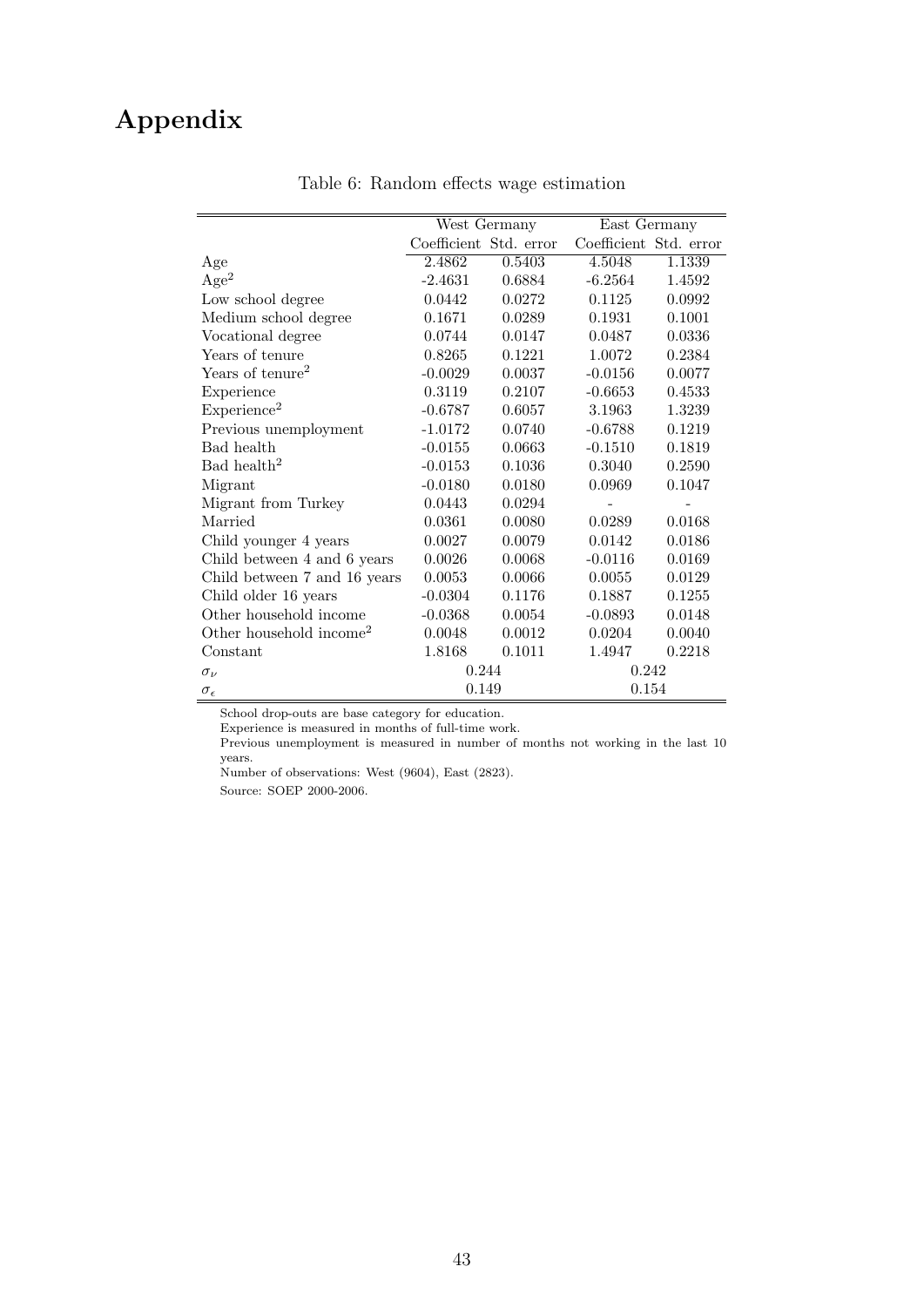# Appendix

Table 6: Random effects wage estimation

| | West Germany | | East Germany | |
|---|---|---|---|---|
| | Coefficient | Std. error | Coefficient | Std. error |
| Age | 2.4862 | 0.5403 | 4.5048 | 1.1339 |
| Age$^2$ | -2.4631 | 0.6884 | -6.2564 | 1.4592 |
| Low school degree | 0.0442 | 0.0272 | 0.1125 | 0.0992 |
| Medium school degree | 0.1671 | 0.0289 | 0.1931 | 0.1001 |
| Vocational degree | 0.0744 | 0.0147 | 0.0487 | 0.0336 |
| Years of tenure | 0.8265 | 0.1221 | 1.0072 | 0.2384 |
| Years of tenure$^2$ | -0.0029 | 0.0037 | -0.0156 | 0.0077 |
| Experience | 0.3119 | 0.2107 | -0.6653 | 0.4533 |
| Experience$^2$ | -0.6787 | 0.6057 | 3.1963 | 1.3239 |
| Previous unemployment | -1.0172 | 0.0740 | -0.6788 | 0.1219 |
| Bad health | -0.0155 | 0.0663 | -0.1510 | 0.1819 |
| Bad health$^2$ | -0.0153 | 0.1036 | 0.3040 | 0.2590 |
| Migrant | -0.0180 | 0.0180 | 0.0969 | 0.1047 |
| Migrant from Turkey | 0.0443 | 0.0294 | - | - |
| Married | 0.0361 | 0.0080 | 0.0289 | 0.0168 |
| Child younger 4 years | 0.0027 | 0.0079 | 0.0142 | 0.0186 |
| Child between 4 and 6 years | 0.0026 | 0.0068 | -0.0116 | 0.0169 |
| Child between 7 and 16 years | 0.0053 | 0.0066 | 0.0055 | 0.0129 |
| Child older 16 years | -0.0304 | 0.1176 | 0.1887 | 0.1255 |
| Other household income | -0.0368 | 0.0054 | -0.0893 | 0.0148 |
| Other household income$^2$ | 0.0048 | 0.0012 | 0.0204 | 0.0040 |
| Constant | 1.8168 | 0.1011 | 1.4947 | 0.2218 |
| $\sigma_\nu$ | 0.244 | | 0.242 | |
| $\sigma_\epsilon$ | 0.149 | | 0.154 | |

School drop-outs are base category for education.

Experience is measured in months of full-time work.

Previous unemployment is measured in number of months not working in the last 10 years.

Number of observations: West (9604), East (2823).

Source: SOEP 2000-2006.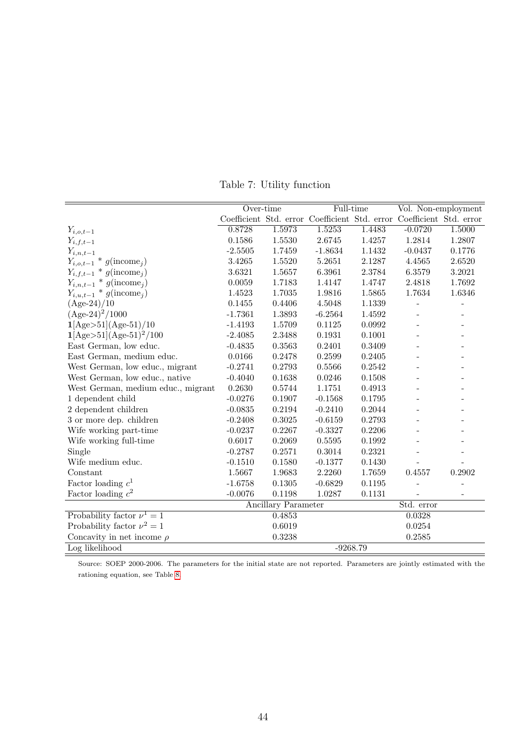Table 7: Utility function

| | Over-time | | Full-time | | Vol. Non-employment | |
|---|---|---|---|---|---|---|
| | Coefficient | Std. error | Coefficient | Std. error | Coefficient | Std. error |
| $Y_{i,o,t-1}$ | 0.8728 | 1.5973 | 1.5253 | 1.4483 | -0.0720 | 1.5000 |
| $Y_{i,f,t-1}$ | 0.1586 | 1.5530 | 2.6745 | 1.4257 | 1.2814 | 1.2807 |
| $Y_{i,n,t-1}$ | -2.5505 | 1.7459 | -1.8634 | 1.1432 | -0.0437 | 0.1776 |
| $Y_{i,o,t-1}$ * $g(\text{income}_j)$ | 3.4265 | 1.5520 | 5.2651 | 2.1287 | 4.4565 | 2.6520 |
| $Y_{i,f,t-1}$ * $g(\text{income}_j)$ | 3.6321 | 1.5657 | 6.3961 | 2.3784 | 6.3579 | 3.2021 |
| $Y_{i,n,t-1}$ * $g(\text{income}_j)$ | 0.0059 | 1.7183 | 1.4147 | 1.4747 | 2.4818 | 1.7692 |
| $Y_{i,u,t-1}$ * $g(\text{income}_j)$ | 1.4523 | 1.7035 | 1.9816 | 1.5865 | 1.7634 | 1.6346 |
| (Age-24)/10 | 0.1455 | 0.4406 | 4.5048 | 1.1339 | - | - |
| $(\text{Age-24})^2/1000$ | -1.7361 | 1.3893 | -6.2564 | 1.4592 | - | - |
| $\mathbf{1}[\text{Age}>51](\text{Age-51})/10$ | -1.4193 | 1.5709 | 0.1125 | 0.0992 | - | - |
| $\mathbf{1}[\text{Age}>51](\text{Age-51})^2/100$ | -2.4085 | 2.3488 | 0.1931 | 0.1001 | - | - |
| East German, low educ. | -0.4835 | 0.3563 | 0.2401 | 0.3409 | - | - |
| East German, medium educ. | 0.0166 | 0.2478 | 0.2599 | 0.2405 | - | - |
| West German, low educ., migrant | -0.2741 | 0.2793 | 0.5566 | 0.2542 | - | - |
| West German, low educ., native | -0.4040 | 0.1638 | 0.0246 | 0.1508 | - | - |
| West German, medium educ., migrant | 0.2630 | 0.5744 | 1.1751 | 0.4913 | - | - |
| 1 dependent child | -0.0276 | 0.1907 | -0.1568 | 0.1795 | - | - |
| 2 dependent children | -0.0835 | 0.2194 | -0.2410 | 0.2044 | - | - |
| 3 or more dep. children | -0.2408 | 0.3025 | -0.6159 | 0.2793 | - | - |
| Wife working part-time | -0.0237 | 0.2267 | -0.3327 | 0.2206 | - | - |
| Wife working full-time | 0.6017 | 0.2069 | 0.5595 | 0.1992 | - | - |
| Single | -0.2787 | 0.2571 | 0.3014 | 0.2321 | - | - |
| Wife medium educ. | -0.1510 | 0.1580 | -0.1377 | 0.1430 | - | - |
| Constant | 1.5667 | 1.9683 | 2.2260 | 1.7659 | 0.4557 | 0.2902 |
| Factor loading $c^1$ | -1.6758 | 0.1305 | -0.6829 | 0.1195 | - | - |
| Factor loading $c^2$ | -0.0076 | 0.1198 | 1.0287 | 0.1131 | - | - |
| | Ancillary Parameter | | | | Std. error | |
| Probability factor $\nu^1 = 1$ | 0.4853 | | | | 0.0328 | |
| Probability factor $\nu^2 = 1$ | 0.6019 | | | | 0.0254 | |
| Concavity in net income $\rho$ | 0.3238 | | | | 0.2585 | |
| Log likelihood | | | -9268.79 | | | |

Source: SOEP 2000-2006. The parameters for the initial state are not reported. Parameters are jointly estimated with the rationing equation, see Table 8.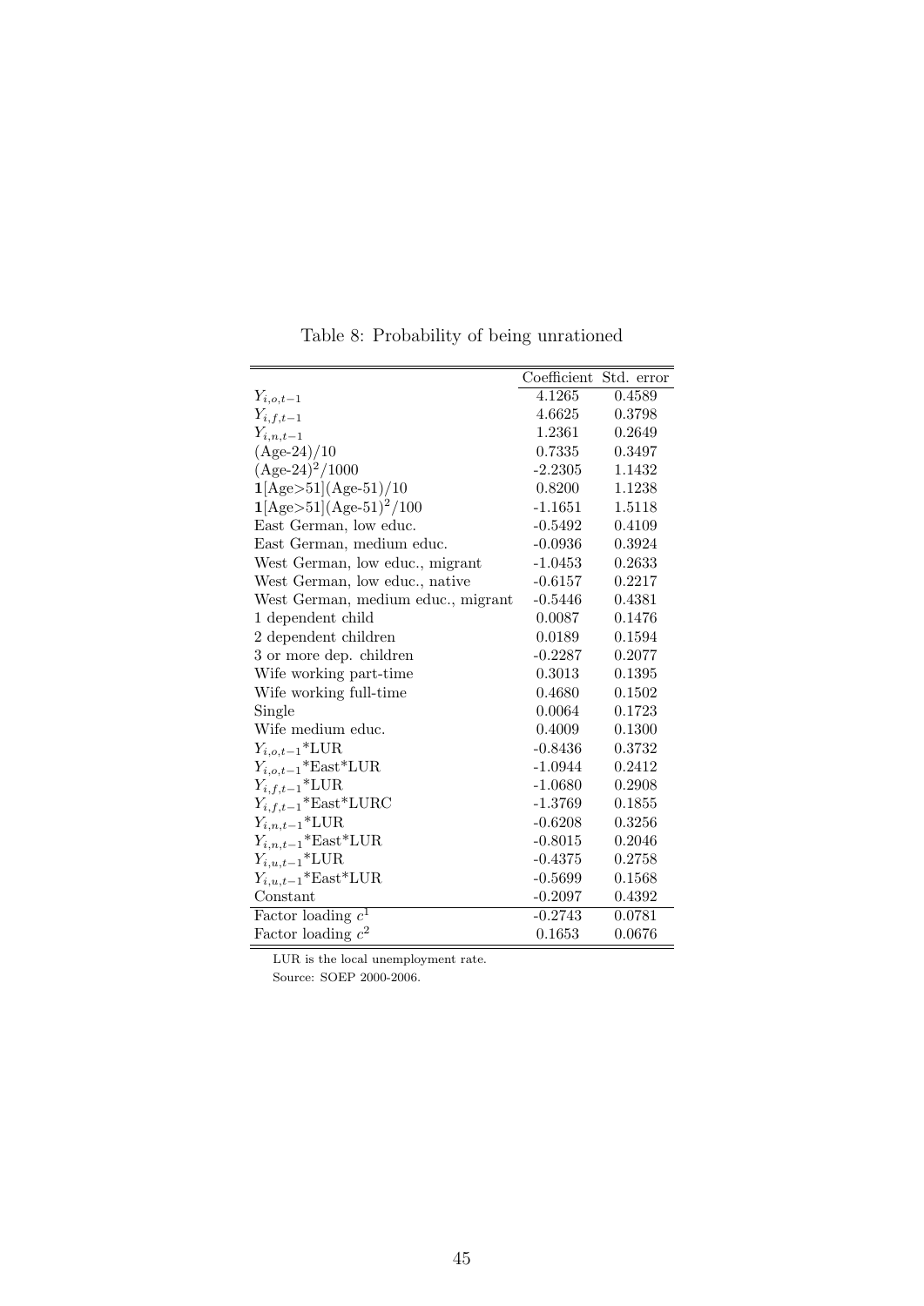Table 8: Probability of being unrationed

| | Coefficient | Std. error |
|---|---|---|
| $Y_{i,o,t-1}$ | 4.1265 | 0.4589 |
| $Y_{i,f,t-1}$ | 4.6625 | 0.3798 |
| $Y_{i,n,t-1}$ | 1.2361 | 0.2649 |
| (Age-24)/10 | 0.7335 | 0.3497 |
| $(\text{Age-24})^2/1000$ | -2.2305 | 1.1432 |
| $\mathbf{1}[\text{Age}>51](\text{Age-51})/10$ | 0.8200 | 1.1238 |
| $\mathbf{1}[\text{Age}>51](\text{Age-51})^2/100$ | -1.1651 | 1.5118 |
| East German, low educ. | -0.5492 | 0.4109 |
| East German, medium educ. | -0.0936 | 0.3924 |
| West German, low educ., migrant | -1.0453 | 0.2633 |
| West German, low educ., native | -0.6157 | 0.2217 |
| West German, medium educ., migrant | -0.5446 | 0.4381 |
| 1 dependent child | 0.0087 | 0.1476 |
| 2 dependent children | 0.0189 | 0.1594 |
| 3 or more dep. children | -0.2287 | 0.2077 |
| Wife working part-time | 0.3013 | 0.1395 |
| Wife working full-time | 0.4680 | 0.1502 |
| Single | 0.0064 | 0.1723 |
| Wife medium educ. | 0.4009 | 0.1300 |
| $Y_{i,o,t-1}$*LUR | -0.8436 | 0.3732 |
| $Y_{i,o,t-1}$*East*LUR | -1.0944 | 0.2412 |
| $Y_{i,f,t-1}$*LUR | -1.0680 | 0.2908 |
| $Y_{i,f,t-1}$*East*LURC | -1.3769 | 0.1855 |
| $Y_{i,n,t-1}$*LUR | -0.6208 | 0.3256 |
| $Y_{i,n,t-1}$*East*LUR | -0.8015 | 0.2046 |
| $Y_{i,u,t-1}$*LUR | -0.4375 | 0.2758 |
| $Y_{i,u,t-1}$*East*LUR | -0.5699 | 0.1568 |
| Constant | -0.2097 | 0.4392 |
| Factor loading $c^1$ | -0.2743 | 0.0781 |
| Factor loading $c^2$ | 0.1653 | 0.0676 |

LUR is the local unemployment rate.

Source: SOEP 2000-2006.